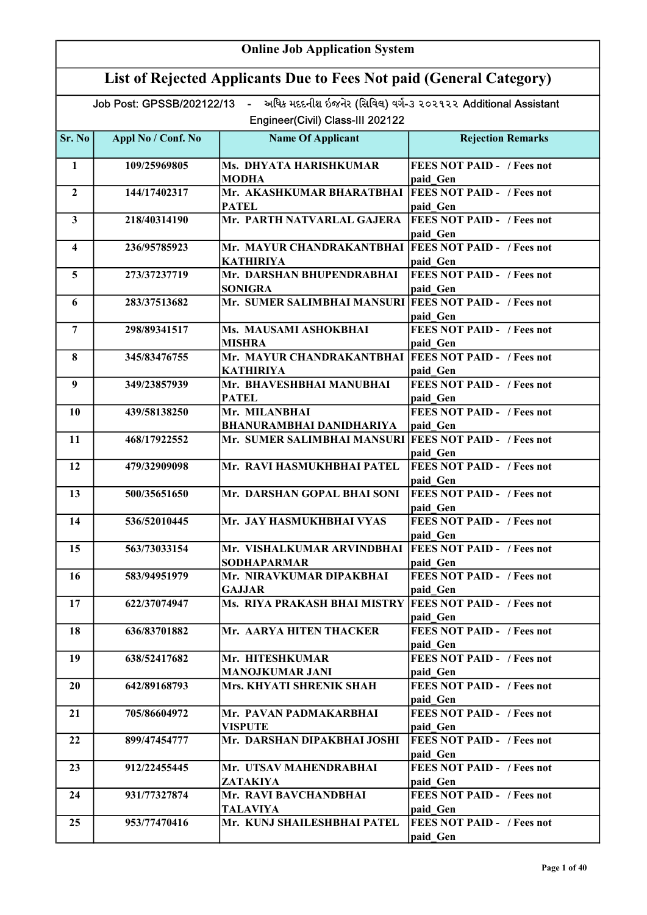# Online Job Application System

## List of Rejected Applicants Due to Fees Not paid (General Category)

Job Post: GPSSB/202122/13 - અધિક મદદનીશ ઇજનેર (સિવિલ) વર્ગ-૩ ૨૦૨૧૨૨ Additional Assistant Engineer(Civil) Class-III 202122

| Sr. No | Appl No / Conf. No | Name Of Applicant | Rejection Remarks |
|---|---|---|---|
| 1 | 109/25969805 | Ms. DHYATA HARISHKUMAR MODHA | FEES NOT PAID - / Fees not paid_Gen |
| 2 | 144/17402317 | Mr. AKASHKUMAR BHARATBHAI PATEL | FEES NOT PAID - / Fees not paid_Gen |
| 3 | 218/40314190 | Mr. PARTH NATVARLAL GAJERA | FEES NOT PAID - / Fees not paid_Gen |
| 4 | 236/95785923 | Mr. MAYUR CHANDRAKANTBHAI KATHIRIYA | FEES NOT PAID - / Fees not paid_Gen |
| 5 | 273/37237719 | Mr. DARSHAN BHUPENDRABHAI SONIGRA | FEES NOT PAID - / Fees not paid_Gen |
| 6 | 283/37513682 | Mr. SUMER SALIMBHAI MANSURI | FEES NOT PAID - / Fees not paid_Gen |
| 7 | 298/89341517 | Ms. MAUSAMI ASHOKBHAI MISHRA | FEES NOT PAID - / Fees not paid_Gen |
| 8 | 345/83476755 | Mr. MAYUR CHANDRAKANTBHAI KATHIRIYA | FEES NOT PAID - / Fees not paid_Gen |
| 9 | 349/23857939 | Mr. BHAVESHBHAI MANUBHAI PATEL | FEES NOT PAID - / Fees not paid_Gen |
| 10 | 439/58138250 | Mr. MILANBHAI BHANURAMBHAI DANIDHARIYA | FEES NOT PAID - / Fees not paid_Gen |
| 11 | 468/17922552 | Mr. SUMER SALIMBHAI MANSURI | FEES NOT PAID - / Fees not paid_Gen |
| 12 | 479/32909098 | Mr. RAVI HASMUKHBHAI PATEL | FEES NOT PAID - / Fees not paid_Gen |
| 13 | 500/35651650 | Mr. DARSHAN GOPAL BHAI SONI | FEES NOT PAID - / Fees not paid_Gen |
| 14 | 536/52010445 | Mr. JAY HASMUKHBHAI VYAS | FEES NOT PAID - / Fees not paid_Gen |
| 15 | 563/73033154 | Mr. VISHALKUMAR ARVINDBHAI SODHAPARMAR | FEES NOT PAID - / Fees not paid_Gen |
| 16 | 583/94951979 | Mr. NIRAVKUMAR DIPAKBHAI GAJJAR | FEES NOT PAID - / Fees not paid_Gen |
| 17 | 622/37074947 | Ms. RIYA PRAKASH BHAI MISTRY | FEES NOT PAID - / Fees not paid_Gen |
| 18 | 636/83701882 | Mr. AARYA HITEN THACKER | FEES NOT PAID - / Fees not paid_Gen |
| 19 | 638/52417682 | Mr. HITESHKUMAR MANOJKUMAR JANI | FEES NOT PAID - / Fees not paid_Gen |
| 20 | 642/89168793 | Mrs. KHYATI SHRENIK SHAH | FEES NOT PAID - / Fees not paid_Gen |
| 21 | 705/86604972 | Mr. PAVAN PADMAKARBHAI VISPUTE | FEES NOT PAID - / Fees not paid_Gen |
| 22 | 899/47454777 | Mr. DARSHAN DIPAKBHAI JOSHI | FEES NOT PAID - / Fees not paid_Gen |
| 23 | 912/22455445 | Mr. UTSAV MAHENDRABHAI ZATAKIYA | FEES NOT PAID - / Fees not paid_Gen |
| 24 | 931/77327874 | Mr. RAVI BAVCHANDBHAI TALAVIYA | FEES NOT PAID - / Fees not paid_Gen |
| 25 | 953/77470416 | Mr. KUNJ SHAILESHBHAI PATEL | FEES NOT PAID - / Fees not paid_Gen |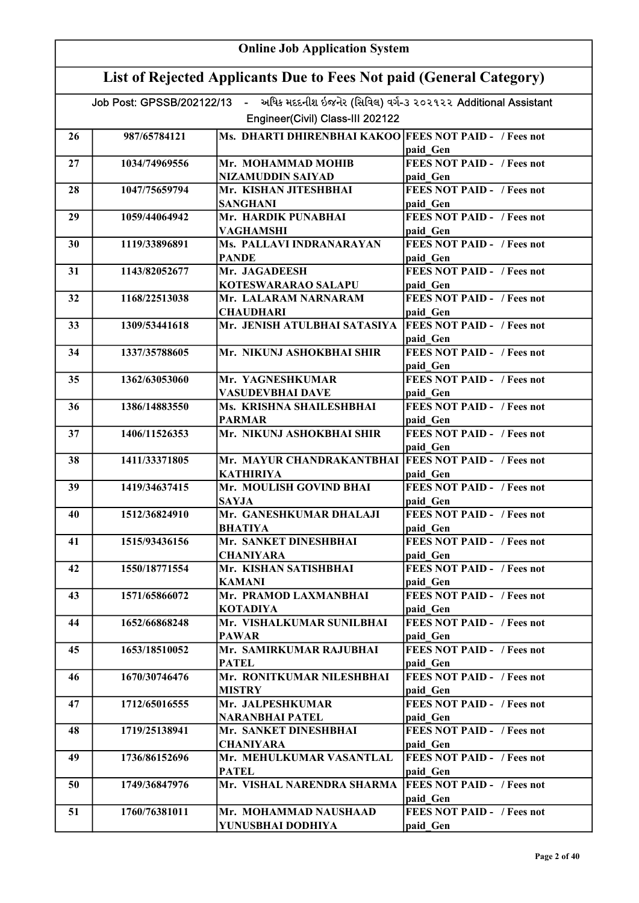## Online Job Application System

## List of Rejected Applicants Due to Fees Not paid (General Category)

Job Post: GPSSB/202122/13 - અધિક મદદનીશ ઇજનેર (સિવિલ) વર્ગ-૩ ૨૦૨૧૨૨ Additional Assistant Engineer(Civil) Class-III 202122

| | | | |
|---|---|---|---|
| 26 | 987/65784121 | Ms. DHARTI DHIRENBHAI KAKOO | FEES NOT PAID - / Fees not paid_Gen |
| 27 | 1034/74969556 | Mr. MOHAMMAD MOHIB NIZAMUDDIN SAIYAD | FEES NOT PAID - / Fees not paid_Gen |
| 28 | 1047/75659794 | Mr. KISHAN JITESHBHAI SANGHANI | FEES NOT PAID - / Fees not paid_Gen |
| 29 | 1059/44064942 | Mr. HARDIK PUNABHAI VAGHAMSHI | FEES NOT PAID - / Fees not paid_Gen |
| 30 | 1119/33896891 | Ms. PALLAVI INDRANARAYAN PANDE | FEES NOT PAID - / Fees not paid_Gen |
| 31 | 1143/82052677 | Mr. JAGADEESH KOTESWARARAO SALAPU | FEES NOT PAID - / Fees not paid_Gen |
| 32 | 1168/22513038 | Mr. LALARAM NARNARAM CHAUDHARI | FEES NOT PAID - / Fees not paid_Gen |
| 33 | 1309/53441618 | Mr. JENISH ATULBHAI SATASIYA | FEES NOT PAID - / Fees not paid_Gen |
| 34 | 1337/35788605 | Mr. NIKUNJ ASHOKBHAI SHIR | FEES NOT PAID - / Fees not paid_Gen |
| 35 | 1362/63053060 | Mr. YAGNESHKUMAR VASUDEVBHAI DAVE | FEES NOT PAID - / Fees not paid_Gen |
| 36 | 1386/14883550 | Ms. KRISHNA SHAILESHBHAI PARMAR | FEES NOT PAID - / Fees not paid_Gen |
| 37 | 1406/11526353 | Mr. NIKUNJ ASHOKBHAI SHIR | FEES NOT PAID - / Fees not paid_Gen |
| 38 | 1411/33371805 | Mr. MAYUR CHANDRAKANTBHAI KATHIRIYA | FEES NOT PAID - / Fees not paid_Gen |
| 39 | 1419/34637415 | Mr. MOULISH GOVIND BHAI SAYJA | FEES NOT PAID - / Fees not paid_Gen |
| 40 | 1512/36824910 | Mr. GANESHKUMAR DHALAJI BHATIYA | FEES NOT PAID - / Fees not paid_Gen |
| 41 | 1515/93436156 | Mr. SANKET DINESHBHAI CHANIYARA | FEES NOT PAID - / Fees not paid_Gen |
| 42 | 1550/18771554 | Mr. KISHAN SATISHBHAI KAMANI | FEES NOT PAID - / Fees not paid_Gen |
| 43 | 1571/65866072 | Mr. PRAMOD LAXMANBHAI KOTADIYA | FEES NOT PAID - / Fees not paid_Gen |
| 44 | 1652/66868248 | Mr. VISHALKUMAR SUNILBHAI PAWAR | FEES NOT PAID - / Fees not paid_Gen |
| 45 | 1653/18510052 | Mr. SAMIRKUMAR RAJUBHAI PATEL | FEES NOT PAID - / Fees not paid_Gen |
| 46 | 1670/30746476 | Mr. RONITKUMAR NILESHBHAI MISTRY | FEES NOT PAID - / Fees not paid_Gen |
| 47 | 1712/65016555 | Mr. JALPESHKUMAR NARANBHAI PATEL | FEES NOT PAID - / Fees not paid_Gen |
| 48 | 1719/25138941 | Mr. SANKET DINESHBHAI CHANIYARA | FEES NOT PAID - / Fees not paid_Gen |
| 49 | 1736/86152696 | Mr. MEHULKUMAR VASANTLAL PATEL | FEES NOT PAID - / Fees not paid_Gen |
| 50 | 1749/36847976 | Mr. VISHAL NARENDRA SHARMA | FEES NOT PAID - / Fees not paid_Gen |
| 51 | 1760/76381011 | Mr. MOHAMMAD NAUSHAAD YUNUSBHAI DODHIYA | FEES NOT PAID - / Fees not paid_Gen |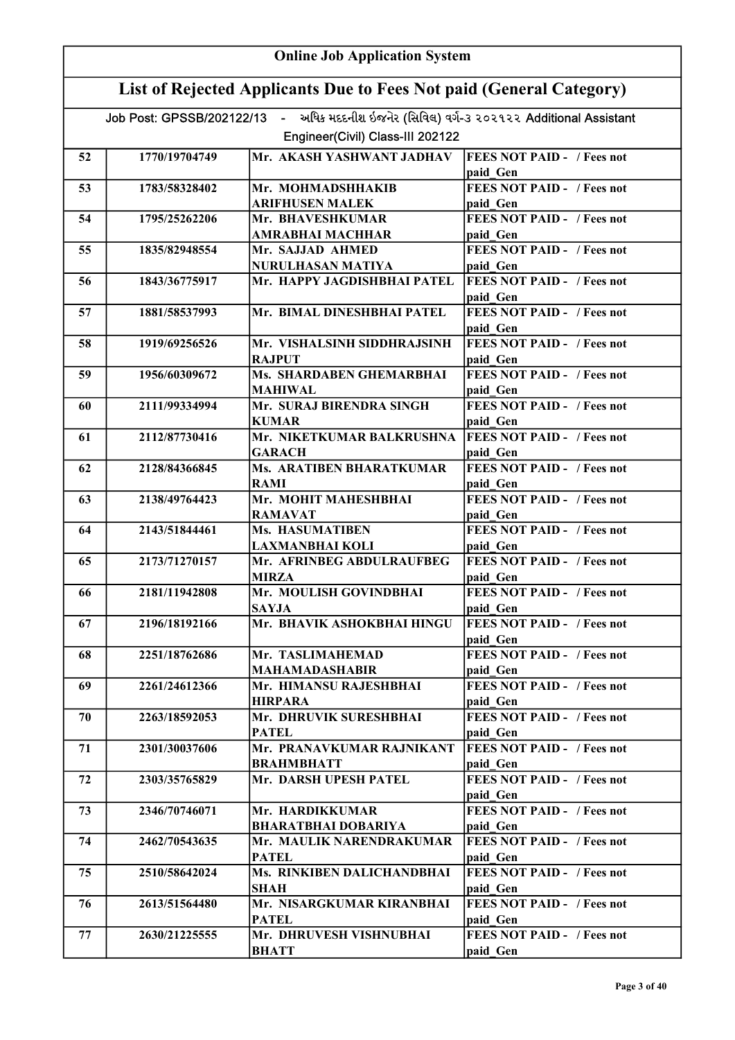# Online Job Application System

## List of Rejected Applicants Due to Fees Not paid (General Category)

Job Post: GPSSB/202122/13 - અધિક મદદનીશ ઇજનેર (સિવિલ) વર્ગ-૩ ૨૦૨૧૨૨ Additional Assistant Engineer(Civil) Class-III 202122

| | | | |
|---|---|---|---|
| 52 | 1770/19704749 | Mr. AKASH YASHWANT JADHAV | FEES NOT PAID - / Fees not paid_Gen |
| 53 | 1783/58328402 | Mr. MOHMADSHHAKIB ARIFHUSEN MALEK | FEES NOT PAID - / Fees not paid_Gen |
| 54 | 1795/25262206 | Mr. BHAVESHKUMAR AMRABHAI MACHHAR | FEES NOT PAID - / Fees not paid_Gen |
| 55 | 1835/82948554 | Mr. SAJJAD AHMED NURULHASAN MATIYA | FEES NOT PAID - / Fees not paid_Gen |
| 56 | 1843/36775917 | Mr. HAPPY JAGDISHBHAI PATEL | FEES NOT PAID - / Fees not paid_Gen |
| 57 | 1881/58537993 | Mr. BIMAL DINESHBHAI PATEL | FEES NOT PAID - / Fees not paid_Gen |
| 58 | 1919/69256526 | Mr. VISHALSINH SIDDHRAJSINH RAJPUT | FEES NOT PAID - / Fees not paid_Gen |
| 59 | 1956/60309672 | Ms. SHARDABEN GHEMARBHAI MAHIWAL | FEES NOT PAID - / Fees not paid_Gen |
| 60 | 2111/99334994 | Mr. SURAJ BIRENDRA SINGH KUMAR | FEES NOT PAID - / Fees not paid_Gen |
| 61 | 2112/87730416 | Mr. NIKETKUMAR BALKRUSHNA GARACH | FEES NOT PAID - / Fees not paid_Gen |
| 62 | 2128/84366845 | Ms. ARATIBEN BHARATKUMAR RAMI | FEES NOT PAID - / Fees not paid_Gen |
| 63 | 2138/49764423 | Mr. MOHIT MAHESHBHAI RAMAVAT | FEES NOT PAID - / Fees not paid_Gen |
| 64 | 2143/51844461 | Ms. HASUMATIBEN LAXMANBHAI KOLI | FEES NOT PAID - / Fees not paid_Gen |
| 65 | 2173/71270157 | Mr. AFRINBEG ABDULRAUFBEG MIRZA | FEES NOT PAID - / Fees not paid_Gen |
| 66 | 2181/11942808 | Mr. MOULISH GOVINDBHAI SAYJA | FEES NOT PAID - / Fees not paid_Gen |
| 67 | 2196/18192166 | Mr. BHAVIK ASHOKBHAI HINGU | FEES NOT PAID - / Fees not paid_Gen |
| 68 | 2251/18762686 | Mr. TASLIMAHEMAD MAHAMADASHABIR | FEES NOT PAID - / Fees not paid_Gen |
| 69 | 2261/24612366 | Mr. HIMANSU RAJESHBHAI HIRPARA | FEES NOT PAID - / Fees not paid_Gen |
| 70 | 2263/18592053 | Mr. DHRUVIK SURESHBHAI PATEL | FEES NOT PAID - / Fees not paid_Gen |
| 71 | 2301/30037606 | Mr. PRANAVKUMAR RAJNIKANT BRAHMBHATT | FEES NOT PAID - / Fees not paid_Gen |
| 72 | 2303/35765829 | Mr. DARSH UPESH PATEL | FEES NOT PAID - / Fees not paid_Gen |
| 73 | 2346/70746071 | Mr. HARDIKKUMAR BHARATBHAI DOBARIYA | FEES NOT PAID - / Fees not paid_Gen |
| 74 | 2462/70543635 | Mr. MAULIK NARENDRAKUMAR PATEL | FEES NOT PAID - / Fees not paid_Gen |
| 75 | 2510/58642024 | Ms. RINKIBEN DALICHANDBHAI SHAH | FEES NOT PAID - / Fees not paid_Gen |
| 76 | 2613/51564480 | Mr. NISARGKUMAR KIRANBHAI PATEL | FEES NOT PAID - / Fees not paid_Gen |
| 77 | 2630/21225555 | Mr. DHRUVESH VISHNUBHAI BHATT | FEES NOT PAID - / Fees not paid_Gen |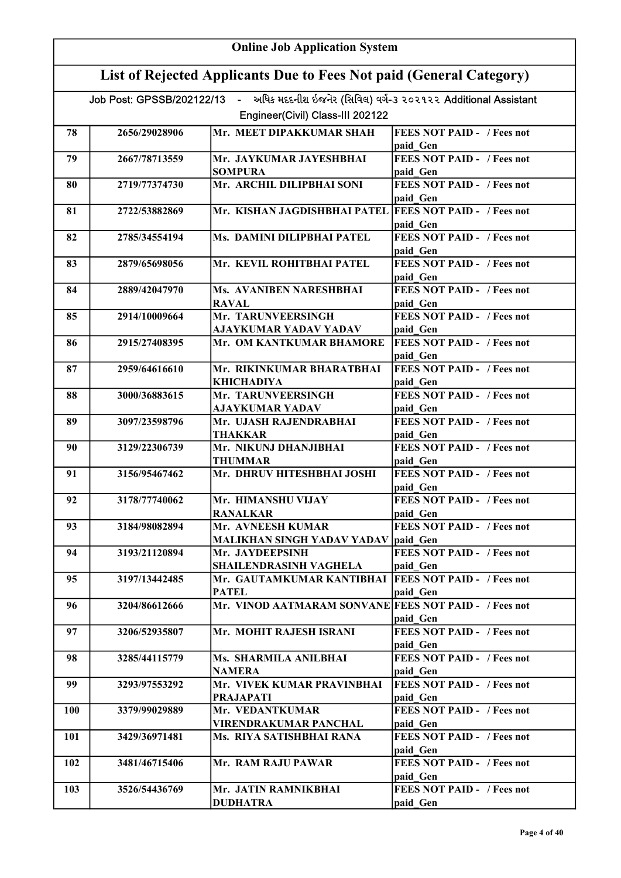# Online Job Application System

## List of Rejected Applicants Due to Fees Not paid (General Category)

Job Post: GPSSB/202122/13 - અધિક મદદનીશ ઇજનેર (સિવિલ) વર્ગ-૩ ૨૦૨૧૨૨ Additional Assistant Engineer(Civil) Class-III 202122

| | | | |
|---|---|---|---|
| 78 | 2656/29028906 | Mr. MEET DIPAKKUMAR SHAH | FEES NOT PAID - / Fees not paid_Gen |
| 79 | 2667/78713559 | Mr. JAYKUMAR JAYESHBHAI SOMPURA | FEES NOT PAID - / Fees not paid_Gen |
| 80 | 2719/77374730 | Mr. ARCHIL DILIPBHAI SONI | FEES NOT PAID - / Fees not paid_Gen |
| 81 | 2722/53882869 | Mr. KISHAN JAGDISHBHAI PATEL | FEES NOT PAID - / Fees not paid_Gen |
| 82 | 2785/34554194 | Ms. DAMINI DILIPBHAI PATEL | FEES NOT PAID - / Fees not paid_Gen |
| 83 | 2879/65698056 | Mr. KEVIL ROHITBHAI PATEL | FEES NOT PAID - / Fees not paid_Gen |
| 84 | 2889/42047970 | Ms. AVANIBEN NARESHBHAI RAVAL | FEES NOT PAID - / Fees not paid_Gen |
| 85 | 2914/10009664 | Mr. TARUNVEERSINGH AJAYKUMAR YADAV YADAV | FEES NOT PAID - / Fees not paid_Gen |
| 86 | 2915/27408395 | Mr. OM KANTKUMAR BHAMORE | FEES NOT PAID - / Fees not paid_Gen |
| 87 | 2959/64616610 | Mr. RIKINKUMAR BHARATBHAI KHICHADIYA | FEES NOT PAID - / Fees not paid_Gen |
| 88 | 3000/36883615 | Mr. TARUNVEERSINGH AJAYKUMAR YADAV | FEES NOT PAID - / Fees not paid_Gen |
| 89 | 3097/23598796 | Mr. UJASH RAJENDRABHAI THAKKAR | FEES NOT PAID - / Fees not paid_Gen |
| 90 | 3129/22306739 | Mr. NIKUNJ DHANJIBHAI THUMMAR | FEES NOT PAID - / Fees not paid_Gen |
| 91 | 3156/95467462 | Mr. DHRUV HITESHBHAI JOSHI | FEES NOT PAID - / Fees not paid_Gen |
| 92 | 3178/77740062 | Mr. HIMANSHU VIJAY RANALKAR | FEES NOT PAID - / Fees not paid_Gen |
| 93 | 3184/98082894 | Mr. AVNEESH KUMAR MALIKHAN SINGH YADAV YADAV | FEES NOT PAID - / Fees not paid_Gen |
| 94 | 3193/21120894 | Mr. JAYDEEPSINH SHAILENDRASINH VAGHELA | FEES NOT PAID - / Fees not paid_Gen |
| 95 | 3197/13442485 | Mr. GAUTAMKUMAR KANTIBHAI PATEL | FEES NOT PAID - / Fees not paid_Gen |
| 96 | 3204/86612666 | Mr. VINOD AATMARAM SONVANE | FEES NOT PAID - / Fees not paid_Gen |
| 97 | 3206/52935807 | Mr. MOHIT RAJESH ISRANI | FEES NOT PAID - / Fees not paid_Gen |
| 98 | 3285/44115779 | Ms. SHARMILA ANILBHAI NAMERA | FEES NOT PAID - / Fees not paid_Gen |
| 99 | 3293/97553292 | Mr. VIVEK KUMAR PRAVINBHAI PRAJAPATI | FEES NOT PAID - / Fees not paid_Gen |
| 100 | 3379/99029889 | Mr. VEDANTKUMAR VIRENDRAKUMAR PANCHAL | FEES NOT PAID - / Fees not paid_Gen |
| 101 | 3429/36971481 | Ms. RIYA SATISHBHAI RANA | FEES NOT PAID - / Fees not paid_Gen |
| 102 | 3481/46715406 | Mr. RAM RAJU PAWAR | FEES NOT PAID - / Fees not paid_Gen |
| 103 | 3526/54436769 | Mr. JATIN RAMNIKBHAI DUDHATRA | FEES NOT PAID - / Fees not paid_Gen |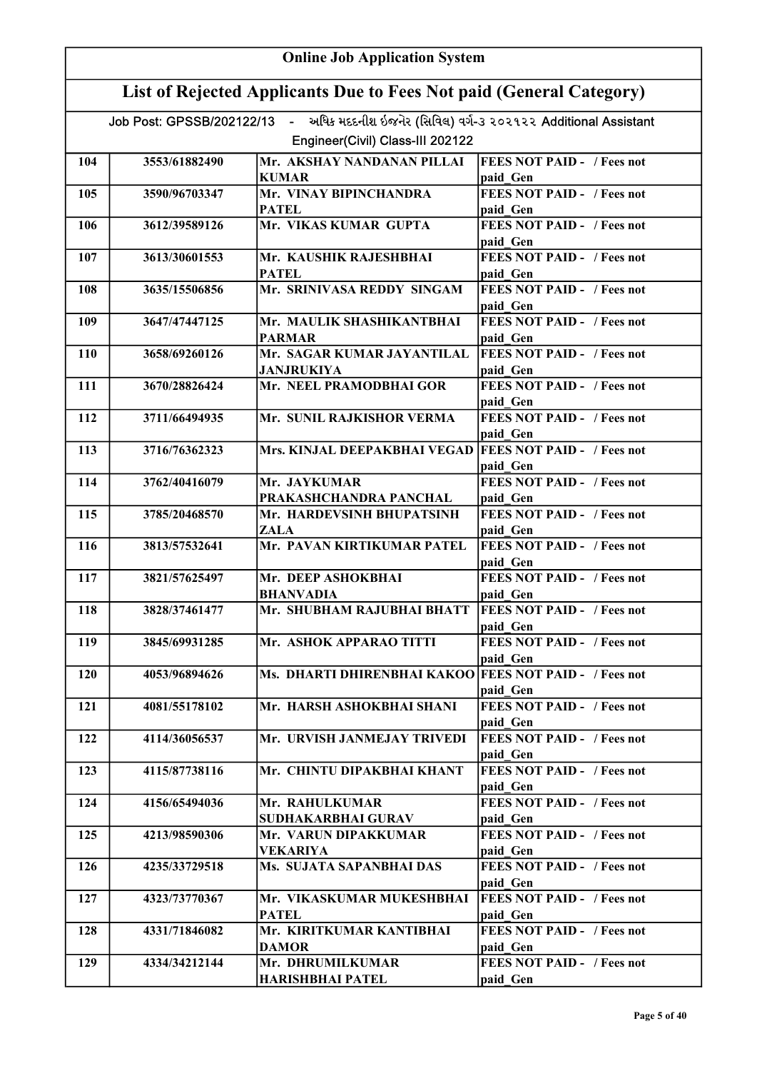# Online Job Application System

## List of Rejected Applicants Due to Fees Not paid (General Category)

Job Post: GPSSB/202122/13 - અધિક મદદનીશ ઇજનેર (સિવિલ) વર્ગ-૩ ૨૦૨૧૨૨ Additional Assistant Engineer(Civil) Class-III 202122

| | | | |
|---|---|---|---|
| 104 | 3553/61882490 | Mr. AKSHAY NANDANAN PILLAI KUMAR | FEES NOT PAID - / Fees not paid_Gen |
| 105 | 3590/96703347 | Mr. VINAY BIPINCHANDRA PATEL | FEES NOT PAID - / Fees not paid_Gen |
| 106 | 3612/39589126 | Mr. VIKAS KUMAR GUPTA | FEES NOT PAID - / Fees not paid_Gen |
| 107 | 3613/30601553 | Mr. KAUSHIK RAJESHBHAI PATEL | FEES NOT PAID - / Fees not paid_Gen |
| 108 | 3635/15506856 | Mr. SRINIVASA REDDY SINGAM | FEES NOT PAID - / Fees not paid_Gen |
| 109 | 3647/47447125 | Mr. MAULIK SHASHIKANTBHAI PARMAR | FEES NOT PAID - / Fees not paid_Gen |
| 110 | 3658/69260126 | Mr. SAGAR KUMAR JAYANTILAL JANJRUKIYA | FEES NOT PAID - / Fees not paid_Gen |
| 111 | 3670/28826424 | Mr. NEEL PRAMODBHAI GOR | FEES NOT PAID - / Fees not paid_Gen |
| 112 | 3711/66494935 | Mr. SUNIL RAJKISHOR VERMA | FEES NOT PAID - / Fees not paid_Gen |
| 113 | 3716/76362323 | Mrs. KINJAL DEEPAKBHAI VEGAD | FEES NOT PAID - / Fees not paid_Gen |
| 114 | 3762/40416079 | Mr. JAYKUMAR PRAKASHCHANDRA PANCHAL | FEES NOT PAID - / Fees not paid_Gen |
| 115 | 3785/20468570 | Mr. HARDEVSINH BHUPATSINH ZALA | FEES NOT PAID - / Fees not paid_Gen |
| 116 | 3813/57532641 | Mr. PAVAN KIRTIKUMAR PATEL | FEES NOT PAID - / Fees not paid_Gen |
| 117 | 3821/57625497 | Mr. DEEP ASHOKBHAI BHANVADIA | FEES NOT PAID - / Fees not paid_Gen |
| 118 | 3828/37461477 | Mr. SHUBHAM RAJUBHAI BHATT | FEES NOT PAID - / Fees not paid_Gen |
| 119 | 3845/69931285 | Mr. ASHOK APPARAO TITTI | FEES NOT PAID - / Fees not paid_Gen |
| 120 | 4053/96894626 | Ms. DHARTI DHIRENBHAI KAKOO | FEES NOT PAID - / Fees not paid_Gen |
| 121 | 4081/55178102 | Mr. HARSH ASHOKBHAI SHANI | FEES NOT PAID - / Fees not paid_Gen |
| 122 | 4114/36056537 | Mr. URVISH JANMEJAY TRIVEDI | FEES NOT PAID - / Fees not paid_Gen |
| 123 | 4115/87738116 | Mr. CHINTU DIPAKBHAI KHANT | FEES NOT PAID - / Fees not paid_Gen |
| 124 | 4156/65494036 | Mr. RAHULKUMAR SUDHAKARBHAI GURAV | FEES NOT PAID - / Fees not paid_Gen |
| 125 | 4213/98590306 | Mr. VARUN DIPAKKUMAR VEKARIYA | FEES NOT PAID - / Fees not paid_Gen |
| 126 | 4235/33729518 | Ms. SUJATA SAPANBHAI DAS | FEES NOT PAID - / Fees not paid_Gen |
| 127 | 4323/73770367 | Mr. VIKASKUMAR MUKESHBHAI PATEL | FEES NOT PAID - / Fees not paid_Gen |
| 128 | 4331/71846082 | Mr. KIRITKUMAR KANTIBHAI DAMOR | FEES NOT PAID - / Fees not paid_Gen |
| 129 | 4334/34212144 | Mr. DHRUMILKUMAR HARISHBHAI PATEL | FEES NOT PAID - / Fees not paid_Gen |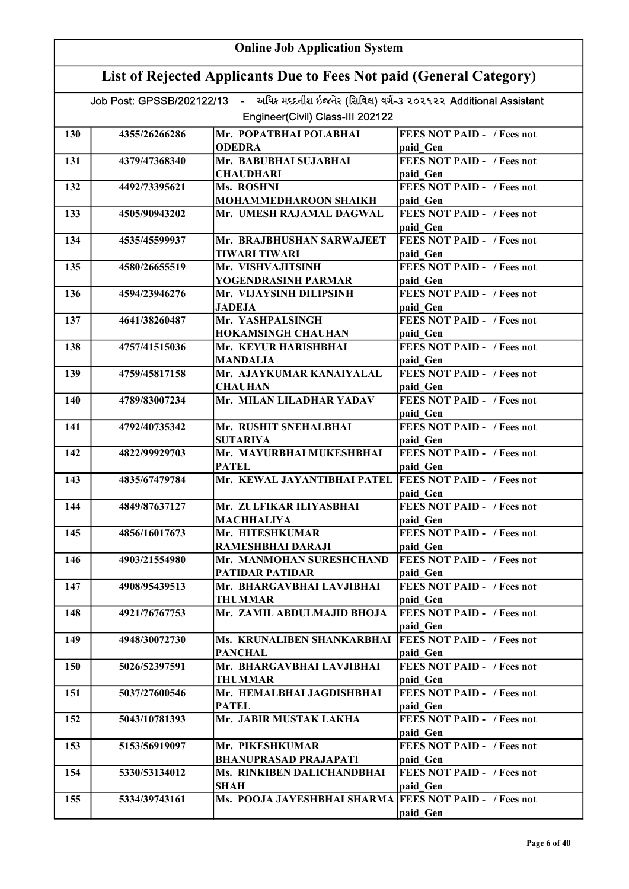## Online Job Application System

## List of Rejected Applicants Due to Fees Not paid (General Category)

Job Post: GPSSB/202122/13 - અધિક મદદનીશ ઇજનેર (સિવિલ) વર્ગ-૩ ૨૦૨૧૨૨ Additional Assistant Engineer(Civil) Class-III 202122

| | | | |
|---|---|---|---|
| 130 | 4355/26266286 | Mr. POPATBHAI POLABHAI ODEDRA | FEES NOT PAID - / Fees not paid_Gen |
| 131 | 4379/47368340 | Mr. BABUBHAI SUJABHAI CHAUDHARI | FEES NOT PAID - / Fees not paid_Gen |
| 132 | 4492/73395621 | Ms. ROSHNI MOHAMMEDHAROON SHAIKH | FEES NOT PAID - / Fees not paid_Gen |
| 133 | 4505/90943202 | Mr. UMESH RAJAMAL DAGWAL | FEES NOT PAID - / Fees not paid_Gen |
| 134 | 4535/45599937 | Mr. BRAJBHUSHAN SARWAJEET TIWARI TIWARI | FEES NOT PAID - / Fees not paid_Gen |
| 135 | 4580/26655519 | Mr. VISHVAJITSINH YOGENDRASINH PARMAR | FEES NOT PAID - / Fees not paid_Gen |
| 136 | 4594/23946276 | Mr. VIJAYSINH DILIPSINH JADEJA | FEES NOT PAID - / Fees not paid_Gen |
| 137 | 4641/38260487 | Mr. YASHPALSINGH HOKAMSINGH CHAUHAN | FEES NOT PAID - / Fees not paid_Gen |
| 138 | 4757/41515036 | Mr. KEYUR HARISHBHAI MANDALIA | FEES NOT PAID - / Fees not paid_Gen |
| 139 | 4759/45817158 | Mr. AJAYKUMAR KANAIYALAL CHAUHAN | FEES NOT PAID - / Fees not paid_Gen |
| 140 | 4789/83007234 | Mr. MILAN LILADHAR YADAV | FEES NOT PAID - / Fees not paid_Gen |
| 141 | 4792/40735342 | Mr. RUSHIT SNEHALBHAI SUTARIYA | FEES NOT PAID - / Fees not paid_Gen |
| 142 | 4822/99929703 | Mr. MAYURBHAI MUKESHBHAI PATEL | FEES NOT PAID - / Fees not paid_Gen |
| 143 | 4835/67479784 | Mr. KEWAL JAYANTIBHAI PATEL | FEES NOT PAID - / Fees not paid_Gen |
| 144 | 4849/87637127 | Mr. ZULFIKAR ILIYASBHAI MACHHALIYA | FEES NOT PAID - / Fees not paid_Gen |
| 145 | 4856/16017673 | Mr. HITESHKUMAR RAMESHBHAI DARAJI | FEES NOT PAID - / Fees not paid_Gen |
| 146 | 4903/21554980 | Mr. MANMOHAN SURESHCHAND PATIDAR PATIDAR | FEES NOT PAID - / Fees not paid_Gen |
| 147 | 4908/95439513 | Mr. BHARGAVBHAI LAVJIBHAI THUMMAR | FEES NOT PAID - / Fees not paid_Gen |
| 148 | 4921/76767753 | Mr. ZAMIL ABDULMAJID BHOJA | FEES NOT PAID - / Fees not paid_Gen |
| 149 | 4948/30072730 | Ms. KRUNALIBEN SHANKARBHAI PANCHAL | FEES NOT PAID - / Fees not paid_Gen |
| 150 | 5026/52397591 | Mr. BHARGAVBHAI LAVJIBHAI THUMMAR | FEES NOT PAID - / Fees not paid_Gen |
| 151 | 5037/27600546 | Mr. HEMALBHAI JAGDISHBHAI PATEL | FEES NOT PAID - / Fees not paid_Gen |
| 152 | 5043/10781393 | Mr. JABIR MUSTAK LAKHA | FEES NOT PAID - / Fees not paid_Gen |
| 153 | 5153/56919097 | Mr. PIKESHKUMAR BHANUPRASAD PRAJAPATI | FEES NOT PAID - / Fees not paid_Gen |
| 154 | 5330/53134012 | Ms. RINKIBEN DALICHANDBHAI SHAH | FEES NOT PAID - / Fees not paid_Gen |
| 155 | 5334/39743161 | Ms. POOJA JAYESHBHAI SHARMA | FEES NOT PAID - / Fees not paid_Gen |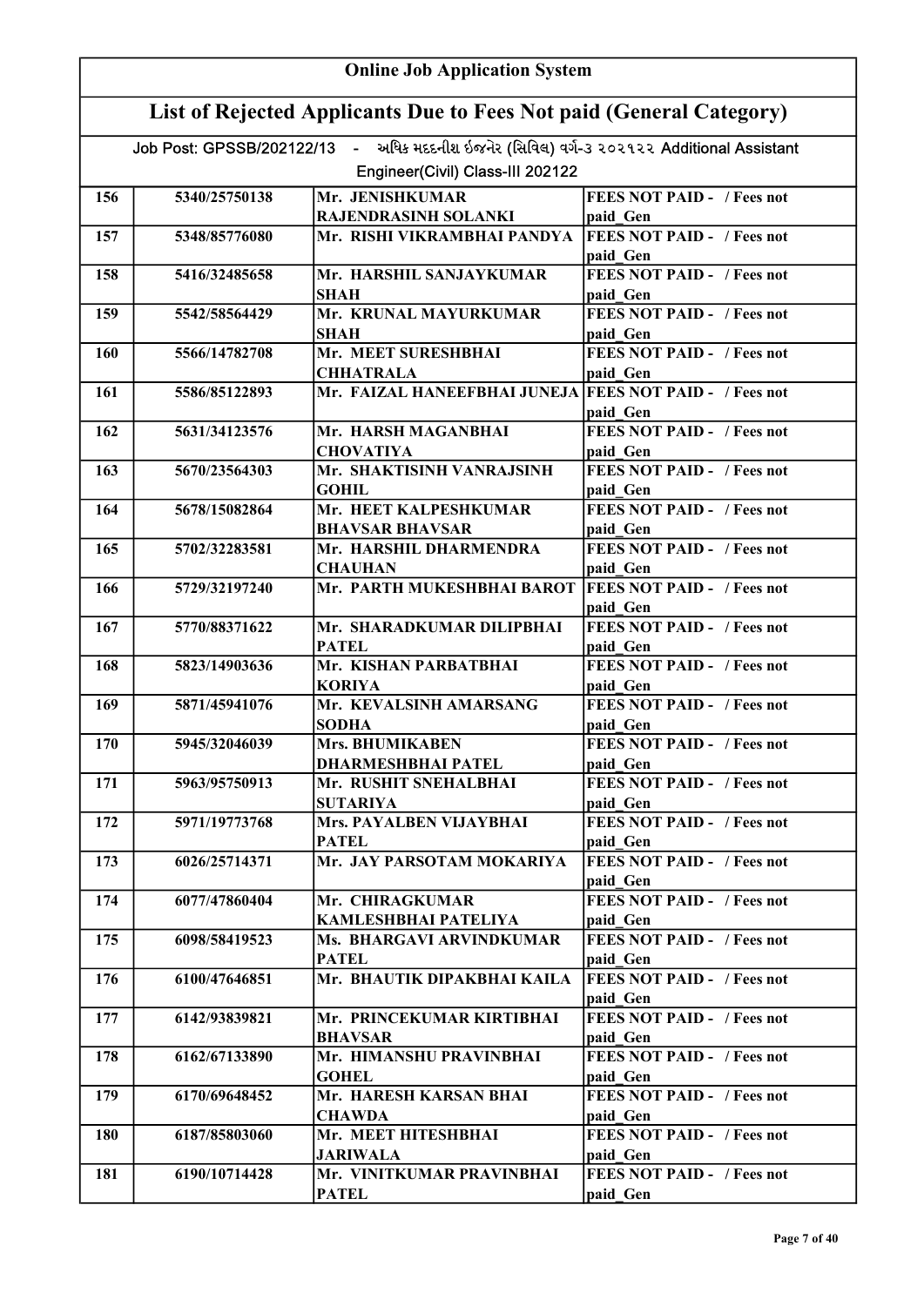# Online Job Application System

## List of Rejected Applicants Due to Fees Not paid (General Category)

Job Post: GPSSB/202122/13 - અધિક મદદનીશ ઇજનેર (સિવિલ) વર્ગ-૩ ૨૦૨૧૨૨ Additional Assistant Engineer(Civil) Class-III 202122

| | | | |
|---|---|---|---|
| 156 | 5340/25750138 | Mr. JENISHKUMAR RAJENDRASINH SOLANKI | FEES NOT PAID - / Fees not paid_Gen |
| 157 | 5348/85776080 | Mr. RISHI VIKRAMBHAI PANDYA | FEES NOT PAID - / Fees not paid_Gen |
| 158 | 5416/32485658 | Mr. HARSHIL SANJAYKUMAR SHAH | FEES NOT PAID - / Fees not paid_Gen |
| 159 | 5542/58564429 | Mr. KRUNAL MAYURKUMAR SHAH | FEES NOT PAID - / Fees not paid_Gen |
| 160 | 5566/14782708 | Mr. MEET SURESHBHAI CHHATRALA | FEES NOT PAID - / Fees not paid_Gen |
| 161 | 5586/85122893 | Mr. FAIZAL HANEEFBHAI JUNEJA | FEES NOT PAID - / Fees not paid_Gen |
| 162 | 5631/34123576 | Mr. HARSH MAGANBHAI CHOVATIYA | FEES NOT PAID - / Fees not paid_Gen |
| 163 | 5670/23564303 | Mr. SHAKTISINH VANRAJSINH GOHIL | FEES NOT PAID - / Fees not paid_Gen |
| 164 | 5678/15082864 | Mr. HEET KALPESHKUMAR BHAVSAR BHAVSAR | FEES NOT PAID - / Fees not paid_Gen |
| 165 | 5702/32283581 | Mr. HARSHIL DHARMENDRA CHAUHAN | FEES NOT PAID - / Fees not paid_Gen |
| 166 | 5729/32197240 | Mr. PARTH MUKESHBHAI BAROT | FEES NOT PAID - / Fees not paid_Gen |
| 167 | 5770/88371622 | Mr. SHARADKUMAR DILIPBHAI PATEL | FEES NOT PAID - / Fees not paid_Gen |
| 168 | 5823/14903636 | Mr. KISHAN PARBATBHAI KORIYA | FEES NOT PAID - / Fees not paid_Gen |
| 169 | 5871/45941076 | Mr. KEVALSINH AMARSANG SODHA | FEES NOT PAID - / Fees not paid_Gen |
| 170 | 5945/32046039 | Mrs. BHUMIKABEN DHARMESHBHAI PATEL | FEES NOT PAID - / Fees not paid_Gen |
| 171 | 5963/95750913 | Mr. RUSHIT SNEHALBHAI SUTARIYA | FEES NOT PAID - / Fees not paid_Gen |
| 172 | 5971/19773768 | Mrs. PAYALBEN VIJAYBHAI PATEL | FEES NOT PAID - / Fees not paid_Gen |
| 173 | 6026/25714371 | Mr. JAY PARSOTAM MOKARIYA | FEES NOT PAID - / Fees not paid_Gen |
| 174 | 6077/47860404 | Mr. CHIRAGKUMAR KAMLESHBHAI PATELIYA | FEES NOT PAID - / Fees not paid_Gen |
| 175 | 6098/58419523 | Ms. BHARGAVI ARVINDKUMAR PATEL | FEES NOT PAID - / Fees not paid_Gen |
| 176 | 6100/47646851 | Mr. BHAUTIK DIPAKBHAI KAILA | FEES NOT PAID - / Fees not paid_Gen |
| 177 | 6142/93839821 | Mr. PRINCEKUMAR KIRTIBHAI BHAVSAR | FEES NOT PAID - / Fees not paid_Gen |
| 178 | 6162/67133890 | Mr. HIMANSHU PRAVINBHAI GOHEL | FEES NOT PAID - / Fees not paid_Gen |
| 179 | 6170/69648452 | Mr. HARESH KARSAN BHAI CHAWDA | FEES NOT PAID - / Fees not paid_Gen |
| 180 | 6187/85803060 | Mr. MEET HITESHBHAI JARIWALA | FEES NOT PAID - / Fees not paid_Gen |
| 181 | 6190/10714428 | Mr. VINITKUMAR PRAVINBHAI PATEL | FEES NOT PAID - / Fees not paid_Gen |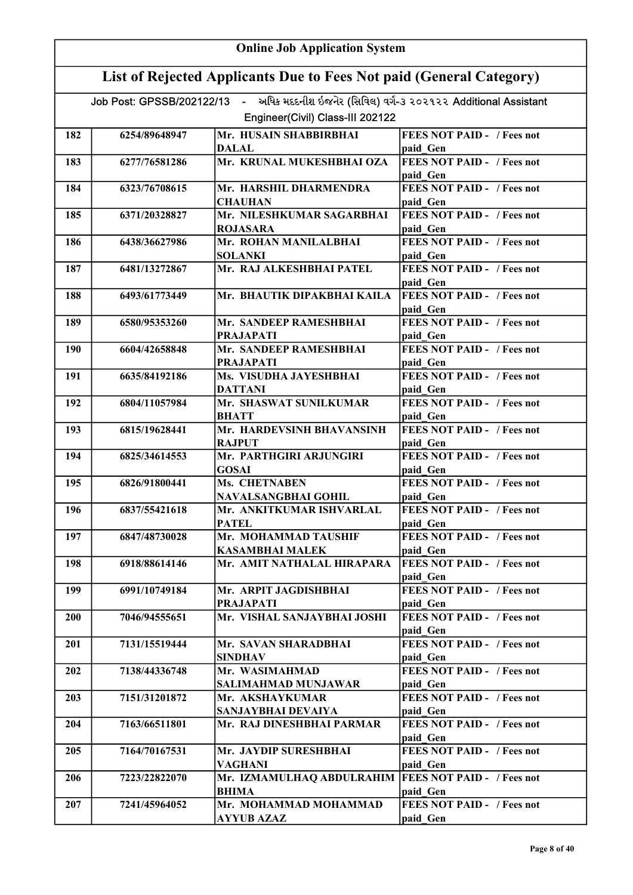# Online Job Application System

## List of Rejected Applicants Due to Fees Not paid (General Category)

Job Post: GPSSB/202122/13 - અધિક મદદનીશ ઇજનેર (સિવિલ) વર્ગ-૩ ૨૦૨૧૨૨ Additional Assistant Engineer(Civil) Class-III 202122

| | | | |
|---|---|---|---|
| 182 | 6254/89648947 | Mr. HUSAIN SHABBIRBHAI DALAL | FEES NOT PAID - / Fees not paid_Gen |
| 183 | 6277/76581286 | Mr. KRUNAL MUKESHBHAI OZA | FEES NOT PAID - / Fees not paid_Gen |
| 184 | 6323/76708615 | Mr. HARSHIL DHARMENDRA CHAUHAN | FEES NOT PAID - / Fees not paid_Gen |
| 185 | 6371/20328827 | Mr. NILESHKUMAR SAGARBHAI ROJASARA | FEES NOT PAID - / Fees not paid_Gen |
| 186 | 6438/36627986 | Mr. ROHAN MANILALBHAI SOLANKI | FEES NOT PAID - / Fees not paid_Gen |
| 187 | 6481/13272867 | Mr. RAJ ALKESHBHAI PATEL | FEES NOT PAID - / Fees not paid_Gen |
| 188 | 6493/61773449 | Mr. BHAUTIK DIPAKBHAI KAILA | FEES NOT PAID - / Fees not paid_Gen |
| 189 | 6580/95353260 | Mr. SANDEEP RAMESHBHAI PRAJAPATI | FEES NOT PAID - / Fees not paid_Gen |
| 190 | 6604/42658848 | Mr. SANDEEP RAMESHBHAI PRAJAPATI | FEES NOT PAID - / Fees not paid_Gen |
| 191 | 6635/84192186 | Ms. VISUDHA JAYESHBHAI DATTANI | FEES NOT PAID - / Fees not paid_Gen |
| 192 | 6804/11057984 | Mr. SHASWAT SUNILKUMAR BHATT | FEES NOT PAID - / Fees not paid_Gen |
| 193 | 6815/19628441 | Mr. HARDEVSINH BHAVANSINH RAJPUT | FEES NOT PAID - / Fees not paid_Gen |
| 194 | 6825/34614553 | Mr. PARTHGIRI ARJUNGIRI GOSAI | FEES NOT PAID - / Fees not paid_Gen |
| 195 | 6826/91800441 | Ms. CHETNABEN NAVALSANGBHAI GOHIL | FEES NOT PAID - / Fees not paid_Gen |
| 196 | 6837/55421618 | Mr. ANKITKUMAR ISHVARLAL PATEL | FEES NOT PAID - / Fees not paid_Gen |
| 197 | 6847/48730028 | Mr. MOHAMMAD TAUSHIF KASAMBHAI MALEK | FEES NOT PAID - / Fees not paid_Gen |
| 198 | 6918/88614146 | Mr. AMIT NATHALAL HIRAPARA | FEES NOT PAID - / Fees not paid_Gen |
| 199 | 6991/10749184 | Mr. ARPIT JAGDISHBHAI PRAJAPATI | FEES NOT PAID - / Fees not paid_Gen |
| 200 | 7046/94555651 | Mr. VISHAL SANJAYBHAI JOSHI | FEES NOT PAID - / Fees not paid_Gen |
| 201 | 7131/15519444 | Mr. SAVAN SHARADBHAI SINDHAV | FEES NOT PAID - / Fees not paid_Gen |
| 202 | 7138/44336748 | Mr. WASIMAHMAD SALIMAHMAD MUNJAWAR | FEES NOT PAID - / Fees not paid_Gen |
| 203 | 7151/31201872 | Mr. AKSHAYKUMAR SANJAYBHAI DEVAIYA | FEES NOT PAID - / Fees not paid_Gen |
| 204 | 7163/66511801 | Mr. RAJ DINESHBHAI PARMAR | FEES NOT PAID - / Fees not paid_Gen |
| 205 | 7164/70167531 | Mr. JAYDIP SURESHBHAI VAGHANI | FEES NOT PAID - / Fees not paid_Gen |
| 206 | 7223/22822070 | Mr. IZMAMULHAQ ABDULRAHIM BHIMA | FEES NOT PAID - / Fees not paid_Gen |
| 207 | 7241/45964052 | Mr. MOHAMMAD MOHAMMAD AYYUB AZAZ | FEES NOT PAID - / Fees not paid_Gen |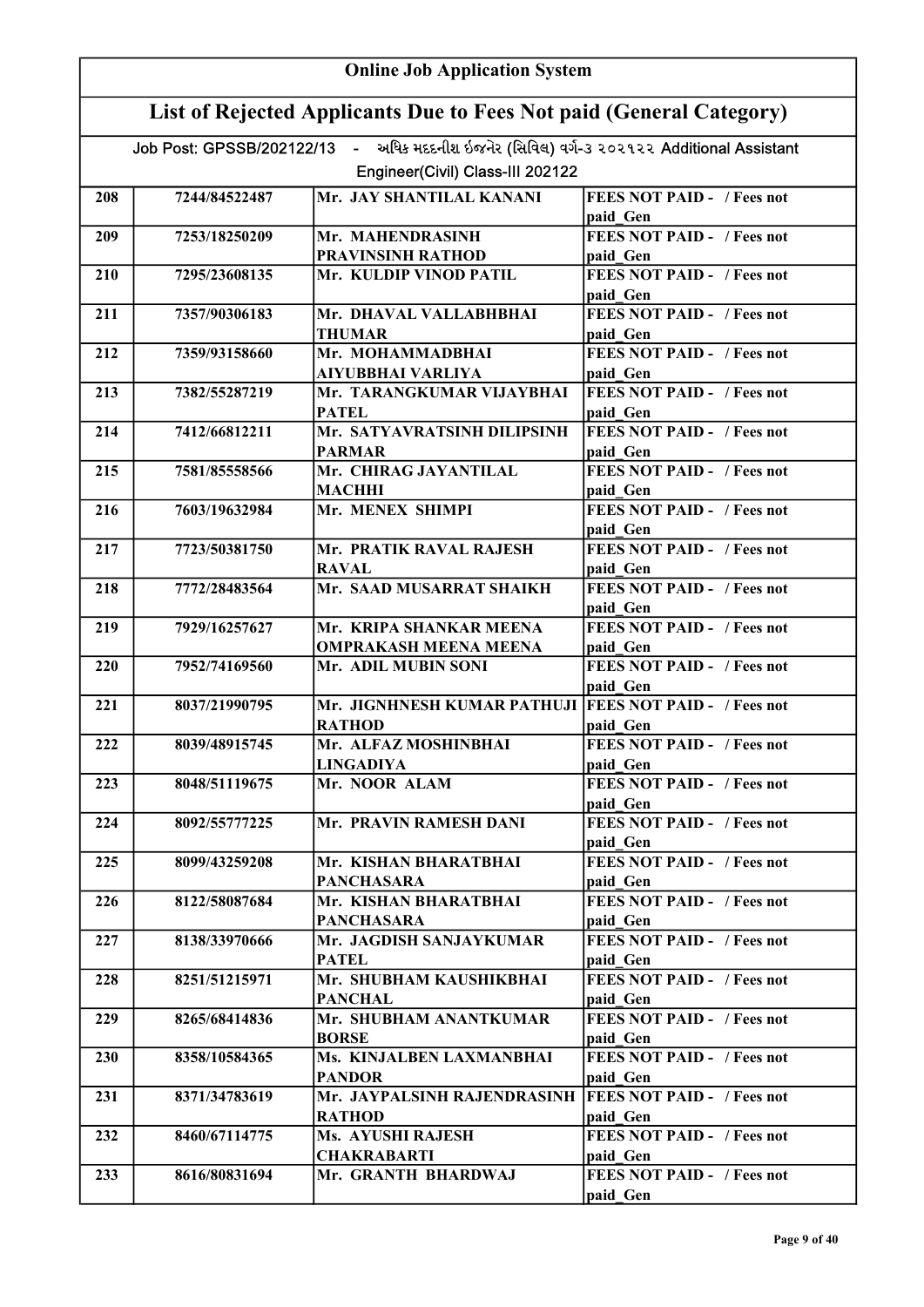# Online Job Application System

## List of Rejected Applicants Due to Fees Not paid (General Category)

Job Post: GPSSB/202122/13 - અધિક મદદનીશ ઇજનેર (સિવિલ) વર્ગ-૩ ૨૦૨૧૨૨ Additional Assistant Engineer(Civil) Class-III 202122

| | | | |
|---|---|---|---|
| 208 | 7244/84522487 | Mr. JAY SHANTILAL KANANI | FEES NOT PAID - / Fees not paid_Gen |
| 209 | 7253/18250209 | Mr. MAHENDRASINH PRAVINSINH RATHOD | FEES NOT PAID - / Fees not paid_Gen |
| 210 | 7295/23608135 | Mr. KULDIP VINOD PATIL | FEES NOT PAID - / Fees not paid_Gen |
| 211 | 7357/90306183 | Mr. DHAVAL VALLABHBHAI THUMAR | FEES NOT PAID - / Fees not paid_Gen |
| 212 | 7359/93158660 | Mr. MOHAMMADBHAI AIYUBBHAI VARLIYA | FEES NOT PAID - / Fees not paid_Gen |
| 213 | 7382/55287219 | Mr. TARANGKUMAR VIJAYBHAI PATEL | FEES NOT PAID - / Fees not paid_Gen |
| 214 | 7412/66812211 | Mr. SATYAVRATSINH DILIPSINH PARMAR | FEES NOT PAID - / Fees not paid_Gen |
| 215 | 7581/85558566 | Mr. CHIRAG JAYANTILAL MACHHI | FEES NOT PAID - / Fees not paid_Gen |
| 216 | 7603/19632984 | Mr. MENEX SHIMPI | FEES NOT PAID - / Fees not paid_Gen |
| 217 | 7723/50381750 | Mr. PRATIK RAVAL RAJESH RAVAL | FEES NOT PAID - / Fees not paid_Gen |
| 218 | 7772/28483564 | Mr. SAAD MUSARRAT SHAIKH | FEES NOT PAID - / Fees not paid_Gen |
| 219 | 7929/16257627 | Mr. KRIPA SHANKAR MEENA OMPRAKASH MEENA MEENA | FEES NOT PAID - / Fees not paid_Gen |
| 220 | 7952/74169560 | Mr. ADIL MUBIN SONI | FEES NOT PAID - / Fees not paid_Gen |
| 221 | 8037/21990795 | Mr. JIGNHNESH KUMAR PATHUJI RATHOD | FEES NOT PAID - / Fees not paid_Gen |
| 222 | 8039/48915745 | Mr. ALFAZ MOSHINBHAI LINGADIYA | FEES NOT PAID - / Fees not paid_Gen |
| 223 | 8048/51119675 | Mr. NOOR ALAM | FEES NOT PAID - / Fees not paid_Gen |
| 224 | 8092/55777225 | Mr. PRAVIN RAMESH DANI | FEES NOT PAID - / Fees not paid_Gen |
| 225 | 8099/43259208 | Mr. KISHAN BHARATBHAI PANCHASARA | FEES NOT PAID - / Fees not paid_Gen |
| 226 | 8122/58087684 | Mr. KISHAN BHARATBHAI PANCHASARA | FEES NOT PAID - / Fees not paid_Gen |
| 227 | 8138/33970666 | Mr. JAGDISH SANJAYKUMAR PATEL | FEES NOT PAID - / Fees not paid_Gen |
| 228 | 8251/51215971 | Mr. SHUBHAM KAUSHIKBHAI PANCHAL | FEES NOT PAID - / Fees not paid_Gen |
| 229 | 8265/68414836 | Mr. SHUBHAM ANANTKUMAR BORSE | FEES NOT PAID - / Fees not paid_Gen |
| 230 | 8358/10584365 | Ms. KINJALBEN LAXMANBHAI PANDOR | FEES NOT PAID - / Fees not paid_Gen |
| 231 | 8371/34783619 | Mr. JAYPALSINH RAJENDRASINH RATHOD | FEES NOT PAID - / Fees not paid_Gen |
| 232 | 8460/67114775 | Ms. AYUSHI RAJESH CHAKRABARTI | FEES NOT PAID - / Fees not paid_Gen |
| 233 | 8616/80831694 | Mr. GRANTH BHARDWAJ | FEES NOT PAID - / Fees not paid_Gen |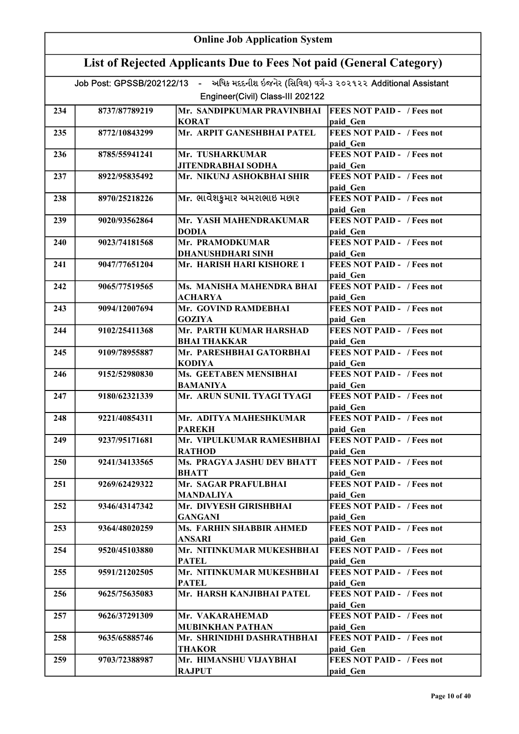# Online Job Application System

## List of Rejected Applicants Due to Fees Not paid (General Category)

Job Post: GPSSB/202122/13 - અધિક મદદનીશ ઇજનેર (સિવિલ) વર્ગ-૩ ૨૦૨૧૨૨ Additional Assistant Engineer(Civil) Class-III 202122

| | | | |
|---|---|---|---|
| 234 | 8737/87789219 | Mr. SANDIPKUMAR PRAVINBHAI KORAT | FEES NOT PAID - / Fees not paid_Gen |
| 235 | 8772/10843299 | Mr. ARPIT GANESHBHAI PATEL | FEES NOT PAID - / Fees not paid_Gen |
| 236 | 8785/55941241 | Mr. TUSHARKUMAR JITENDRABHAI SODHA | FEES NOT PAID - / Fees not paid_Gen |
| 237 | 8922/95835492 | Mr. NIKUNJ ASHOKBHAI SHIR | FEES NOT PAID - / Fees not paid_Gen |
| 238 | 8970/25218226 | Mr. ભાવેશકુમાર અમરાભાઇ મછાર | FEES NOT PAID - / Fees not paid_Gen |
| 239 | 9020/93562864 | Mr. YASH MAHENDRAKUMAR DODIA | FEES NOT PAID - / Fees not paid_Gen |
| 240 | 9023/74181568 | Mr. PRAMODKUMAR DHANUSHDHARI SINH | FEES NOT PAID - / Fees not paid_Gen |
| 241 | 9047/77651204 | Mr. HARISH HARI KISHORE 1 | FEES NOT PAID - / Fees not paid_Gen |
| 242 | 9065/77519565 | Ms. MANISHA MAHENDRA BHAI ACHARYA | FEES NOT PAID - / Fees not paid_Gen |
| 243 | 9094/12007694 | Mr. GOVIND RAMDEBHAI GOZIYA | FEES NOT PAID - / Fees not paid_Gen |
| 244 | 9102/25411368 | Mr. PARTH KUMAR HARSHAD BHAI THAKKAR | FEES NOT PAID - / Fees not paid_Gen |
| 245 | 9109/78955887 | Mr. PARESHBHAI GATORBHAI KODIYA | FEES NOT PAID - / Fees not paid_Gen |
| 246 | 9152/52980830 | Ms. GEETABEN MENSIBHAI BAMANIYA | FEES NOT PAID - / Fees not paid_Gen |
| 247 | 9180/62321339 | Mr. ARUN SUNIL TYAGI TYAGI | FEES NOT PAID - / Fees not paid_Gen |
| 248 | 9221/40854311 | Mr. ADITYA MAHESHKUMAR PAREKH | FEES NOT PAID - / Fees not paid_Gen |
| 249 | 9237/95171681 | Mr. VIPULKUMAR RAMESHBHAI RATHOD | FEES NOT PAID - / Fees not paid_Gen |
| 250 | 9241/34133565 | Ms. PRAGYA JASHU DEV BHATT BHATT | FEES NOT PAID - / Fees not paid_Gen |
| 251 | 9269/62429322 | Mr. SAGAR PRAFULBHAI MANDALIYA | FEES NOT PAID - / Fees not paid_Gen |
| 252 | 9346/43147342 | Mr. DIVYESH GIRISHBHAI GANGANI | FEES NOT PAID - / Fees not paid_Gen |
| 253 | 9364/48020259 | Ms. FARHIN SHABBIR AHMED ANSARI | FEES NOT PAID - / Fees not paid_Gen |
| 254 | 9520/45103880 | Mr. NITINKUMAR MUKESHBHAI PATEL | FEES NOT PAID - / Fees not paid_Gen |
| 255 | 9591/21202505 | Mr. NITINKUMAR MUKESHBHAI PATEL | FEES NOT PAID - / Fees not paid_Gen |
| 256 | 9625/75635083 | Mr. HARSH KANJIBHAI PATEL | FEES NOT PAID - / Fees not paid_Gen |
| 257 | 9626/37291309 | Mr. VAKARAHEMAD MUBINKHAN PATHAN | FEES NOT PAID - / Fees not paid_Gen |
| 258 | 9635/65885746 | Mr. SHRINIDHI DASHRATHBHAI THAKOR | FEES NOT PAID - / Fees not paid_Gen |
| 259 | 9703/72388987 | Mr. HIMANSHU VIJAYBHAI RAJPUT | FEES NOT PAID - / Fees not paid_Gen |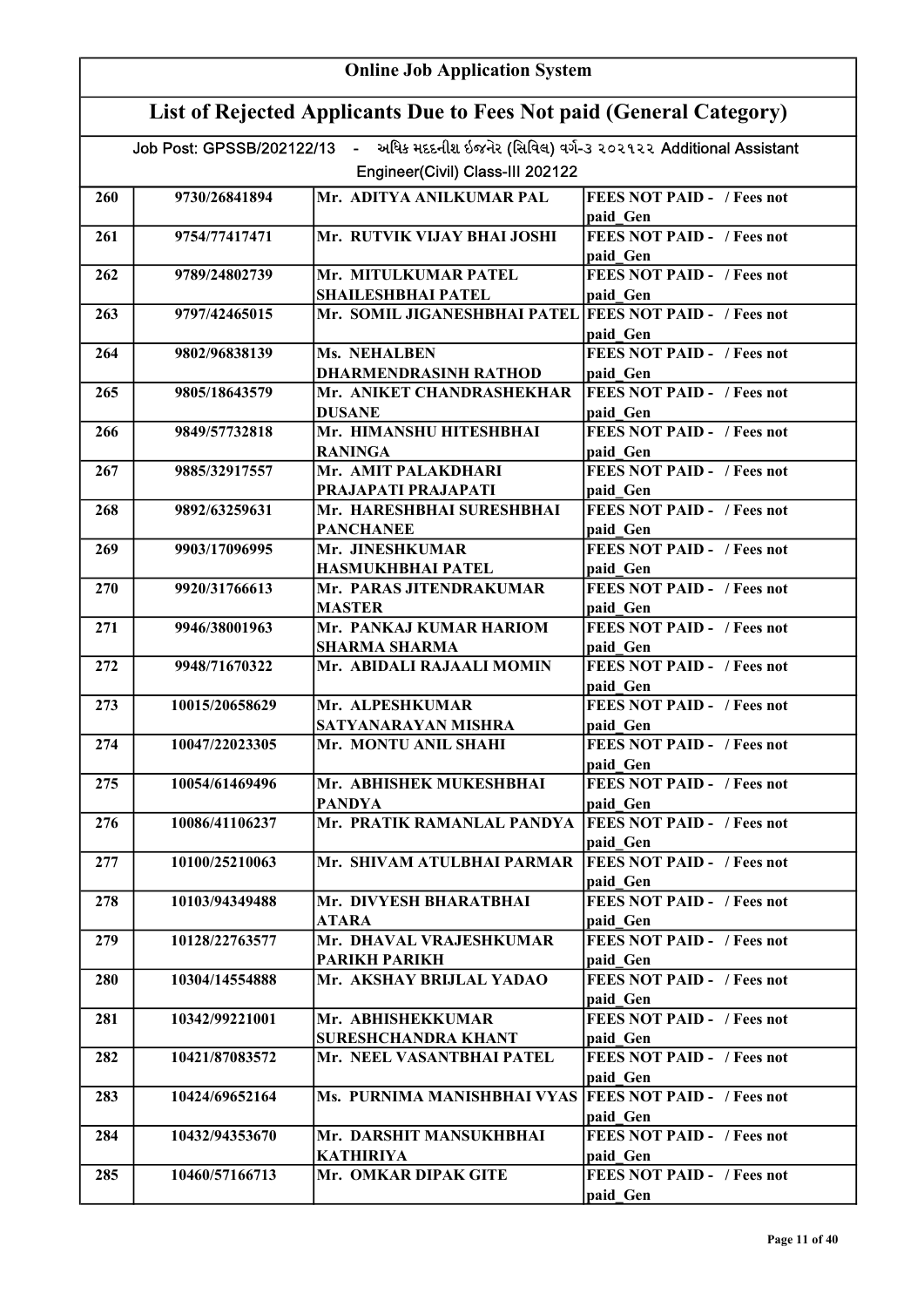# Online Job Application System

## List of Rejected Applicants Due to Fees Not paid (General Category)

Job Post: GPSSB/202122/13 - અધિક મદદનીશ ઇજનેર (સિવિલ) વર્ગ-૩ ૨૦૨૧૨૨ Additional Assistant Engineer(Civil) Class-III 202122

| | | | |
|---|---|---|---|
| 260 | 9730/26841894 | Mr. ADITYA ANILKUMAR PAL | FEES NOT PAID - / Fees not paid_Gen |
| 261 | 9754/77417471 | Mr. RUTVIK VIJAY BHAI JOSHI | FEES NOT PAID - / Fees not paid_Gen |
| 262 | 9789/24802739 | Mr. MITULKUMAR PATEL SHAILESHBHAI PATEL | FEES NOT PAID - / Fees not paid_Gen |
| 263 | 9797/42465015 | Mr. SOMIL JIGANESHBHAI PATEL | FEES NOT PAID - / Fees not paid_Gen |
| 264 | 9802/96838139 | Ms. NEHALBEN DHARMENDRASINH RATHOD | FEES NOT PAID - / Fees not paid_Gen |
| 265 | 9805/18643579 | Mr. ANIKET CHANDRASHEKHAR DUSANE | FEES NOT PAID - / Fees not paid_Gen |
| 266 | 9849/57732818 | Mr. HIMANSHU HITESHBHAI RANINGA | FEES NOT PAID - / Fees not paid_Gen |
| 267 | 9885/32917557 | Mr. AMIT PALAKDHARI PRAJAPATI PRAJAPATI | FEES NOT PAID - / Fees not paid_Gen |
| 268 | 9892/63259631 | Mr. HARESHBHAI SURESHBHAI PANCHANEE | FEES NOT PAID - / Fees not paid_Gen |
| 269 | 9903/17096995 | Mr. JINESHKUMAR HASMUKHBHAI PATEL | FEES NOT PAID - / Fees not paid_Gen |
| 270 | 9920/31766613 | Mr. PARAS JITENDRAKUMAR MASTER | FEES NOT PAID - / Fees not paid_Gen |
| 271 | 9946/38001963 | Mr. PANKAJ KUMAR HARIOM SHARMA SHARMA | FEES NOT PAID - / Fees not paid_Gen |
| 272 | 9948/71670322 | Mr. ABIDALI RAJAALI MOMIN | FEES NOT PAID - / Fees not paid_Gen |
| 273 | 10015/20658629 | Mr. ALPESHKUMAR SATYANARAYAN MISHRA | FEES NOT PAID - / Fees not paid_Gen |
| 274 | 10047/22023305 | Mr. MONTU ANIL SHAHI | FEES NOT PAID - / Fees not paid_Gen |
| 275 | 10054/61469496 | Mr. ABHISHEK MUKESHBHAI PANDYA | FEES NOT PAID - / Fees not paid_Gen |
| 276 | 10086/41106237 | Mr. PRATIK RAMANLAL PANDYA | FEES NOT PAID - / Fees not paid_Gen |
| 277 | 10100/25210063 | Mr. SHIVAM ATULBHAI PARMAR | FEES NOT PAID - / Fees not paid_Gen |
| 278 | 10103/94349488 | Mr. DIVYESH BHARATBHAI ATARA | FEES NOT PAID - / Fees not paid_Gen |
| 279 | 10128/22763577 | Mr. DHAVAL VRAJESHKUMAR PARIKH PARIKH | FEES NOT PAID - / Fees not paid_Gen |
| 280 | 10304/14554888 | Mr. AKSHAY BRIJLAL YADAO | FEES NOT PAID - / Fees not paid_Gen |
| 281 | 10342/99221001 | Mr. ABHISHEKKUMAR SURESHCHANDRA KHANT | FEES NOT PAID - / Fees not paid_Gen |
| 282 | 10421/87083572 | Mr. NEEL VASANTBHAI PATEL | FEES NOT PAID - / Fees not paid_Gen |
| 283 | 10424/69652164 | Ms. PURNIMA MANISHBHAI VYAS | FEES NOT PAID - / Fees not paid_Gen |
| 284 | 10432/94353670 | Mr. DARSHIT MANSUKHBHAI KATHIRIYA | FEES NOT PAID - / Fees not paid_Gen |
| 285 | 10460/57166713 | Mr. OMKAR DIPAK GITE | FEES NOT PAID - / Fees not paid_Gen |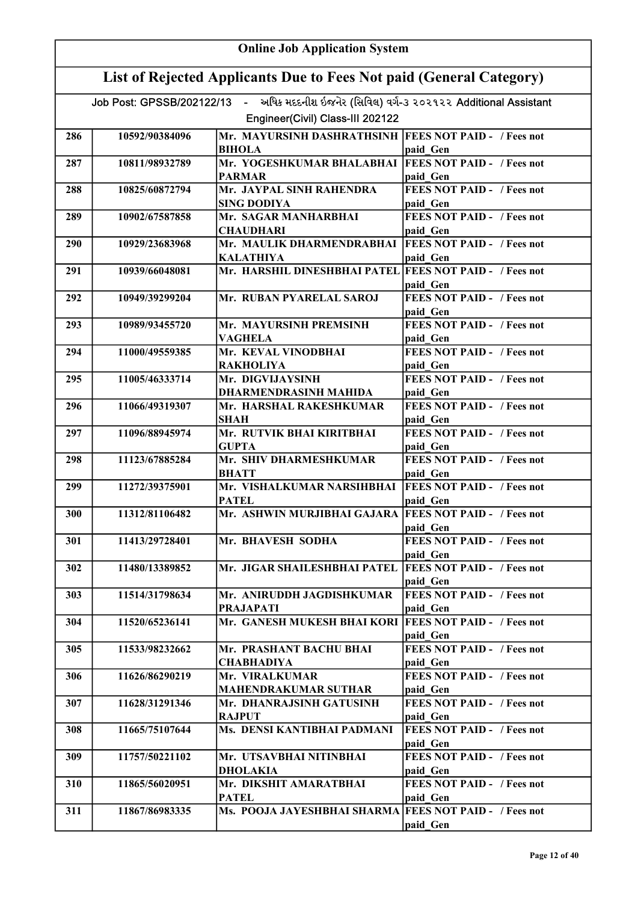# Online Job Application System

## List of Rejected Applicants Due to Fees Not paid (General Category)

Job Post: GPSSB/202122/13 - અધિક મદદનીશ ઇજનેર (સિવિલ) વર્ગ-૩ ૨૦૨૧૨૨ Additional Assistant Engineer(Civil) Class-III 202122

| | | | |
|---|---|---|---|
| 286 | 10592/90384096 | Mr. MAYURSINH DASHRATHSINH BIHOLA | FEES NOT PAID - / Fees not paid_Gen |
| 287 | 10811/98932789 | Mr. YOGESHKUMAR BHALABHAI PARMAR | FEES NOT PAID - / Fees not paid_Gen |
| 288 | 10825/60872794 | Mr. JAYPAL SINH RAHENDRA SING DODIYA | FEES NOT PAID - / Fees not paid_Gen |
| 289 | 10902/67587858 | Mr. SAGAR MANHARBHAI CHAUDHARI | FEES NOT PAID - / Fees not paid_Gen |
| 290 | 10929/23683968 | Mr. MAULIK DHARMENDRABHAI KALATHIYA | FEES NOT PAID - / Fees not paid_Gen |
| 291 | 10939/66048081 | Mr. HARSHIL DINESHBHAI PATEL | FEES NOT PAID - / Fees not paid_Gen |
| 292 | 10949/39299204 | Mr. RUBAN PYARELAL SAROJ | FEES NOT PAID - / Fees not paid_Gen |
| 293 | 10989/93455720 | Mr. MAYURSINH PREMSINH VAGHELA | FEES NOT PAID - / Fees not paid_Gen |
| 294 | 11000/49559385 | Mr. KEVAL VINODBHAI RAKHOLIYA | FEES NOT PAID - / Fees not paid_Gen |
| 295 | 11005/46333714 | Mr. DIGVIJAYSINH DHARMENDRASINH MAHIDA | FEES NOT PAID - / Fees not paid_Gen |
| 296 | 11066/49319307 | Mr. HARSHAL RAKESHKUMAR SHAH | FEES NOT PAID - / Fees not paid_Gen |
| 297 | 11096/88945974 | Mr. RUTVIK BHAI KIRITBHAI GUPTA | FEES NOT PAID - / Fees not paid_Gen |
| 298 | 11123/67885284 | Mr. SHIV DHARMESHKUMAR BHATT | FEES NOT PAID - / Fees not paid_Gen |
| 299 | 11272/39375901 | Mr. VISHALKUMAR NARSIHBHAI PATEL | FEES NOT PAID - / Fees not paid_Gen |
| 300 | 11312/81106482 | Mr. ASHWIN MURJIBHAI GAJARA | FEES NOT PAID - / Fees not paid_Gen |
| 301 | 11413/29728401 | Mr. BHAVESH SODHA | FEES NOT PAID - / Fees not paid_Gen |
| 302 | 11480/13389852 | Mr. JIGAR SHAILESHBHAI PATEL | FEES NOT PAID - / Fees not paid_Gen |
| 303 | 11514/31798634 | Mr. ANIRUDDH JAGDISHKUMAR PRAJAPATI | FEES NOT PAID - / Fees not paid_Gen |
| 304 | 11520/65236141 | Mr. GANESH MUKESH BHAI KORI | FEES NOT PAID - / Fees not paid_Gen |
| 305 | 11533/98232662 | Mr. PRASHANT BACHU BHAI CHABHADIYA | FEES NOT PAID - / Fees not paid_Gen |
| 306 | 11626/86290219 | Mr. VIRALKUMAR MAHENDRAKUMAR SUTHAR | FEES NOT PAID - / Fees not paid_Gen |
| 307 | 11628/31291346 | Mr. DHANRAJSINH GATUSINH RAJPUT | FEES NOT PAID - / Fees not paid_Gen |
| 308 | 11665/75107644 | Ms. DENSI KANTIBHAI PADMANI | FEES NOT PAID - / Fees not paid_Gen |
| 309 | 11757/50221102 | Mr. UTSAVBHAI NITINBHAI DHOLAKIA | FEES NOT PAID - / Fees not paid_Gen |
| 310 | 11865/56020951 | Mr. DIKSHIT AMARATBHAI PATEL | FEES NOT PAID - / Fees not paid_Gen |
| 311 | 11867/86983335 | Ms. POOJA JAYESHBHAI SHARMA | FEES NOT PAID - / Fees not paid_Gen |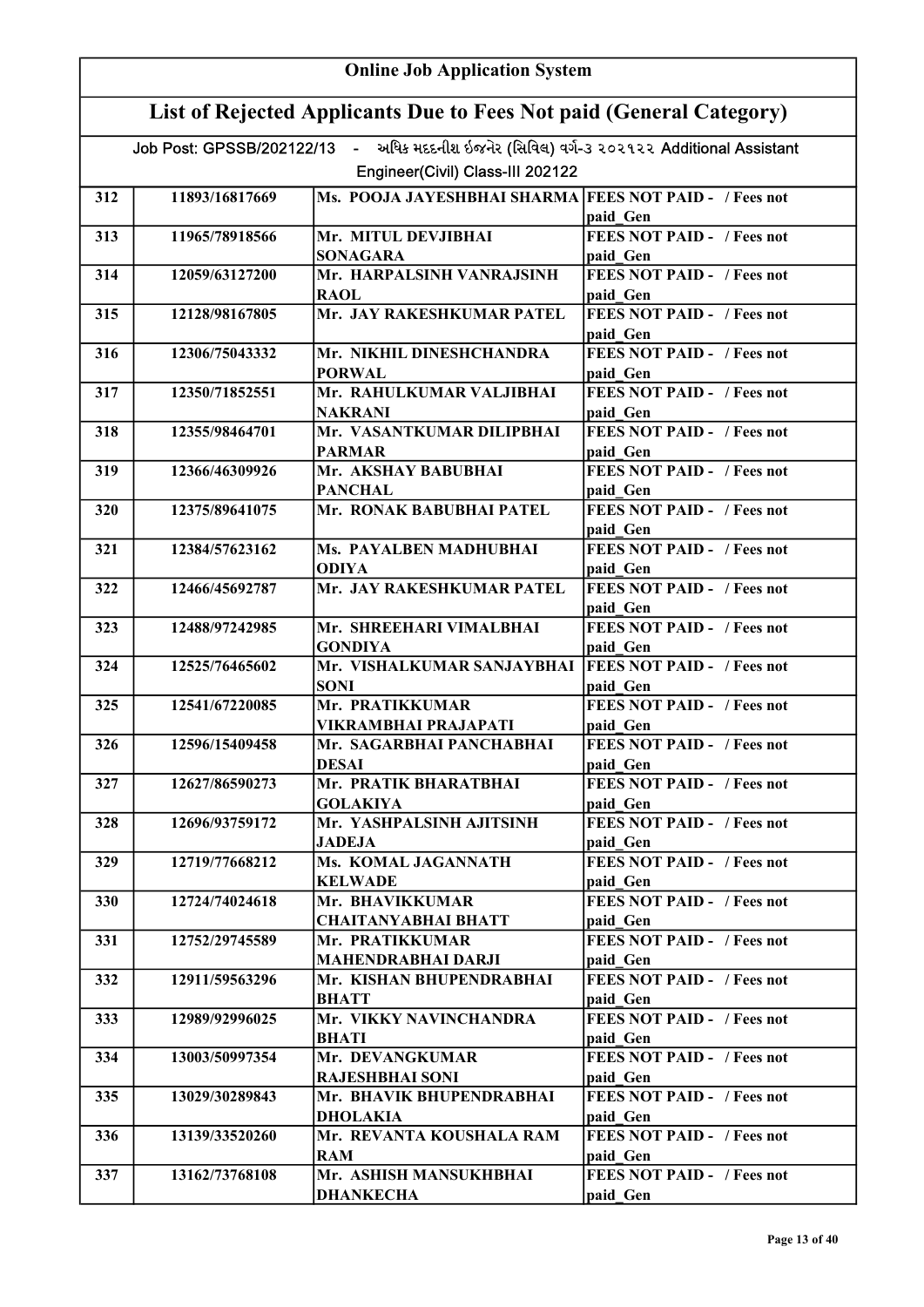# Online Job Application System

## List of Rejected Applicants Due to Fees Not paid (General Category)

Job Post: GPSSB/202122/13 - અધિક મદદનીશ ઇજનેર (સિવિલ) વર્ગ-૩ ૨૦૨૧૨૨ Additional Assistant Engineer(Civil) Class-III 202122

| | | | |
|---|---|---|---|
| 312 | 11893/16817669 | Ms. POOJA JAYESHBHAI SHARMA | FEES NOT PAID - / Fees not paid_Gen |
| 313 | 11965/78918566 | Mr. MITUL DEVJIBHAI SONAGARA | FEES NOT PAID - / Fees not paid_Gen |
| 314 | 12059/63127200 | Mr. HARPALSINH VANRAJSINH RAOL | FEES NOT PAID - / Fees not paid_Gen |
| 315 | 12128/98167805 | Mr. JAY RAKESHKUMAR PATEL | FEES NOT PAID - / Fees not paid_Gen |
| 316 | 12306/75043332 | Mr. NIKHIL DINESHCHANDRA PORWAL | FEES NOT PAID - / Fees not paid_Gen |
| 317 | 12350/71852551 | Mr. RAHULKUMAR VALJIBHAI NAKRANI | FEES NOT PAID - / Fees not paid_Gen |
| 318 | 12355/98464701 | Mr. VASANTKUMAR DILIPBHAI PARMAR | FEES NOT PAID - / Fees not paid_Gen |
| 319 | 12366/46309926 | Mr. AKSHAY BABUBHAI PANCHAL | FEES NOT PAID - / Fees not paid_Gen |
| 320 | 12375/89641075 | Mr. RONAK BABUBHAI PATEL | FEES NOT PAID - / Fees not paid_Gen |
| 321 | 12384/57623162 | Ms. PAYALBEN MADHUBHAI ODIYA | FEES NOT PAID - / Fees not paid_Gen |
| 322 | 12466/45692787 | Mr. JAY RAKESHKUMAR PATEL | FEES NOT PAID - / Fees not paid_Gen |
| 323 | 12488/97242985 | Mr. SHREEHARI VIMALBHAI GONDIYA | FEES NOT PAID - / Fees not paid_Gen |
| 324 | 12525/76465602 | Mr. VISHALKUMAR SANJAYBHAI SONI | FEES NOT PAID - / Fees not paid_Gen |
| 325 | 12541/67220085 | Mr. PRATIKKUMAR VIKRAMBHAI PRAJAPATI | FEES NOT PAID - / Fees not paid_Gen |
| 326 | 12596/15409458 | Mr. SAGARBHAI PANCHABHAI DESAI | FEES NOT PAID - / Fees not paid_Gen |
| 327 | 12627/86590273 | Mr. PRATIK BHARATBHAI GOLAKIYA | FEES NOT PAID - / Fees not paid_Gen |
| 328 | 12696/93759172 | Mr. YASHPALSINH AJITSINH JADEJA | FEES NOT PAID - / Fees not paid_Gen |
| 329 | 12719/77668212 | Ms. KOMAL JAGANNATH KELWADE | FEES NOT PAID - / Fees not paid_Gen |
| 330 | 12724/74024618 | Mr. BHAVIKKUMAR CHAITANYABHAI BHATT | FEES NOT PAID - / Fees not paid_Gen |
| 331 | 12752/29745589 | Mr. PRATIKKUMAR MAHENDRABHAI DARJI | FEES NOT PAID - / Fees not paid_Gen |
| 332 | 12911/59563296 | Mr. KISHAN BHUPENDRABHAI BHATT | FEES NOT PAID - / Fees not paid_Gen |
| 333 | 12989/92996025 | Mr. VIKKY NAVINCHANDRA BHATI | FEES NOT PAID - / Fees not paid_Gen |
| 334 | 13003/50997354 | Mr. DEVANGKUMAR RAJESHBHAI SONI | FEES NOT PAID - / Fees not paid_Gen |
| 335 | 13029/30289843 | Mr. BHAVIK BHUPENDRABHAI DHOLAKIA | FEES NOT PAID - / Fees not paid_Gen |
| 336 | 13139/33520260 | Mr. REVANTA KOUSHALA RAM RAM | FEES NOT PAID - / Fees not paid_Gen |
| 337 | 13162/73768108 | Mr. ASHISH MANSUKHBHAI DHANKECHA | FEES NOT PAID - / Fees not paid_Gen |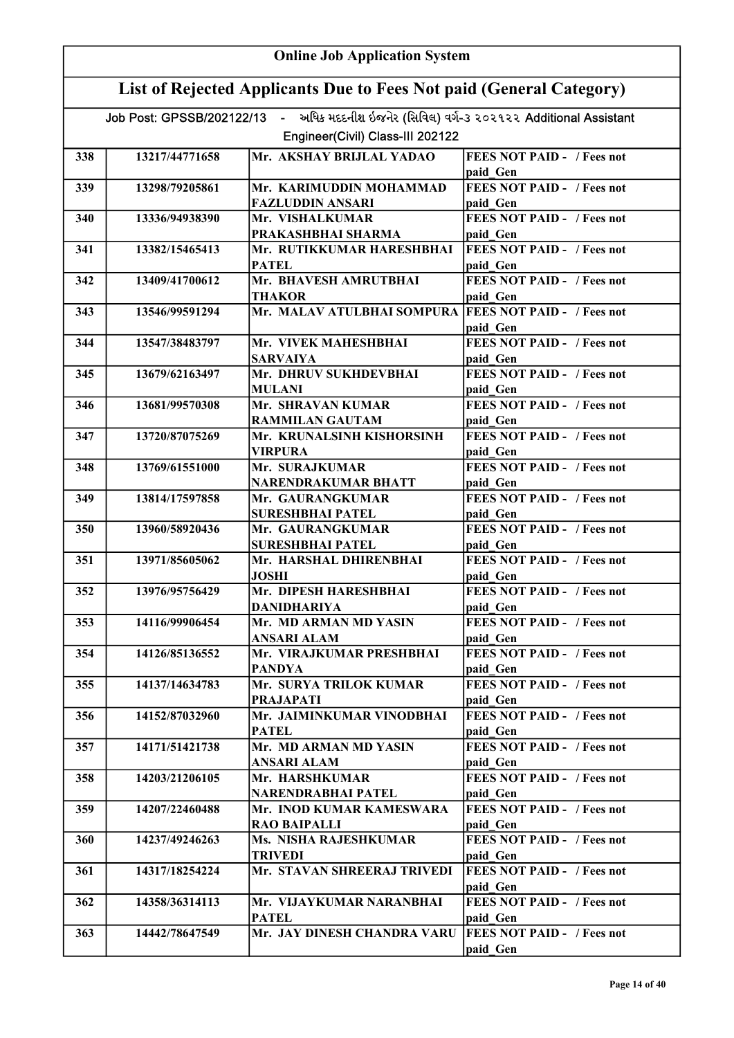| Online Job Application System | | | |
|---|---|---|---|
| **List of Rejected Applicants Due to Fees Not paid (General Category)** | | | |
| Job Post: GPSSB/202122/13 - અધિક મદદનીશ ઇજનેર (સિવિલ) વર્ગ-૩ ૨૦૨૧૨૨ Additional Assistant Engineer(Civil) Class-III 202122 | | | |
| 338 | 13217/44771658 | Mr. AKSHAY BRIJLAL YADAO | FEES NOT PAID - / Fees not paid_Gen |
| 339 | 13298/79205861 | Mr. KARIMUDDIN MOHAMMAD FAZLUDDIN ANSARI | FEES NOT PAID - / Fees not paid_Gen |
| 340 | 13336/94938390 | Mr. VISHALKUMAR PRAKASHBHAI SHARMA | FEES NOT PAID - / Fees not paid_Gen |
| 341 | 13382/15465413 | Mr. RUTIKKUMAR HARESHBHAI PATEL | FEES NOT PAID - / Fees not paid_Gen |
| 342 | 13409/41700612 | Mr. BHAVESH AMRUTBHAI THAKOR | FEES NOT PAID - / Fees not paid_Gen |
| 343 | 13546/99591294 | Mr. MALAV ATULBHAI SOMPURA | FEES NOT PAID - / Fees not paid_Gen |
| 344 | 13547/38483797 | Mr. VIVEK MAHESHBHAI SARVAIYA | FEES NOT PAID - / Fees not paid_Gen |
| 345 | 13679/62163497 | Mr. DHRUV SUKHDEVBHAI MULANI | FEES NOT PAID - / Fees not paid_Gen |
| 346 | 13681/99570308 | Mr. SHRAVAN KUMAR RAMMILAN GAUTAM | FEES NOT PAID - / Fees not paid_Gen |
| 347 | 13720/87075269 | Mr. KRUNALSINH KISHORSINH VIRPURA | FEES NOT PAID - / Fees not paid_Gen |
| 348 | 13769/61551000 | Mr. SURAJKUMAR NARENDRAKUMAR BHATT | FEES NOT PAID - / Fees not paid_Gen |
| 349 | 13814/17597858 | Mr. GAURANGKUMAR SURESHBHAI PATEL | FEES NOT PAID - / Fees not paid_Gen |
| 350 | 13960/58920436 | Mr. GAURANGKUMAR SURESHBHAI PATEL | FEES NOT PAID - / Fees not paid_Gen |
| 351 | 13971/85605062 | Mr. HARSHAL DHIRENBHAI JOSHI | FEES NOT PAID - / Fees not paid_Gen |
| 352 | 13976/95756429 | Mr. DIPESH HARESHBHAI DANIDHARIYA | FEES NOT PAID - / Fees not paid_Gen |
| 353 | 14116/99906454 | Mr. MD ARMAN MD YASIN ANSARI ALAM | FEES NOT PAID - / Fees not paid_Gen |
| 354 | 14126/85136552 | Mr. VIRAJKUMAR PRESHBHAI PANDYA | FEES NOT PAID - / Fees not paid_Gen |
| 355 | 14137/14634783 | Mr. SURYA TRILOK KUMAR PRAJAPATI | FEES NOT PAID - / Fees not paid_Gen |
| 356 | 14152/87032960 | Mr. JAIMINKUMAR VINODBHAI PATEL | FEES NOT PAID - / Fees not paid_Gen |
| 357 | 14171/51421738 | Mr. MD ARMAN MD YASIN ANSARI ALAM | FEES NOT PAID - / Fees not paid_Gen |
| 358 | 14203/21206105 | Mr. HARSHKUMAR NARENDRABHAI PATEL | FEES NOT PAID - / Fees not paid_Gen |
| 359 | 14207/22460488 | Mr. INOD KUMAR KAMESWARA RAO BAIPALLI | FEES NOT PAID - / Fees not paid_Gen |
| 360 | 14237/49246263 | Ms. NISHA RAJESHKUMAR TRIVEDI | FEES NOT PAID - / Fees not paid_Gen |
| 361 | 14317/18254224 | Mr. STAVAN SHREERAJ TRIVEDI | FEES NOT PAID - / Fees not paid_Gen |
| 362 | 14358/36314113 | Mr. VIJAYKUMAR NARANBHAI PATEL | FEES NOT PAID - / Fees not paid_Gen |
| 363 | 14442/78647549 | Mr. JAY DINESH CHANDRA VARU | FEES NOT PAID - / Fees not paid_Gen |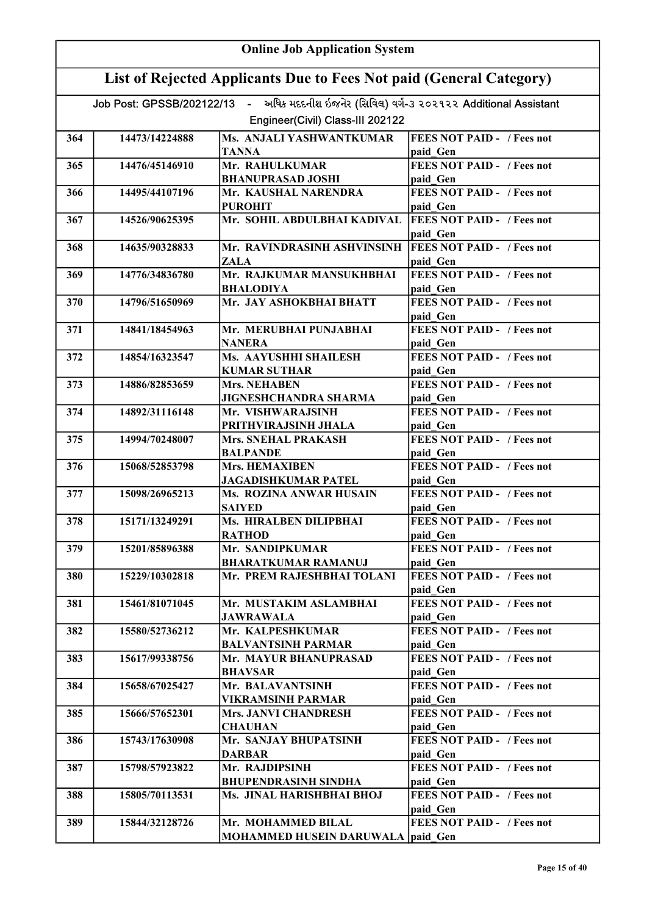# Online Job Application System

## List of Rejected Applicants Due to Fees Not paid (General Category)

Job Post: GPSSB/202122/13 - અધિક મદદનીશ ઇજનેર (સિવિલ) વર્ગ-૩ ૨૦૨૧૨૨ Additional Assistant Engineer(Civil) Class-III 202122

| | | | |
|---|---|---|---|
| 364 | 14473/14224888 | Ms. ANJALI YASHWANTKUMAR TANNA | FEES NOT PAID - / Fees not paid_Gen |
| 365 | 14476/45146910 | Mr. RAHULKUMAR BHANUPRASAD JOSHI | FEES NOT PAID - / Fees not paid_Gen |
| 366 | 14495/44107196 | Mr. KAUSHAL NARENDRA PUROHIT | FEES NOT PAID - / Fees not paid_Gen |
| 367 | 14526/90625395 | Mr. SOHIL ABDULBHAI KADIVAL | FEES NOT PAID - / Fees not paid_Gen |
| 368 | 14635/90328833 | Mr. RAVINDRASINH ASHVINSINH ZALA | FEES NOT PAID - / Fees not paid_Gen |
| 369 | 14776/34836780 | Mr. RAJKUMAR MANSUKHBHAI BHALODIYA | FEES NOT PAID - / Fees not paid_Gen |
| 370 | 14796/51650969 | Mr. JAY ASHOKBHAI BHATT | FEES NOT PAID - / Fees not paid_Gen |
| 371 | 14841/18454963 | Mr. MERUBHAI PUNJABHAI NANERA | FEES NOT PAID - / Fees not paid_Gen |
| 372 | 14854/16323547 | Ms. AAYUSHHI SHAILESH KUMAR SUTHAR | FEES NOT PAID - / Fees not paid_Gen |
| 373 | 14886/82853659 | Mrs. NEHABEN JIGNESHCHANDRA SHARMA | FEES NOT PAID - / Fees not paid_Gen |
| 374 | 14892/31116148 | Mr. VISHWARAJSINH PRITHVIRAJSINH JHALA | FEES NOT PAID - / Fees not paid_Gen |
| 375 | 14994/70248007 | Mrs. SNEHAL PRAKASH BALPANDE | FEES NOT PAID - / Fees not paid_Gen |
| 376 | 15068/52853798 | Mrs. HEMAXIBEN JAGADISHKUMAR PATEL | FEES NOT PAID - / Fees not paid_Gen |
| 377 | 15098/26965213 | Ms. ROZINA ANWAR HUSAIN SAIYED | FEES NOT PAID - / Fees not paid_Gen |
| 378 | 15171/13249291 | Ms. HIRALBEN DILIPBHAI RATHOD | FEES NOT PAID - / Fees not paid_Gen |
| 379 | 15201/85896388 | Mr. SANDIPKUMAR BHARATKUMAR RAMANUJ | FEES NOT PAID - / Fees not paid_Gen |
| 380 | 15229/10302818 | Mr. PREM RAJESHBHAI TOLANI | FEES NOT PAID - / Fees not paid_Gen |
| 381 | 15461/81071045 | Mr. MUSTAKIM ASLAMBHAI JAWRAWALA | FEES NOT PAID - / Fees not paid_Gen |
| 382 | 15580/52736212 | Mr. KALPESHKUMAR BALVANTSINH PARMAR | FEES NOT PAID - / Fees not paid_Gen |
| 383 | 15617/99338756 | Mr. MAYUR BHANUPRASAD BHAVSAR | FEES NOT PAID - / Fees not paid_Gen |
| 384 | 15658/67025427 | Mr. BALAVANTSINH VIKRAMSINH PARMAR | FEES NOT PAID - / Fees not paid_Gen |
| 385 | 15666/57652301 | Mrs. JANVI CHANDRESH CHAUHAN | FEES NOT PAID - / Fees not paid_Gen |
| 386 | 15743/17630908 | Mr. SANJAY BHUPATSINH DARBAR | FEES NOT PAID - / Fees not paid_Gen |
| 387 | 15798/57923822 | Mr. RAJDIPSINH BHUPENDRASINH SINDHA | FEES NOT PAID - / Fees not paid_Gen |
| 388 | 15805/70113531 | Ms. JINAL HARISHBHAI BHOJ | FEES NOT PAID - / Fees not paid_Gen |
| 389 | 15844/32128726 | Mr. MOHAMMED BILAL MOHAMMED HUSEIN DARUWALA | FEES NOT PAID - / Fees not paid_Gen |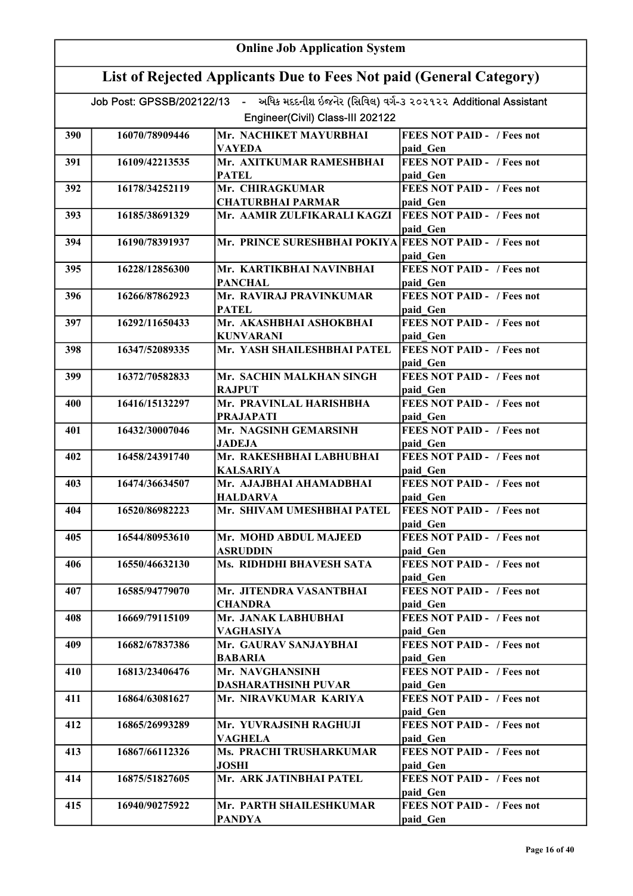## Online Job Application System

## List of Rejected Applicants Due to Fees Not paid (General Category)

Job Post: GPSSB/202122/13 - અધિક મદદનીશ ઇજનેર (સિવિલ) વર્ગ-૩ ૨૦૨૧૨૨ Additional Assistant Engineer(Civil) Class-III 202122

| | | | |
|---|---|---|---|
| 390 | 16070/78909446 | Mr. NACHIKET MAYURBHAI VAYEDA | FEES NOT PAID - / Fees not paid_Gen |
| 391 | 16109/42213535 | Mr. AXITKUMAR RAMESHBHAI PATEL | FEES NOT PAID - / Fees not paid_Gen |
| 392 | 16178/34252119 | Mr. CHIRAGKUMAR CHATURBHAI PARMAR | FEES NOT PAID - / Fees not paid_Gen |
| 393 | 16185/38691329 | Mr. AAMIR ZULFIKARALI KAGZI | FEES NOT PAID - / Fees not paid_Gen |
| 394 | 16190/78391937 | Mr. PRINCE SURESHBHAI POKIYA | FEES NOT PAID - / Fees not paid_Gen |
| 395 | 16228/12856300 | Mr. KARTIKBHAI NAVINBHAI PANCHAL | FEES NOT PAID - / Fees not paid_Gen |
| 396 | 16266/87862923 | Mr. RAVIRAJ PRAVINKUMAR PATEL | FEES NOT PAID - / Fees not paid_Gen |
| 397 | 16292/11650433 | Mr. AKASHBHAI ASHOKBHAI KUNVARANI | FEES NOT PAID - / Fees not paid_Gen |
| 398 | 16347/52089335 | Mr. YASH SHAILESHBHAI PATEL | FEES NOT PAID - / Fees not paid_Gen |
| 399 | 16372/70582833 | Mr. SACHIN MALKHAN SINGH RAJPUT | FEES NOT PAID - / Fees not paid_Gen |
| 400 | 16416/15132297 | Mr. PRAVINLAL HARISHBHA PRAJAPATI | FEES NOT PAID - / Fees not paid_Gen |
| 401 | 16432/30007046 | Mr. NAGSINH GEMARSINH JADEJA | FEES NOT PAID - / Fees not paid_Gen |
| 402 | 16458/24391740 | Mr. RAKESHBHAI LABHUBHAI KALSARIYA | FEES NOT PAID - / Fees not paid_Gen |
| 403 | 16474/36634507 | Mr. AJAJBHAI AHAMADBHAI HALDARVA | FEES NOT PAID - / Fees not paid_Gen |
| 404 | 16520/86982223 | Mr. SHIVAM UMESHBHAI PATEL | FEES NOT PAID - / Fees not paid_Gen |
| 405 | 16544/80953610 | Mr. MOHD ABDUL MAJEED ASRUDDIN | FEES NOT PAID - / Fees not paid_Gen |
| 406 | 16550/46632130 | Ms. RIDHDHI BHAVESH SATA | FEES NOT PAID - / Fees not paid_Gen |
| 407 | 16585/94779070 | Mr. JITENDRA VASANTBHAI CHANDRA | FEES NOT PAID - / Fees not paid_Gen |
| 408 | 16669/79115109 | Mr. JANAK LABHUBHAI VAGHASIYA | FEES NOT PAID - / Fees not paid_Gen |
| 409 | 16682/67837386 | Mr. GAURAV SANJAYBHAI BABARIA | FEES NOT PAID - / Fees not paid_Gen |
| 410 | 16813/23406476 | Mr. NAVGHANSINH DASHARATHSINH PUVAR | FEES NOT PAID - / Fees not paid_Gen |
| 411 | 16864/63081627 | Mr. NIRAVKUMAR KARIYA | FEES NOT PAID - / Fees not paid_Gen |
| 412 | 16865/26993289 | Mr. YUVRAJSINH RAGHUJI VAGHELA | FEES NOT PAID - / Fees not paid_Gen |
| 413 | 16867/66112326 | Ms. PRACHI TRUSHARKUMAR JOSHI | FEES NOT PAID - / Fees not paid_Gen |
| 414 | 16875/51827605 | Mr. ARK JATINBHAI PATEL | FEES NOT PAID - / Fees not paid_Gen |
| 415 | 16940/90275922 | Mr. PARTH SHAILESHKUMAR PANDYA | FEES NOT PAID - / Fees not paid_Gen |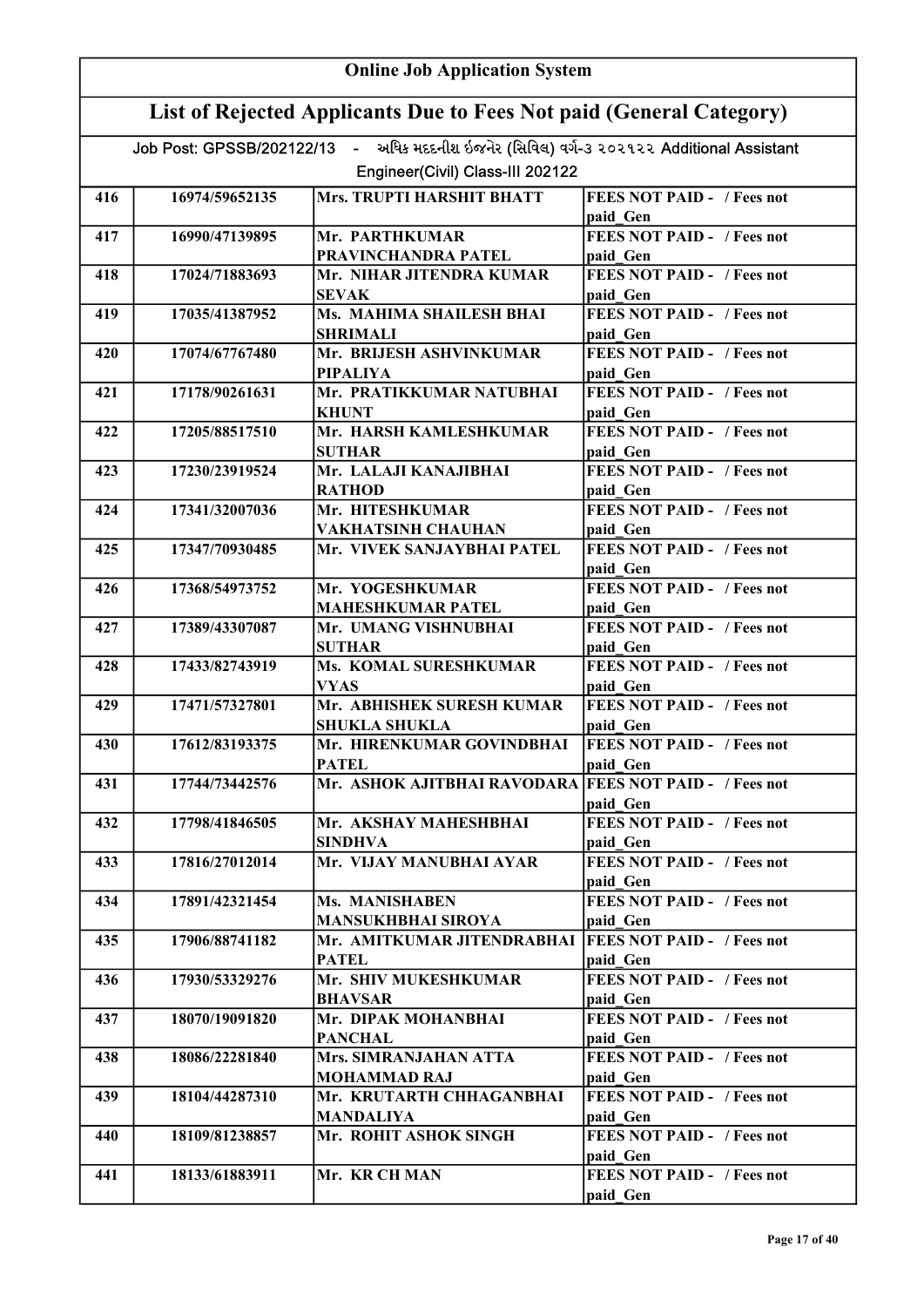# Online Job Application System

## List of Rejected Applicants Due to Fees Not paid (General Category)

Job Post: GPSSB/202122/13 - અધિક મદદનીશ ઇજનેર (સિવિલ) વર્ગ-૩ ૨૦૨૧૨૨ Additional Assistant Engineer(Civil) Class-III 202122

| | | | |
|---|---|---|---|
| 416 | 16974/59652135 | Mrs. TRUPTI HARSHIT BHATT | FEES NOT PAID - / Fees not paid_Gen |
| 417 | 16990/47139895 | Mr. PARTHKUMAR PRAVINCHANDRA PATEL | FEES NOT PAID - / Fees not paid_Gen |
| 418 | 17024/71883693 | Mr. NIHAR JITENDRA KUMAR SEVAK | FEES NOT PAID - / Fees not paid_Gen |
| 419 | 17035/41387952 | Ms. MAHIMA SHAILESH BHAI SHRIMALI | FEES NOT PAID - / Fees not paid_Gen |
| 420 | 17074/67767480 | Mr. BRIJESH ASHVINKUMAR PIPALIYA | FEES NOT PAID - / Fees not paid_Gen |
| 421 | 17178/90261631 | Mr. PRATIKKUMAR NATUBHAI KHUNT | FEES NOT PAID - / Fees not paid_Gen |
| 422 | 17205/88517510 | Mr. HARSH KAMLESHKUMAR SUTHAR | FEES NOT PAID - / Fees not paid_Gen |
| 423 | 17230/23919524 | Mr. LALAJI KANAJIBHAI RATHOD | FEES NOT PAID - / Fees not paid_Gen |
| 424 | 17341/32007036 | Mr. HITESHKUMAR VAKHATSINH CHAUHAN | FEES NOT PAID - / Fees not paid_Gen |
| 425 | 17347/70930485 | Mr. VIVEK SANJAYBHAI PATEL | FEES NOT PAID - / Fees not paid_Gen |
| 426 | 17368/54973752 | Mr. YOGESHKUMAR MAHESHKUMAR PATEL | FEES NOT PAID - / Fees not paid_Gen |
| 427 | 17389/43307087 | Mr. UMANG VISHNUBHAI SUTHAR | FEES NOT PAID - / Fees not paid_Gen |
| 428 | 17433/82743919 | Ms. KOMAL SURESHKUMAR VYAS | FEES NOT PAID - / Fees not paid_Gen |
| 429 | 17471/57327801 | Mr. ABHISHEK SURESH KUMAR SHUKLA SHUKLA | FEES NOT PAID - / Fees not paid_Gen |
| 430 | 17612/83193375 | Mr. HIRENKUMAR GOVINDBHAI PATEL | FEES NOT PAID - / Fees not paid_Gen |
| 431 | 17744/73442576 | Mr. ASHOK AJITBHAI RAVODARA | FEES NOT PAID - / Fees not paid_Gen |
| 432 | 17798/41846505 | Mr. AKSHAY MAHESHBHAI SINDHVA | FEES NOT PAID - / Fees not paid_Gen |
| 433 | 17816/27012014 | Mr. VIJAY MANUBHAI AYAR | FEES NOT PAID - / Fees not paid_Gen |
| 434 | 17891/42321454 | Ms. MANISHABEN MANSUKHBHAI SIROYA | FEES NOT PAID - / Fees not paid_Gen |
| 435 | 17906/88741182 | Mr. AMITKUMAR JITENDRABHAI PATEL | FEES NOT PAID - / Fees not paid_Gen |
| 436 | 17930/53329276 | Mr. SHIV MUKESHKUMAR BHAVSAR | FEES NOT PAID - / Fees not paid_Gen |
| 437 | 18070/19091820 | Mr. DIPAK MOHANBHAI PANCHAL | FEES NOT PAID - / Fees not paid_Gen |
| 438 | 18086/22281840 | Mrs. SIMRANJAHAN ATTA MOHAMMAD RAJ | FEES NOT PAID - / Fees not paid_Gen |
| 439 | 18104/44287310 | Mr. KRUTARTH CHHAGANBHAI MANDALIYA | FEES NOT PAID - / Fees not paid_Gen |
| 440 | 18109/81238857 | Mr. ROHIT ASHOK SINGH | FEES NOT PAID - / Fees not paid_Gen |
| 441 | 18133/61883911 | Mr. KR CH MAN | FEES NOT PAID - / Fees not paid_Gen |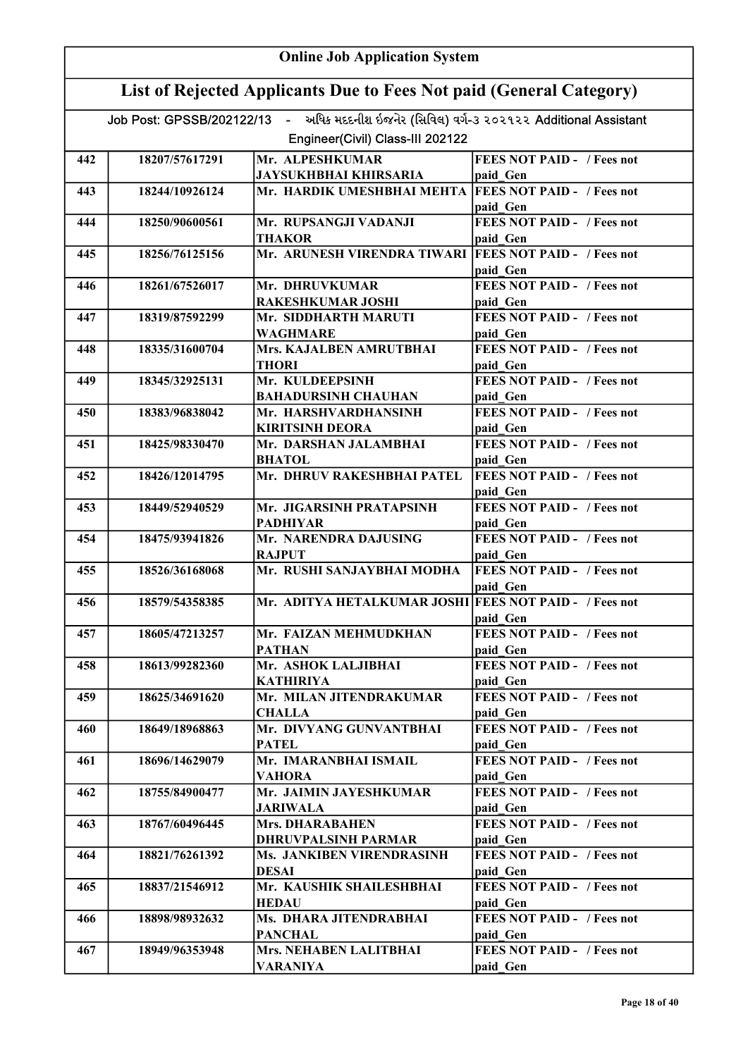# Online Job Application System

## List of Rejected Applicants Due to Fees Not paid (General Category)

Job Post: GPSSB/202122/13 - અધિક મદદનીશ ઇજનેર (સિવિલ) વર્ગ-૩ ૨૦૨૧૨૨ Additional Assistant Engineer(Civil) Class-III 202122

| | | | |
|---|---|---|---|
| 442 | 18207/57617291 | Mr. ALPESHKUMAR JAYSUKHBHAI KHIRSARIA | FEES NOT PAID - / Fees not paid_Gen |
| 443 | 18244/10926124 | Mr. HARDIK UMESHBHAI MEHTA | FEES NOT PAID - / Fees not paid_Gen |
| 444 | 18250/90600561 | Mr. RUPSANGJI VADANJI THAKOR | FEES NOT PAID - / Fees not paid_Gen |
| 445 | 18256/76125156 | Mr. ARUNESH VIRENDRA TIWARI | FEES NOT PAID - / Fees not paid_Gen |
| 446 | 18261/67526017 | Mr. DHRUVKUMAR RAKESHKUMAR JOSHI | FEES NOT PAID - / Fees not paid_Gen |
| 447 | 18319/87592299 | Mr. SIDDHARTH MARUTI WAGHMARE | FEES NOT PAID - / Fees not paid_Gen |
| 448 | 18335/31600704 | Mrs. KAJALBEN AMRUTBHAI THORI | FEES NOT PAID - / Fees not paid_Gen |
| 449 | 18345/32925131 | Mr. KULDEEPSINH BAHADURSINH CHAUHAN | FEES NOT PAID - / Fees not paid_Gen |
| 450 | 18383/96838042 | Mr. HARSHVARDHANSINH KIRITSINH DEORA | FEES NOT PAID - / Fees not paid_Gen |
| 451 | 18425/98330470 | Mr. DARSHAN JALAMBHAI BHATOL | FEES NOT PAID - / Fees not paid_Gen |
| 452 | 18426/12014795 | Mr. DHRUV RAKESHBHAI PATEL | FEES NOT PAID - / Fees not paid_Gen |
| 453 | 18449/52940529 | Mr. JIGARSINH PRATAPSINH PADHIYAR | FEES NOT PAID - / Fees not paid_Gen |
| 454 | 18475/93941826 | Mr. NARENDRA DAJUSING RAJPUT | FEES NOT PAID - / Fees not paid_Gen |
| 455 | 18526/36168068 | Mr. RUSHI SANJAYBHAI MODHA | FEES NOT PAID - / Fees not paid_Gen |
| 456 | 18579/54358385 | Mr. ADITYA HETALKUMAR JOSHI | FEES NOT PAID - / Fees not paid_Gen |
| 457 | 18605/47213257 | Mr. FAIZAN MEHMUDKHAN PATHAN | FEES NOT PAID - / Fees not paid_Gen |
| 458 | 18613/99282360 | Mr. ASHOK LALJIBHAI KATHIRIYA | FEES NOT PAID - / Fees not paid_Gen |
| 459 | 18625/34691620 | Mr. MILAN JITENDRAKUMAR CHALLA | FEES NOT PAID - / Fees not paid_Gen |
| 460 | 18649/18968863 | Mr. DIVYANG GUNVANTBHAI PATEL | FEES NOT PAID - / Fees not paid_Gen |
| 461 | 18696/14629079 | Mr. IMARANBHAI ISMAIL VAHORA | FEES NOT PAID - / Fees not paid_Gen |
| 462 | 18755/84900477 | Mr. JAIMIN JAYESHKUMAR JARIWALA | FEES NOT PAID - / Fees not paid_Gen |
| 463 | 18767/60496445 | Mrs. DHARABAHEN DHRUVPALSINH PARMAR | FEES NOT PAID - / Fees not paid_Gen |
| 464 | 18821/76261392 | Ms. JANKIBEN VIRENDRASINH DESAI | FEES NOT PAID - / Fees not paid_Gen |
| 465 | 18837/21546912 | Mr. KAUSHIK SHAILESHBHAI HEDAU | FEES NOT PAID - / Fees not paid_Gen |
| 466 | 18898/98932632 | Ms. DHARA JITENDRABHAI PANCHAL | FEES NOT PAID - / Fees not paid_Gen |
| 467 | 18949/96353948 | Mrs. NEHABEN LALITBHAI VARANIYA | FEES NOT PAID - / Fees not paid_Gen |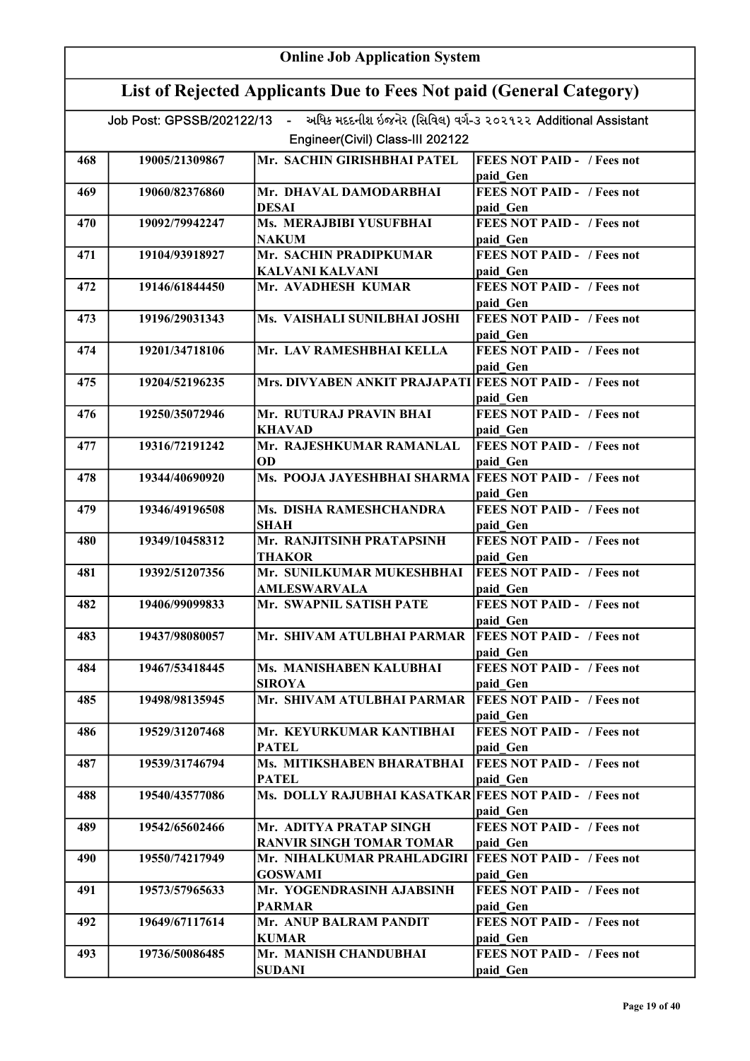# Online Job Application System

## List of Rejected Applicants Due to Fees Not paid (General Category)

Job Post: GPSSB/202122/13 - અધિક મદદનીશ ઇજનેર (સિવિલ) વર્ગ-૩ ૨૦૨૧૨૨ Additional Assistant Engineer(Civil) Class-III 202122

| | | | |
|---|---|---|---|
| 468 | 19005/21309867 | Mr. SACHIN GIRISHBHAI PATEL | FEES NOT PAID - / Fees not paid_Gen |
| 469 | 19060/82376860 | Mr. DHAVAL DAMODARBHAI DESAI | FEES NOT PAID - / Fees not paid_Gen |
| 470 | 19092/79942247 | Ms. MERAJBIBI YUSUFBHAI NAKUM | FEES NOT PAID - / Fees not paid_Gen |
| 471 | 19104/93918927 | Mr. SACHIN PRADIPKUMAR KALVANI KALVANI | FEES NOT PAID - / Fees not paid_Gen |
| 472 | 19146/61844450 | Mr. AVADHESH KUMAR | FEES NOT PAID - / Fees not paid_Gen |
| 473 | 19196/29031343 | Ms. VAISHALI SUNILBHAI JOSHI | FEES NOT PAID - / Fees not paid_Gen |
| 474 | 19201/34718106 | Mr. LAV RAMESHBHAI KELLA | FEES NOT PAID - / Fees not paid_Gen |
| 475 | 19204/52196235 | Mrs. DIVYABEN ANKIT PRAJAPATI | FEES NOT PAID - / Fees not paid_Gen |
| 476 | 19250/35072946 | Mr. RUTURAJ PRAVIN BHAI KHAVAD | FEES NOT PAID - / Fees not paid_Gen |
| 477 | 19316/72191242 | Mr. RAJESHKUMAR RAMANLAL OD | FEES NOT PAID - / Fees not paid_Gen |
| 478 | 19344/40690920 | Ms. POOJA JAYESHBHAI SHARMA | FEES NOT PAID - / Fees not paid_Gen |
| 479 | 19346/49196508 | Ms. DISHA RAMESHCHANDRA SHAH | FEES NOT PAID - / Fees not paid_Gen |
| 480 | 19349/10458312 | Mr. RANJITSINH PRATAPSINH THAKOR | FEES NOT PAID - / Fees not paid_Gen |
| 481 | 19392/51207356 | Mr. SUNILKUMAR MUKESHBHAI AMLESWARVALA | FEES NOT PAID - / Fees not paid_Gen |
| 482 | 19406/99099833 | Mr. SWAPNIL SATISH PATE | FEES NOT PAID - / Fees not paid_Gen |
| 483 | 19437/98080057 | Mr. SHIVAM ATULBHAI PARMAR | FEES NOT PAID - / Fees not paid_Gen |
| 484 | 19467/53418445 | Ms. MANISHABEN KALUBHAI SIROYA | FEES NOT PAID - / Fees not paid_Gen |
| 485 | 19498/98135945 | Mr. SHIVAM ATULBHAI PARMAR | FEES NOT PAID - / Fees not paid_Gen |
| 486 | 19529/31207468 | Mr. KEYURKUMAR KANTIBHAI PATEL | FEES NOT PAID - / Fees not paid_Gen |
| 487 | 19539/31746794 | Ms. MITIKSHABEN BHARATBHAI PATEL | FEES NOT PAID - / Fees not paid_Gen |
| 488 | 19540/43577086 | Ms. DOLLY RAJUBHAI KASATKAR | FEES NOT PAID - / Fees not paid_Gen |
| 489 | 19542/65602466 | Mr. ADITYA PRATAP SINGH RANVIR SINGH TOMAR TOMAR | FEES NOT PAID - / Fees not paid_Gen |
| 490 | 19550/74217949 | Mr. NIHALKUMAR PRAHLADGIRI GOSWAMI | FEES NOT PAID - / Fees not paid_Gen |
| 491 | 19573/57965633 | Mr. YOGENDRASINH AJABSINH PARMAR | FEES NOT PAID - / Fees not paid_Gen |
| 492 | 19649/67117614 | Mr. ANUP BALRAM PANDIT KUMAR | FEES NOT PAID - / Fees not paid_Gen |
| 493 | 19736/50086485 | Mr. MANISH CHANDUBHAI SUDANI | FEES NOT PAID - / Fees not paid_Gen |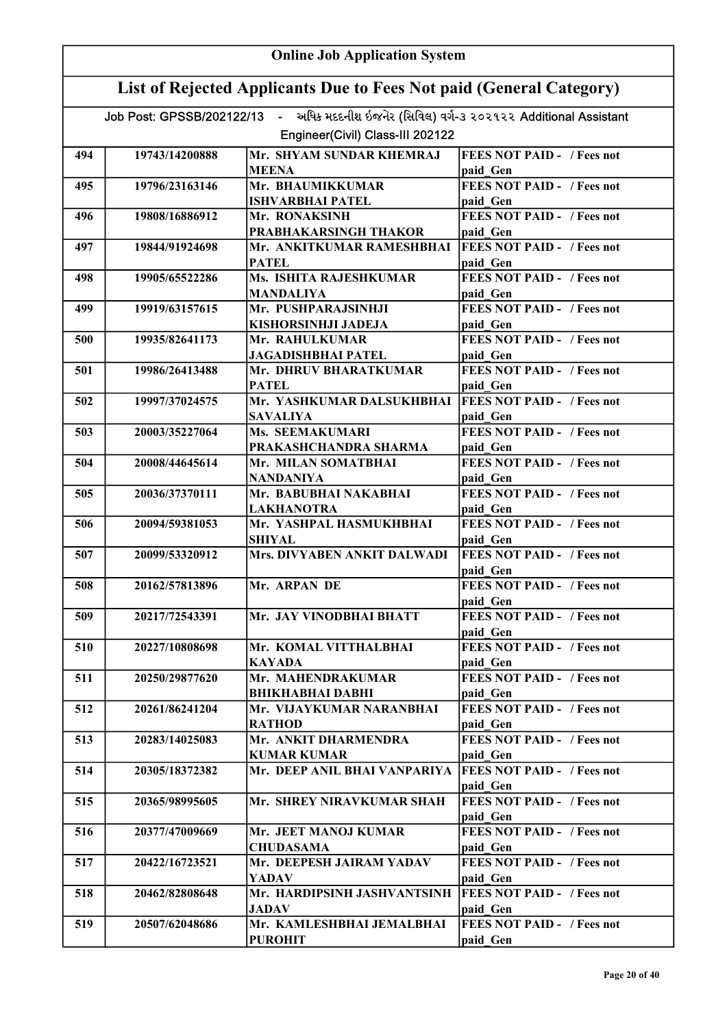# Online Job Application System

## List of Rejected Applicants Due to Fees Not paid (General Category)

Job Post: GPSSB/202122/13 - અધિક મદદનીશ ઇજનેર (સિવિલ) વર્ગ-૩ ૨૦૨૧૨૨ Additional Assistant Engineer(Civil) Class-III 202122

| | | | |
|---|---|---|---|
| 494 | 19743/14200888 | Mr. SHYAM SUNDAR KHEMRAJ MEENA | FEES NOT PAID - / Fees not paid_Gen |
| 495 | 19796/23163146 | Mr. BHAUMIKKUMAR ISHVARBHAI PATEL | FEES NOT PAID - / Fees not paid_Gen |
| 496 | 19808/16886912 | Mr. RONAKSINH PRABHAKARSINGH THAKOR | FEES NOT PAID - / Fees not paid_Gen |
| 497 | 19844/91924698 | Mr. ANKITKUMAR RAMESHBHAI PATEL | FEES NOT PAID - / Fees not paid_Gen |
| 498 | 19905/65522286 | Ms. ISHITA RAJESHKUMAR MANDALIYA | FEES NOT PAID - / Fees not paid_Gen |
| 499 | 19919/63157615 | Mr. PUSHPARAJSINHJI KISHORSINHJI JADEJA | FEES NOT PAID - / Fees not paid_Gen |
| 500 | 19935/82641173 | Mr. RAHULKUMAR JAGADISHBHAI PATEL | FEES NOT PAID - / Fees not paid_Gen |
| 501 | 19986/26413488 | Mr. DHRUV BHARATKUMAR PATEL | FEES NOT PAID - / Fees not paid_Gen |
| 502 | 19997/37024575 | Mr. YASHKUMAR DALSUKHBHAI SAVALIYA | FEES NOT PAID - / Fees not paid_Gen |
| 503 | 20003/35227064 | Ms. SEEMAKUMARI PRAKASHCHANDRA SHARMA | FEES NOT PAID - / Fees not paid_Gen |
| 504 | 20008/44645614 | Mr. MILAN SOMATBHAI NANDANIYA | FEES NOT PAID - / Fees not paid_Gen |
| 505 | 20036/37370111 | Mr. BABUBHAI NAKABHAI LAKHANOTRA | FEES NOT PAID - / Fees not paid_Gen |
| 506 | 20094/59381053 | Mr. YASHPAL HASMUKHBHAI SHIYAL | FEES NOT PAID - / Fees not paid_Gen |
| 507 | 20099/53320912 | Mrs. DIVYABEN ANKIT DALWADI | FEES NOT PAID - / Fees not paid_Gen |
| 508 | 20162/57813896 | Mr. ARPAN DE | FEES NOT PAID - / Fees not paid_Gen |
| 509 | 20217/72543391 | Mr. JAY VINODBHAI BHATT | FEES NOT PAID - / Fees not paid_Gen |
| 510 | 20227/10808698 | Mr. KOMAL VITTHALBHAI KAYADA | FEES NOT PAID - / Fees not paid_Gen |
| 511 | 20250/29877620 | Mr. MAHENDRAKUMAR BHIKHABHAI DABHI | FEES NOT PAID - / Fees not paid_Gen |
| 512 | 20261/86241204 | Mr. VIJAYKUMAR NARANBHAI RATHOD | FEES NOT PAID - / Fees not paid_Gen |
| 513 | 20283/14025083 | Mr. ANKIT DHARMENDRA KUMAR KUMAR | FEES NOT PAID - / Fees not paid_Gen |
| 514 | 20305/18372382 | Mr. DEEP ANIL BHAI VANPARIYA | FEES NOT PAID - / Fees not paid_Gen |
| 515 | 20365/98995605 | Mr. SHREY NIRAVKUMAR SHAH | FEES NOT PAID - / Fees not paid_Gen |
| 516 | 20377/47009669 | Mr. JEET MANOJ KUMAR CHUDASAMA | FEES NOT PAID - / Fees not paid_Gen |
| 517 | 20422/16723521 | Mr. DEEPESH JAIRAM YADAV YADAV | FEES NOT PAID - / Fees not paid_Gen |
| 518 | 20462/82808648 | Mr. HARDIPSINH JASHVANTSINH JADAV | FEES NOT PAID - / Fees not paid_Gen |
| 519 | 20507/62048686 | Mr. KAMLESHBHAI JEMALBHAI PUROHIT | FEES NOT PAID - / Fees not paid_Gen |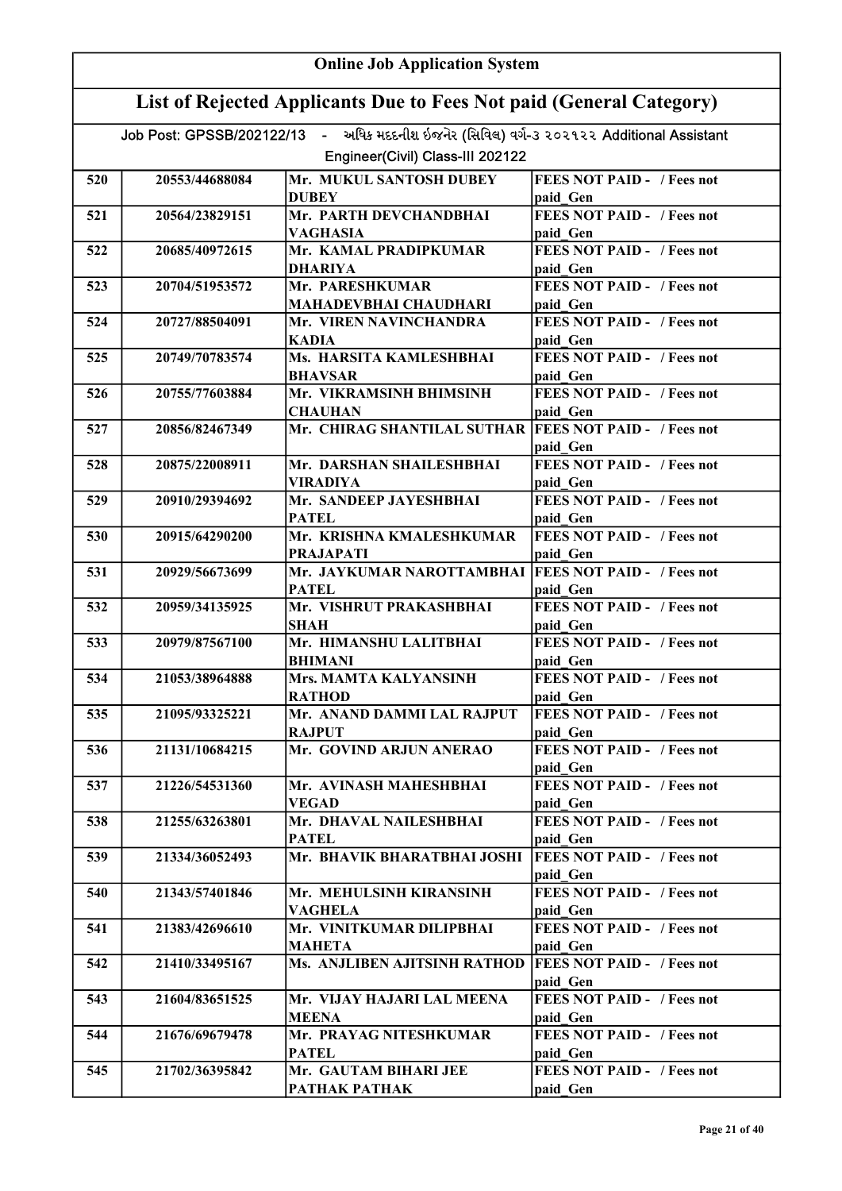# Online Job Application System

## List of Rejected Applicants Due to Fees Not paid (General Category)

Job Post: GPSSB/202122/13 - અધિક મદદનીશ ઇજનેર (સિવિલ) વર્ગ-૩ ૨૦૨૧૨૨ Additional Assistant Engineer(Civil) Class-III 202122

| | | | |
|---|---|---|---|
| 520 | 20553/44688084 | Mr. MUKUL SANTOSH DUBEY DUBEY | FEES NOT PAID - / Fees not paid_Gen |
| 521 | 20564/23829151 | Mr. PARTH DEVCHANDBHAI VAGHASIA | FEES NOT PAID - / Fees not paid_Gen |
| 522 | 20685/40972615 | Mr. KAMAL PRADIPKUMAR DHARIYA | FEES NOT PAID - / Fees not paid_Gen |
| 523 | 20704/51953572 | Mr. PARESHKUMAR MAHADEVBHAI CHAUDHARI | FEES NOT PAID - / Fees not paid_Gen |
| 524 | 20727/88504091 | Mr. VIREN NAVINCHANDRA KADIA | FEES NOT PAID - / Fees not paid_Gen |
| 525 | 20749/70783574 | Ms. HARSITA KAMLESHBHAI BHAVSAR | FEES NOT PAID - / Fees not paid_Gen |
| 526 | 20755/77603884 | Mr. VIKRAMSINH BHIMSINH CHAUHAN | FEES NOT PAID - / Fees not paid_Gen |
| 527 | 20856/82467349 | Mr. CHIRAG SHANTILAL SUTHAR | FEES NOT PAID - / Fees not paid_Gen |
| 528 | 20875/22008911 | Mr. DARSHAN SHAILESHBHAI VIRADIYA | FEES NOT PAID - / Fees not paid_Gen |
| 529 | 20910/29394692 | Mr. SANDEEP JAYESHBHAI PATEL | FEES NOT PAID - / Fees not paid_Gen |
| 530 | 20915/64290200 | Mr. KRISHNA KMALESHKUMAR PRAJAPATI | FEES NOT PAID - / Fees not paid_Gen |
| 531 | 20929/56673699 | Mr. JAYKUMAR NAROTTAMBHAI PATEL | FEES NOT PAID - / Fees not paid_Gen |
| 532 | 20959/34135925 | Mr. VISHRUT PRAKASHBHAI SHAH | FEES NOT PAID - / Fees not paid_Gen |
| 533 | 20979/87567100 | Mr. HIMANSHU LALITBHAI BHIMANI | FEES NOT PAID - / Fees not paid_Gen |
| 534 | 21053/38964888 | Mrs. MAMTA KALYANSINH RATHOD | FEES NOT PAID - / Fees not paid_Gen |
| 535 | 21095/93325221 | Mr. ANAND DAMMI LAL RAJPUT RAJPUT | FEES NOT PAID - / Fees not paid_Gen |
| 536 | 21131/10684215 | Mr. GOVIND ARJUN ANERAO | FEES NOT PAID - / Fees not paid_Gen |
| 537 | 21226/54531360 | Mr. AVINASH MAHESHBHAI VEGAD | FEES NOT PAID - / Fees not paid_Gen |
| 538 | 21255/63263801 | Mr. DHAVAL NAILESHBHAI PATEL | FEES NOT PAID - / Fees not paid_Gen |
| 539 | 21334/36052493 | Mr. BHAVIK BHARATBHAI JOSHI | FEES NOT PAID - / Fees not paid_Gen |
| 540 | 21343/57401846 | Mr. MEHULSINH KIRANSINH VAGHELA | FEES NOT PAID - / Fees not paid_Gen |
| 541 | 21383/42696610 | Mr. VINITKUMAR DILIPBHAI MAHETA | FEES NOT PAID - / Fees not paid_Gen |
| 542 | 21410/33495167 | Ms. ANJLIBEN AJITSINH RATHOD | FEES NOT PAID - / Fees not paid_Gen |
| 543 | 21604/83651525 | Mr. VIJAY HAJARI LAL MEENA MEENA | FEES NOT PAID - / Fees not paid_Gen |
| 544 | 21676/69679478 | Mr. PRAYAG NITESHKUMAR PATEL | FEES NOT PAID - / Fees not paid_Gen |
| 545 | 21702/36395842 | Mr. GAUTAM BIHARI JEE PATHAK PATHAK | FEES NOT PAID - / Fees not paid_Gen |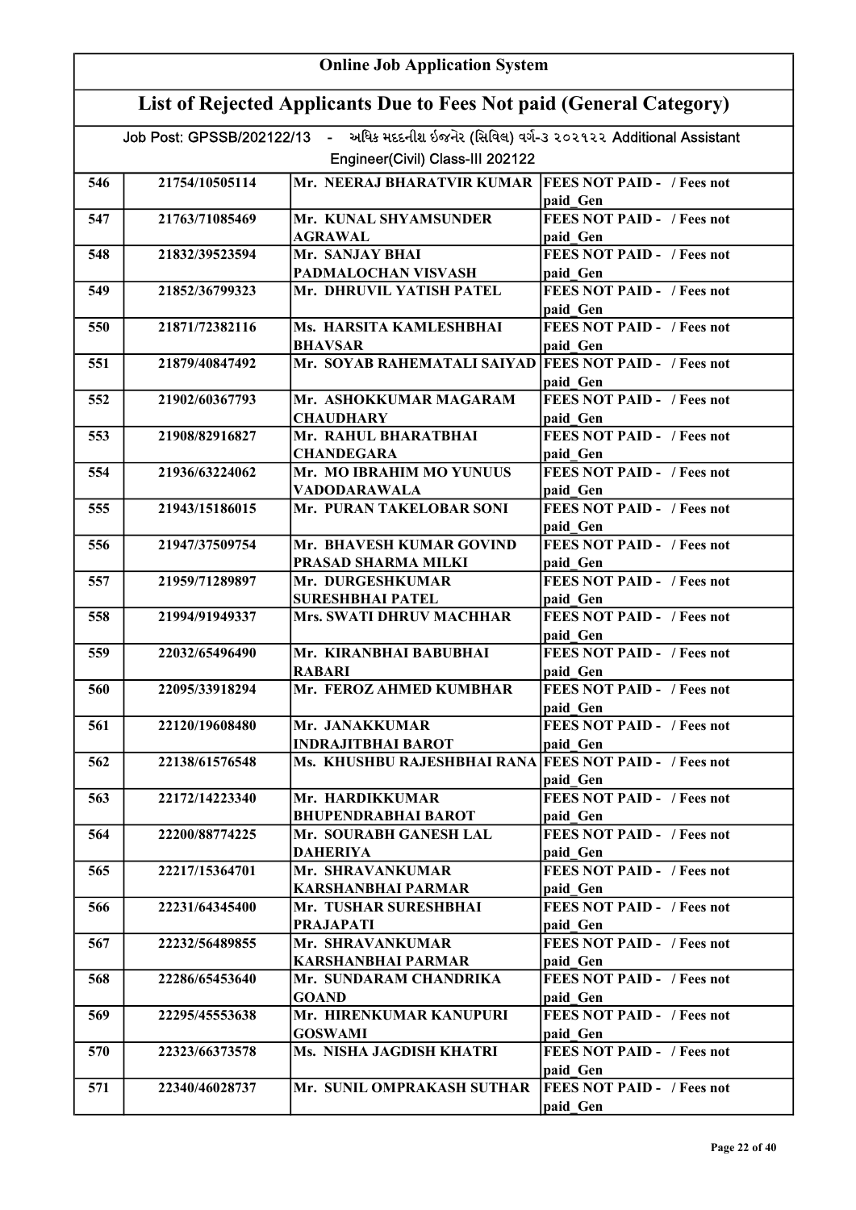# Online Job Application System

## List of Rejected Applicants Due to Fees Not paid (General Category)

Job Post: GPSSB/202122/13 - અધિક મદદનીશ ઇજનેર (સિવિલ) વર્ગ-૩ ૨૦૨૧૨૨ Additional Assistant Engineer(Civil) Class-III 202122

| | | | |
|---|---|---|---|
| 546 | 21754/10505114 | Mr. NEERAJ BHARATVIR KUMAR | FEES NOT PAID - / Fees not paid_Gen |
| 547 | 21763/71085469 | Mr. KUNAL SHYAMSUNDER AGRAWAL | FEES NOT PAID - / Fees not paid_Gen |
| 548 | 21832/39523594 | Mr. SANJAY BHAI PADMALOCHAN VISVASH | FEES NOT PAID - / Fees not paid_Gen |
| 549 | 21852/36799323 | Mr. DHRUVIL YATISH PATEL | FEES NOT PAID - / Fees not paid_Gen |
| 550 | 21871/72382116 | Ms. HARSITA KAMLESHBHAI BHAVSAR | FEES NOT PAID - / Fees not paid_Gen |
| 551 | 21879/40847492 | Mr. SOYAB RAHEMATALI SAIYAD | FEES NOT PAID - / Fees not paid_Gen |
| 552 | 21902/60367793 | Mr. ASHOKKUMAR MAGARAM CHAUDHARY | FEES NOT PAID - / Fees not paid_Gen |
| 553 | 21908/82916827 | Mr. RAHUL BHARATBHAI CHANDEGARA | FEES NOT PAID - / Fees not paid_Gen |
| 554 | 21936/63224062 | Mr. MO IBRAHIM MO YUNUUS VADODARAWALA | FEES NOT PAID - / Fees not paid_Gen |
| 555 | 21943/15186015 | Mr. PURAN TAKELOBAR SONI | FEES NOT PAID - / Fees not paid_Gen |
| 556 | 21947/37509754 | Mr. BHAVESH KUMAR GOVIND PRASAD SHARMA MILKI | FEES NOT PAID - / Fees not paid_Gen |
| 557 | 21959/71289897 | Mr. DURGESHKUMAR SURESHBHAI PATEL | FEES NOT PAID - / Fees not paid_Gen |
| 558 | 21994/91949337 | Mrs. SWATI DHRUV MACHHAR | FEES NOT PAID - / Fees not paid_Gen |
| 559 | 22032/65496490 | Mr. KIRANBHAI BABUBHAI RABARI | FEES NOT PAID - / Fees not paid_Gen |
| 560 | 22095/33918294 | Mr. FEROZ AHMED KUMBHAR | FEES NOT PAID - / Fees not paid_Gen |
| 561 | 22120/19608480 | Mr. JANAKKUMAR INDRAJITBHAI BAROT | FEES NOT PAID - / Fees not paid_Gen |
| 562 | 22138/61576548 | Ms. KHUSHBU RAJESHBHAI RANA | FEES NOT PAID - / Fees not paid_Gen |
| 563 | 22172/14223340 | Mr. HARDIKKUMAR BHUPENDRABHAI BAROT | FEES NOT PAID - / Fees not paid_Gen |
| 564 | 22200/88774225 | Mr. SOURABH GANESH LAL DAHERIYA | FEES NOT PAID - / Fees not paid_Gen |
| 565 | 22217/15364701 | Mr. SHRAVANKUMAR KARSHANBHAI PARMAR | FEES NOT PAID - / Fees not paid_Gen |
| 566 | 22231/64345400 | Mr. TUSHAR SURESHBHAI PRAJAPATI | FEES NOT PAID - / Fees not paid_Gen |
| 567 | 22232/56489855 | Mr. SHRAVANKUMAR KARSHANBHAI PARMAR | FEES NOT PAID - / Fees not paid_Gen |
| 568 | 22286/65453640 | Mr. SUNDARAM CHANDRIKA GOAND | FEES NOT PAID - / Fees not paid_Gen |
| 569 | 22295/45553638 | Mr. HIRENKUMAR KANUPURI GOSWAMI | FEES NOT PAID - / Fees not paid_Gen |
| 570 | 22323/66373578 | Ms. NISHA JAGDISH KHATRI | FEES NOT PAID - / Fees not paid_Gen |
| 571 | 22340/46028737 | Mr. SUNIL OMPRAKASH SUTHAR | FEES NOT PAID - / Fees not paid_Gen |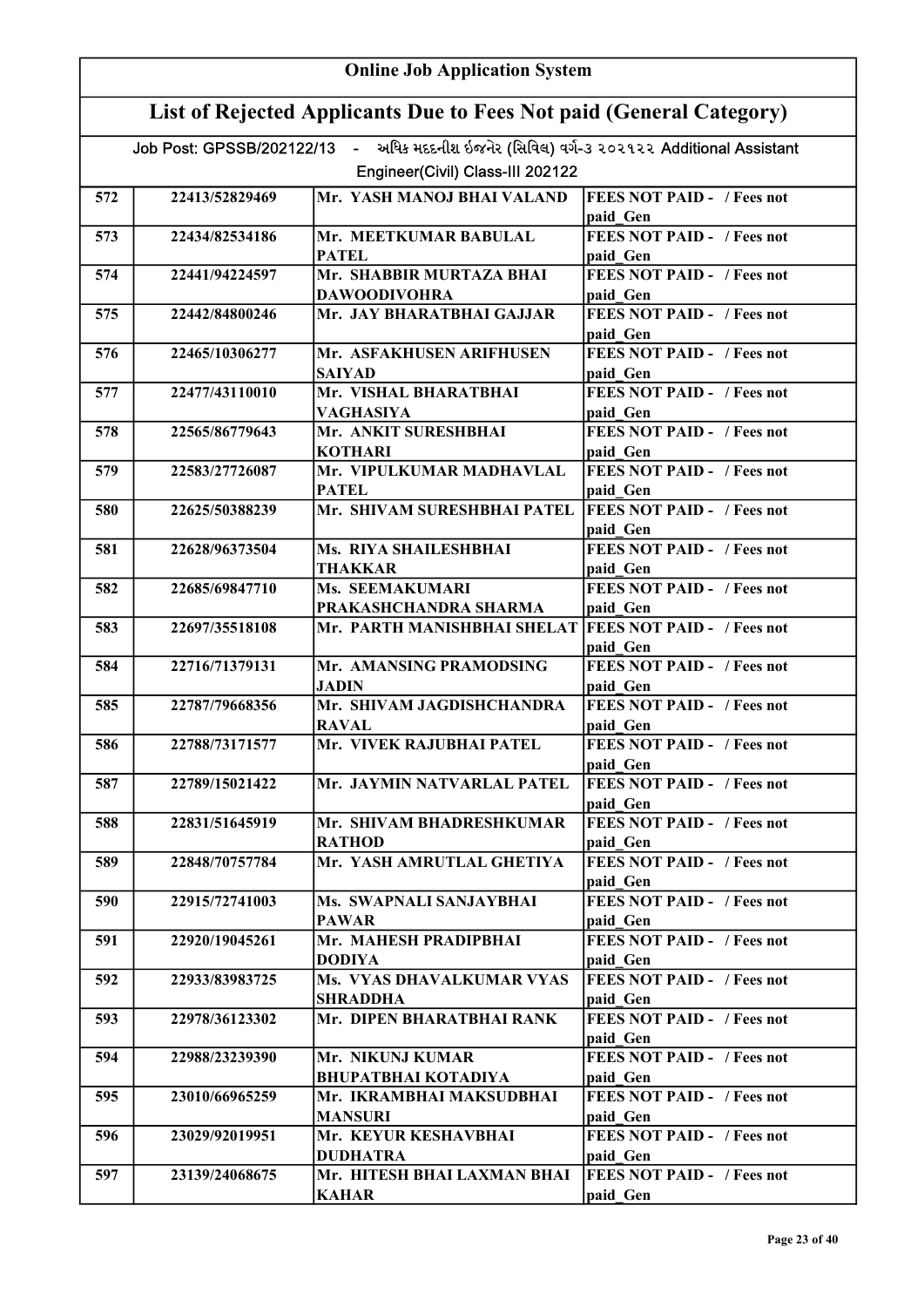## Online Job Application System

## List of Rejected Applicants Due to Fees Not paid (General Category)

Job Post: GPSSB/202122/13 - અધિક મદદનીશ ઇજનેર (સિવિલ) વર્ગ-૩ ૨૦૨૧૨૨ Additional Assistant Engineer(Civil) Class-III 202122

| | | | |
|---|---|---|---|
| 572 | 22413/52829469 | Mr. YASH MANOJ BHAI VALAND | FEES NOT PAID - / Fees not paid_Gen |
| 573 | 22434/82534186 | Mr. MEETKUMAR BABULAL PATEL | FEES NOT PAID - / Fees not paid_Gen |
| 574 | 22441/94224597 | Mr. SHABBIR MURTAZA BHAI DAWOODIVOHRA | FEES NOT PAID - / Fees not paid_Gen |
| 575 | 22442/84800246 | Mr. JAY BHARATBHAI GAJJAR | FEES NOT PAID - / Fees not paid_Gen |
| 576 | 22465/10306277 | Mr. ASFAKHUSEN ARIFHUSEN SAIYAD | FEES NOT PAID - / Fees not paid_Gen |
| 577 | 22477/43110010 | Mr. VISHAL BHARATBHAI VAGHASIYA | FEES NOT PAID - / Fees not paid_Gen |
| 578 | 22565/86779643 | Mr. ANKIT SURESHBHAI KOTHARI | FEES NOT PAID - / Fees not paid_Gen |
| 579 | 22583/27726087 | Mr. VIPULKUMAR MADHAVLAL PATEL | FEES NOT PAID - / Fees not paid_Gen |
| 580 | 22625/50388239 | Mr. SHIVAM SURESHBHAI PATEL | FEES NOT PAID - / Fees not paid_Gen |
| 581 | 22628/96373504 | Ms. RIYA SHAILESHBHAI THAKKAR | FEES NOT PAID - / Fees not paid_Gen |
| 582 | 22685/69847710 | Ms. SEEMAKUMARI PRAKASHCHANDRA SHARMA | FEES NOT PAID - / Fees not paid_Gen |
| 583 | 22697/35518108 | Mr. PARTH MANISHBHAI SHELAT | FEES NOT PAID - / Fees not paid_Gen |
| 584 | 22716/71379131 | Mr. AMANSING PRAMODSING JADIN | FEES NOT PAID - / Fees not paid_Gen |
| 585 | 22787/79668356 | Mr. SHIVAM JAGDISHCHANDRA RAVAL | FEES NOT PAID - / Fees not paid_Gen |
| 586 | 22788/73171577 | Mr. VIVEK RAJUBHAI PATEL | FEES NOT PAID - / Fees not paid_Gen |
| 587 | 22789/15021422 | Mr. JAYMIN NATVARLAL PATEL | FEES NOT PAID - / Fees not paid_Gen |
| 588 | 22831/51645919 | Mr. SHIVAM BHADRESHKUMAR RATHOD | FEES NOT PAID - / Fees not paid_Gen |
| 589 | 22848/70757784 | Mr. YASH AMRUTLAL GHETIYA | FEES NOT PAID - / Fees not paid_Gen |
| 590 | 22915/72741003 | Ms. SWAPNALI SANJAYBHAI PAWAR | FEES NOT PAID - / Fees not paid_Gen |
| 591 | 22920/19045261 | Mr. MAHESH PRADIPBHAI DODIYA | FEES NOT PAID - / Fees not paid_Gen |
| 592 | 22933/83983725 | Ms. VYAS DHAVALKUMAR VYAS SHRADDHA | FEES NOT PAID - / Fees not paid_Gen |
| 593 | 22978/36123302 | Mr. DIPEN BHARATBHAI RANK | FEES NOT PAID - / Fees not paid_Gen |
| 594 | 22988/23239390 | Mr. NIKUNJ KUMAR BHUPATBHAI KOTADIYA | FEES NOT PAID - / Fees not paid_Gen |
| 595 | 23010/66965259 | Mr. IKRAMBHAI MAKSUDBHAI MANSURI | FEES NOT PAID - / Fees not paid_Gen |
| 596 | 23029/92019951 | Mr. KEYUR KESHAVBHAI DUDHATRA | FEES NOT PAID - / Fees not paid_Gen |
| 597 | 23139/24068675 | Mr. HITESH BHAI LAXMAN BHAI KAHAR | FEES NOT PAID - / Fees not paid_Gen |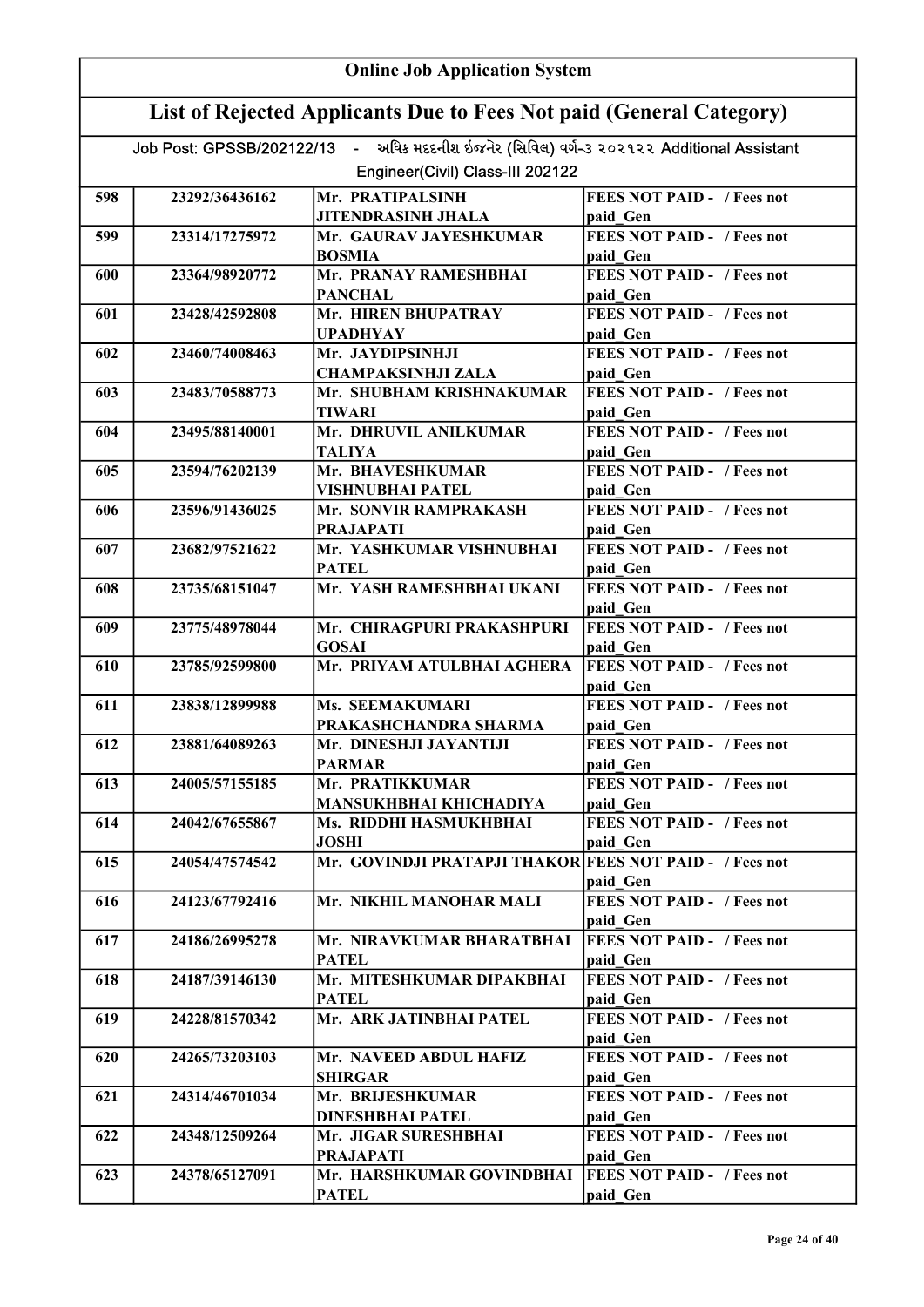# Online Job Application System

## List of Rejected Applicants Due to Fees Not paid (General Category)

Job Post: GPSSB/202122/13 - અધિક મદદનીશ ઇજનેર (સિવિલ) વર્ગ-૩ ૨૦૨૧૨૨ Additional Assistant Engineer(Civil) Class-III 202122

| | | | |
|---|---|---|---|
| 598 | 23292/36436162 | Mr. PRATIPALSINH JITENDRASINH JHALA | FEES NOT PAID - / Fees not paid_Gen |
| 599 | 23314/17275972 | Mr. GAURAV JAYESHKUMAR BOSMIA | FEES NOT PAID - / Fees not paid_Gen |
| 600 | 23364/98920772 | Mr. PRANAY RAMESHBHAI PANCHAL | FEES NOT PAID - / Fees not paid_Gen |
| 601 | 23428/42592808 | Mr. HIREN BHUPATRAY UPADHYAY | FEES NOT PAID - / Fees not paid_Gen |
| 602 | 23460/74008463 | Mr. JAYDIPSINHJI CHAMPAKSINHJI ZALA | FEES NOT PAID - / Fees not paid_Gen |
| 603 | 23483/70588773 | Mr. SHUBHAM KRISHNAKUMAR TIWARI | FEES NOT PAID - / Fees not paid_Gen |
| 604 | 23495/88140001 | Mr. DHRUVIL ANILKUMAR TALIYA | FEES NOT PAID - / Fees not paid_Gen |
| 605 | 23594/76202139 | Mr. BHAVESHKUMAR VISHNUBHAI PATEL | FEES NOT PAID - / Fees not paid_Gen |
| 606 | 23596/91436025 | Mr. SONVIR RAMPRAKASH PRAJAPATI | FEES NOT PAID - / Fees not paid_Gen |
| 607 | 23682/97521622 | Mr. YASHKUMAR VISHNUBHAI PATEL | FEES NOT PAID - / Fees not paid_Gen |
| 608 | 23735/68151047 | Mr. YASH RAMESHBHAI UKANI | FEES NOT PAID - / Fees not paid_Gen |
| 609 | 23775/48978044 | Mr. CHIRAGPURI PRAKASHPURI GOSAI | FEES NOT PAID - / Fees not paid_Gen |
| 610 | 23785/92599800 | Mr. PRIYAM ATULBHAI AGHERA | FEES NOT PAID - / Fees not paid_Gen |
| 611 | 23838/12899988 | Ms. SEEMAKUMARI PRAKASHCHANDRA SHARMA | FEES NOT PAID - / Fees not paid_Gen |
| 612 | 23881/64089263 | Mr. DINESHJI JAYANTIJI PARMAR | FEES NOT PAID - / Fees not paid_Gen |
| 613 | 24005/57155185 | Mr. PRATIKKUMAR MANSUKHBHAI KHICHADIYA | FEES NOT PAID - / Fees not paid_Gen |
| 614 | 24042/67655867 | Ms. RIDDHI HASMUKHBHAI JOSHI | FEES NOT PAID - / Fees not paid_Gen |
| 615 | 24054/47574542 | Mr. GOVINDJI PRATAPJI THAKOR | FEES NOT PAID - / Fees not paid_Gen |
| 616 | 24123/67792416 | Mr. NIKHIL MANOHAR MALI | FEES NOT PAID - / Fees not paid_Gen |
| 617 | 24186/26995278 | Mr. NIRAVKUMAR BHARATBHAI PATEL | FEES NOT PAID - / Fees not paid_Gen |
| 618 | 24187/39146130 | Mr. MITESHKUMAR DIPAKBHAI PATEL | FEES NOT PAID - / Fees not paid_Gen |
| 619 | 24228/81570342 | Mr. ARK JATINBHAI PATEL | FEES NOT PAID - / Fees not paid_Gen |
| 620 | 24265/73203103 | Mr. NAVEED ABDUL HAFIZ SHIRGAR | FEES NOT PAID - / Fees not paid_Gen |
| 621 | 24314/46701034 | Mr. BRIJESHKUMAR DINESHBHAI PATEL | FEES NOT PAID - / Fees not paid_Gen |
| 622 | 24348/12509264 | Mr. JIGAR SURESHBHAI PRAJAPATI | FEES NOT PAID - / Fees not paid_Gen |
| 623 | 24378/65127091 | Mr. HARSHKUMAR GOVINDBHAI PATEL | FEES NOT PAID - / Fees not paid_Gen |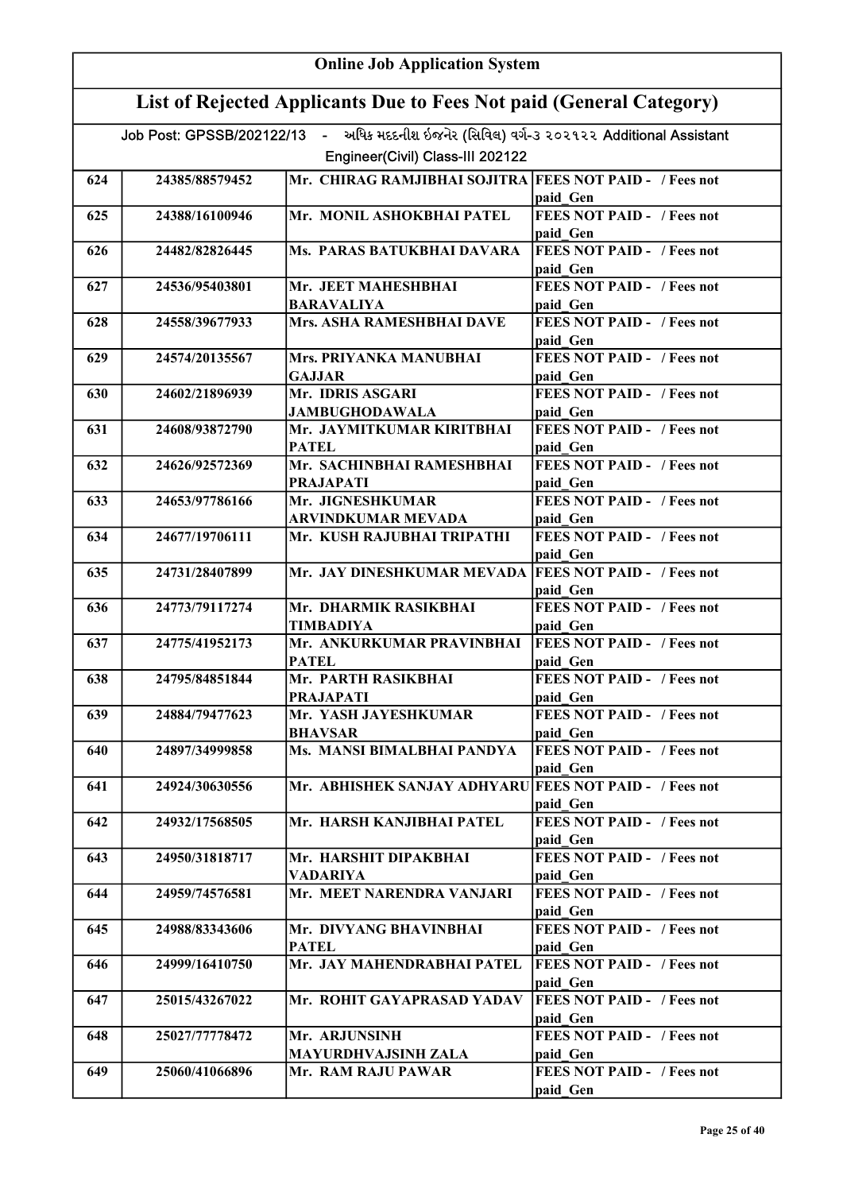| Online Job Application System | | | |
|---|---|---|---|
| **List of Rejected Applicants Due to Fees Not paid (General Category)** | | | |
| Job Post: GPSSB/202122/13 - અધિક મદદનીશ ઈજનેર (સિવિલ) વર્ગ-૩ ૨૦૨૧૨૨ Additional Assistant Engineer(Civil) Class-III 202122 | | | |
| 624 | 24385/88579452 | Mr. CHIRAG RAMJIBHAI SOJITRA | FEES NOT PAID - / Fees not paid_Gen |
| 625 | 24388/16100946 | Mr. MONIL ASHOKBHAI PATEL | FEES NOT PAID - / Fees not paid_Gen |
| 626 | 24482/82826445 | Ms. PARAS BATUKBHAI DAVARA | FEES NOT PAID - / Fees not paid_Gen |
| 627 | 24536/95403801 | Mr. JEET MAHESHBHAI BARAVALIYA | FEES NOT PAID - / Fees not paid_Gen |
| 628 | 24558/39677933 | Mrs. ASHA RAMESHBHAI DAVE | FEES NOT PAID - / Fees not paid_Gen |
| 629 | 24574/20135567 | Mrs. PRIYANKA MANUBHAI GAJJAR | FEES NOT PAID - / Fees not paid_Gen |
| 630 | 24602/21896939 | Mr. IDRIS ASGARI JAMBUGHODAWALA | FEES NOT PAID - / Fees not paid_Gen |
| 631 | 24608/93872790 | Mr. JAYMITKUMAR KIRITBHAI PATEL | FEES NOT PAID - / Fees not paid_Gen |
| 632 | 24626/92572369 | Mr. SACHINBHAI RAMESHBHAI PRAJAPATI | FEES NOT PAID - / Fees not paid_Gen |
| 633 | 24653/97786166 | Mr. JIGNESHKUMAR ARVINDKUMAR MEVADA | FEES NOT PAID - / Fees not paid_Gen |
| 634 | 24677/19706111 | Mr. KUSH RAJUBHAI TRIPATHI | FEES NOT PAID - / Fees not paid_Gen |
| 635 | 24731/28407899 | Mr. JAY DINESHKUMAR MEVADA | FEES NOT PAID - / Fees not paid_Gen |
| 636 | 24773/79117274 | Mr. DHARMIK RASIKBHAI TIMBADIYA | FEES NOT PAID - / Fees not paid_Gen |
| 637 | 24775/41952173 | Mr. ANKURKUMAR PRAVINBHAI PATEL | FEES NOT PAID - / Fees not paid_Gen |
| 638 | 24795/84851844 | Mr. PARTH RASIKBHAI PRAJAPATI | FEES NOT PAID - / Fees not paid_Gen |
| 639 | 24884/79477623 | Mr. YASH JAYESHKUMAR BHAVSAR | FEES NOT PAID - / Fees not paid_Gen |
| 640 | 24897/34999858 | Ms. MANSI BIMALBHAI PANDYA | FEES NOT PAID - / Fees not paid_Gen |
| 641 | 24924/30630556 | Mr. ABHISHEK SANJAY ADHYARU | FEES NOT PAID - / Fees not paid_Gen |
| 642 | 24932/17568505 | Mr. HARSH KANJIBHAI PATEL | FEES NOT PAID - / Fees not paid_Gen |
| 643 | 24950/31818717 | Mr. HARSHIT DIPAKBHAI VADARIYA | FEES NOT PAID - / Fees not paid_Gen |
| 644 | 24959/74576581 | Mr. MEET NARENDRA VANJARI | FEES NOT PAID - / Fees not paid_Gen |
| 645 | 24988/83343606 | Mr. DIVYANG BHAVINBHAI PATEL | FEES NOT PAID - / Fees not paid_Gen |
| 646 | 24999/16410750 | Mr. JAY MAHENDRABHAI PATEL | FEES NOT PAID - / Fees not paid_Gen |
| 647 | 25015/43267022 | Mr. ROHIT GAYAPRASAD YADAV | FEES NOT PAID - / Fees not paid_Gen |
| 648 | 25027/77778472 | Mr. ARJUNSINH MAYURDHVAJSINH ZALA | FEES NOT PAID - / Fees not paid_Gen |
| 649 | 25060/41066896 | Mr. RAM RAJU PAWAR | FEES NOT PAID - / Fees not paid_Gen |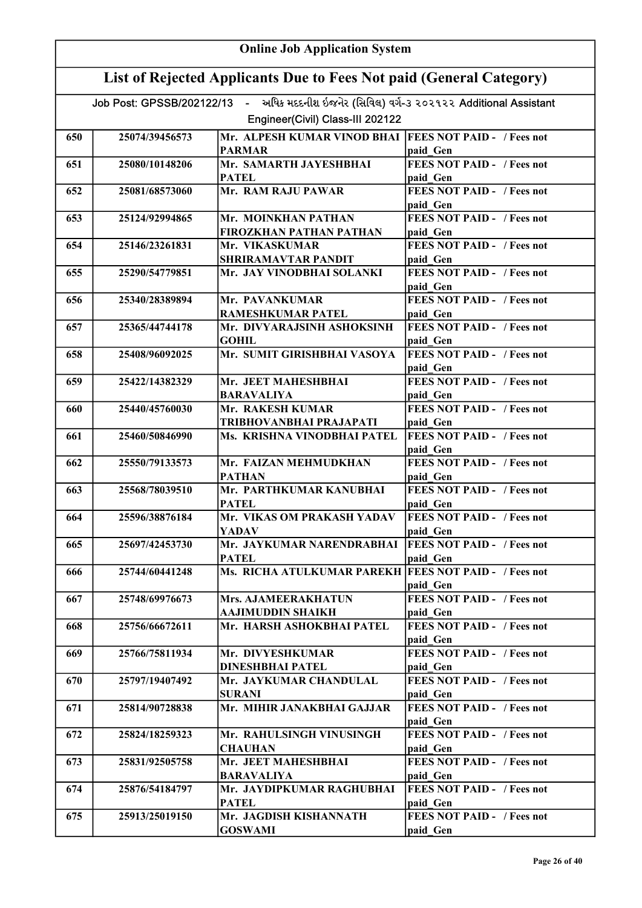# Online Job Application System

## List of Rejected Applicants Due to Fees Not paid (General Category)

Job Post: GPSSB/202122/13 - અધિક મદદનીશ ઇજનેર (સિવિલ) વર્ગ-૩ ૨૦૨૧૨૨ Additional Assistant Engineer(Civil) Class-III 202122

| | | | |
|---|---|---|---|
| 650 | 25074/39456573 | Mr. ALPESH KUMAR VINOD BHAI PARMAR | FEES NOT PAID - / Fees not paid_Gen |
| 651 | 25080/10148206 | Mr. SAMARTH JAYESHBHAI PATEL | FEES NOT PAID - / Fees not paid_Gen |
| 652 | 25081/68573060 | Mr. RAM RAJU PAWAR | FEES NOT PAID - / Fees not paid_Gen |
| 653 | 25124/92994865 | Mr. MOINKHAN PATHAN FIROZKHAN PATHAN PATHAN | FEES NOT PAID - / Fees not paid_Gen |
| 654 | 25146/23261831 | Mr. VIKASKUMAR SHRIRAMAVTAR PANDIT | FEES NOT PAID - / Fees not paid_Gen |
| 655 | 25290/54779851 | Mr. JAY VINODBHAI SOLANKI | FEES NOT PAID - / Fees not paid_Gen |
| 656 | 25340/28389894 | Mr. PAVANKUMAR RAMESHKUMAR PATEL | FEES NOT PAID - / Fees not paid_Gen |
| 657 | 25365/44744178 | Mr. DIVYARAJSINH ASHOKSINH GOHIL | FEES NOT PAID - / Fees not paid_Gen |
| 658 | 25408/96092025 | Mr. SUMIT GIRISHBHAI VASOYA | FEES NOT PAID - / Fees not paid_Gen |
| 659 | 25422/14382329 | Mr. JEET MAHESHBHAI BARAVALIYA | FEES NOT PAID - / Fees not paid_Gen |
| 660 | 25440/45760030 | Mr. RAKESH KUMAR TRIBHOVANBHAI PRAJAPATI | FEES NOT PAID - / Fees not paid_Gen |
| 661 | 25460/50846990 | Ms. KRISHNA VINODBHAI PATEL | FEES NOT PAID - / Fees not paid_Gen |
| 662 | 25550/79133573 | Mr. FAIZAN MEHMUDKHAN PATHAN | FEES NOT PAID - / Fees not paid_Gen |
| 663 | 25568/78039510 | Mr. PARTHKUMAR KANUBHAI PATEL | FEES NOT PAID - / Fees not paid_Gen |
| 664 | 25596/38876184 | Mr. VIKAS OM PRAKASH YADAV YADAV | FEES NOT PAID - / Fees not paid_Gen |
| 665 | 25697/42453730 | Mr. JAYKUMAR NARENDRABHAI PATEL | FEES NOT PAID - / Fees not paid_Gen |
| 666 | 25744/60441248 | Ms. RICHA ATULKUMAR PAREKH | FEES NOT PAID - / Fees not paid_Gen |
| 667 | 25748/69976673 | Mrs. AJAMEERAKHATUN AAJIMUDDIN SHAIKH | FEES NOT PAID - / Fees not paid_Gen |
| 668 | 25756/66672611 | Mr. HARSH ASHOKBHAI PATEL | FEES NOT PAID - / Fees not paid_Gen |
| 669 | 25766/75811934 | Mr. DIVYESHKUMAR DINESHBHAI PATEL | FEES NOT PAID - / Fees not paid_Gen |
| 670 | 25797/19407492 | Mr. JAYKUMAR CHANDULAL SURANI | FEES NOT PAID - / Fees not paid_Gen |
| 671 | 25814/90728838 | Mr. MIHIR JANAKBHAI GAJJAR | FEES NOT PAID - / Fees not paid_Gen |
| 672 | 25824/18259323 | Mr. RAHULSINGH VINUSINGH CHAUHAN | FEES NOT PAID - / Fees not paid_Gen |
| 673 | 25831/92505758 | Mr. JEET MAHESHBHAI BARAVALIYA | FEES NOT PAID - / Fees not paid_Gen |
| 674 | 25876/54184797 | Mr. JAYDIPKUMAR RAGHUBHAI PATEL | FEES NOT PAID - / Fees not paid_Gen |
| 675 | 25913/25019150 | Mr. JAGDISH KISHANNATH GOSWAMI | FEES NOT PAID - / Fees not paid_Gen |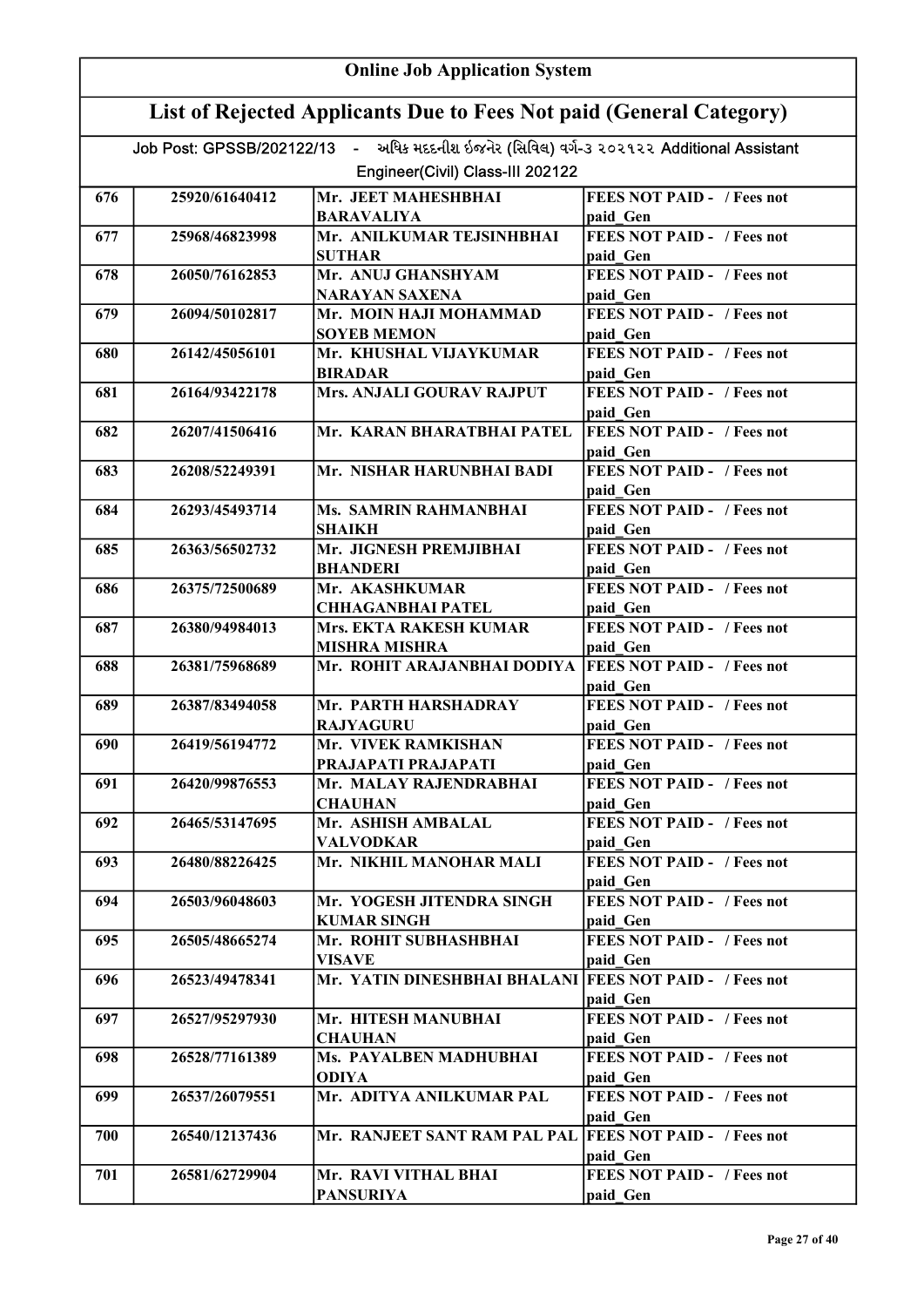# Online Job Application System

## List of Rejected Applicants Due to Fees Not paid (General Category)

Job Post: GPSSB/202122/13 - અધિક મદદનીશ ઇજનેર (સિવિલ) વર્ગ-૩ ૨૦૨૧૨૨ Additional Assistant Engineer(Civil) Class-III 202122

| | | | |
|---|---|---|---|
| 676 | 25920/61640412 | Mr. JEET MAHESHBHAI BARAVALIYA | FEES NOT PAID - / Fees not paid_Gen |
| 677 | 25968/46823998 | Mr. ANILKUMAR TEJSINHBHAI SUTHAR | FEES NOT PAID - / Fees not paid_Gen |
| 678 | 26050/76162853 | Mr. ANUJ GHANSHYAM NARAYAN SAXENA | FEES NOT PAID - / Fees not paid_Gen |
| 679 | 26094/50102817 | Mr. MOIN HAJI MOHAMMAD SOYEB MEMON | FEES NOT PAID - / Fees not paid_Gen |
| 680 | 26142/45056101 | Mr. KHUSHAL VIJAYKUMAR BIRADAR | FEES NOT PAID - / Fees not paid_Gen |
| 681 | 26164/93422178 | Mrs. ANJALI GOURAV RAJPUT | FEES NOT PAID - / Fees not paid_Gen |
| 682 | 26207/41506416 | Mr. KARAN BHARATBHAI PATEL | FEES NOT PAID - / Fees not paid_Gen |
| 683 | 26208/52249391 | Mr. NISHAR HARUNBHAI BADI | FEES NOT PAID - / Fees not paid_Gen |
| 684 | 26293/45493714 | Ms. SAMRIN RAHMANBHAI SHAIKH | FEES NOT PAID - / Fees not paid_Gen |
| 685 | 26363/56502732 | Mr. JIGNESH PREMJIBHAI BHANDERI | FEES NOT PAID - / Fees not paid_Gen |
| 686 | 26375/72500689 | Mr. AKASHKUMAR CHHAGANBHAI PATEL | FEES NOT PAID - / Fees not paid_Gen |
| 687 | 26380/94984013 | Mrs. EKTA RAKESH KUMAR MISHRA MISHRA | FEES NOT PAID - / Fees not paid_Gen |
| 688 | 26381/75968689 | Mr. ROHIT ARAJANBHAI DODIYA | FEES NOT PAID - / Fees not paid_Gen |
| 689 | 26387/83494058 | Mr. PARTH HARSHADRAY RAJYAGURU | FEES NOT PAID - / Fees not paid_Gen |
| 690 | 26419/56194772 | Mr. VIVEK RAMKISHAN PRAJAPATI PRAJAPATI | FEES NOT PAID - / Fees not paid_Gen |
| 691 | 26420/99876553 | Mr. MALAY RAJENDRABHAI CHAUHAN | FEES NOT PAID - / Fees not paid_Gen |
| 692 | 26465/53147695 | Mr. ASHISH AMBALAL VALVODKAR | FEES NOT PAID - / Fees not paid_Gen |
| 693 | 26480/88226425 | Mr. NIKHIL MANOHAR MALI | FEES NOT PAID - / Fees not paid_Gen |
| 694 | 26503/96048603 | Mr. YOGESH JITENDRA SINGH KUMAR SINGH | FEES NOT PAID - / Fees not paid_Gen |
| 695 | 26505/48665274 | Mr. ROHIT SUBHASHBHAI VISAVE | FEES NOT PAID - / Fees not paid_Gen |
| 696 | 26523/49478341 | Mr. YATIN DINESHBHAI BHALANI | FEES NOT PAID - / Fees not paid_Gen |
| 697 | 26527/95297930 | Mr. HITESH MANUBHAI CHAUHAN | FEES NOT PAID - / Fees not paid_Gen |
| 698 | 26528/77161389 | Ms. PAYALBEN MADHUBHAI ODIYA | FEES NOT PAID - / Fees not paid_Gen |
| 699 | 26537/26079551 | Mr. ADITYA ANILKUMAR PAL | FEES NOT PAID - / Fees not paid_Gen |
| 700 | 26540/12137436 | Mr. RANJEET SANT RAM PAL PAL | FEES NOT PAID - / Fees not paid_Gen |
| 701 | 26581/62729904 | Mr. RAVI VITHAL BHAI PANSURIYA | FEES NOT PAID - / Fees not paid_Gen |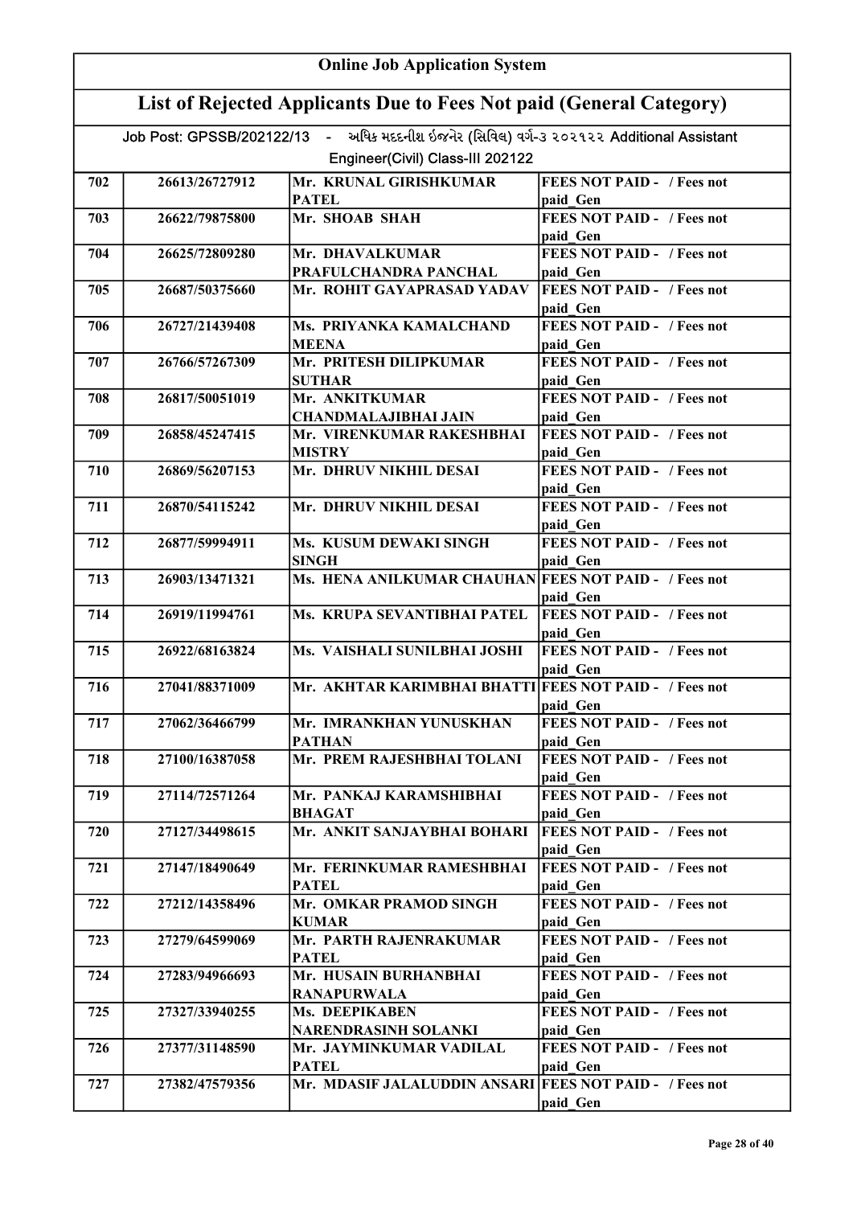# Online Job Application System

## List of Rejected Applicants Due to Fees Not paid (General Category)

Job Post: GPSSB/202122/13 - અધિક મદદનીશ ઇજનેર (સિવિલ) વર્ગ-૩ ૨૦૨૧૨૨ Additional Assistant Engineer(Civil) Class-III 202122

| | | | |
|---|---|---|---|
| 702 | 26613/26727912 | Mr. KRUNAL GIRISHKUMAR PATEL | FEES NOT PAID - / Fees not paid_Gen |
| 703 | 26622/79875800 | Mr. SHOAB SHAH | FEES NOT PAID - / Fees not paid_Gen |
| 704 | 26625/72809280 | Mr. DHAVALKUMAR PRAFULCHANDRA PANCHAL | FEES NOT PAID - / Fees not paid_Gen |
| 705 | 26687/50375660 | Mr. ROHIT GAYAPRASAD YADAV | FEES NOT PAID - / Fees not paid_Gen |
| 706 | 26727/21439408 | Ms. PRIYANKA KAMALCHAND MEENA | FEES NOT PAID - / Fees not paid_Gen |
| 707 | 26766/57267309 | Mr. PRITESH DILIPKUMAR SUTHAR | FEES NOT PAID - / Fees not paid_Gen |
| 708 | 26817/50051019 | Mr. ANKITKUMAR CHANDMALAJIBHAI JAIN | FEES NOT PAID - / Fees not paid_Gen |
| 709 | 26858/45247415 | Mr. VIRENKUMAR RAKESHBHAI MISTRY | FEES NOT PAID - / Fees not paid_Gen |
| 710 | 26869/56207153 | Mr. DHRUV NIKHIL DESAI | FEES NOT PAID - / Fees not paid_Gen |
| 711 | 26870/54115242 | Mr. DHRUV NIKHIL DESAI | FEES NOT PAID - / Fees not paid_Gen |
| 712 | 26877/59994911 | Ms. KUSUM DEWAKI SINGH SINGH | FEES NOT PAID - / Fees not paid_Gen |
| 713 | 26903/13471321 | Ms. HENA ANILKUMAR CHAUHAN | FEES NOT PAID - / Fees not paid_Gen |
| 714 | 26919/11994761 | Ms. KRUPA SEVANTIBHAI PATEL | FEES NOT PAID - / Fees not paid_Gen |
| 715 | 26922/68163824 | Ms. VAISHALI SUNILBHAI JOSHI | FEES NOT PAID - / Fees not paid_Gen |
| 716 | 27041/88371009 | Mr. AKHTAR KARIMBHAI BHATTI | FEES NOT PAID - / Fees not paid_Gen |
| 717 | 27062/36466799 | Mr. IMRANKHAN YUNUSKHAN PATHAN | FEES NOT PAID - / Fees not paid_Gen |
| 718 | 27100/16387058 | Mr. PREM RAJESHBHAI TOLANI | FEES NOT PAID - / Fees not paid_Gen |
| 719 | 27114/72571264 | Mr. PANKAJ KARAMSHIBHAI BHAGAT | FEES NOT PAID - / Fees not paid_Gen |
| 720 | 27127/34498615 | Mr. ANKIT SANJAYBHAI BOHARI | FEES NOT PAID - / Fees not paid_Gen |
| 721 | 27147/18490649 | Mr. FERINKUMAR RAMESHBHAI PATEL | FEES NOT PAID - / Fees not paid_Gen |
| 722 | 27212/14358496 | Mr. OMKAR PRAMOD SINGH KUMAR | FEES NOT PAID - / Fees not paid_Gen |
| 723 | 27279/64599069 | Mr. PARTH RAJENRAKUMAR PATEL | FEES NOT PAID - / Fees not paid_Gen |
| 724 | 27283/94966693 | Mr. HUSAIN BURHANBHAI RANAPURWALA | FEES NOT PAID - / Fees not paid_Gen |
| 725 | 27327/33940255 | Ms. DEEPIKABEN NARENDRASINH SOLANKI | FEES NOT PAID - / Fees not paid_Gen |
| 726 | 27377/31148590 | Mr. JAYMINKUMAR VADILAL PATEL | FEES NOT PAID - / Fees not paid_Gen |
| 727 | 27382/47579356 | Mr. MDASIF JALALUDDIN ANSARI | FEES NOT PAID - / Fees not paid_Gen |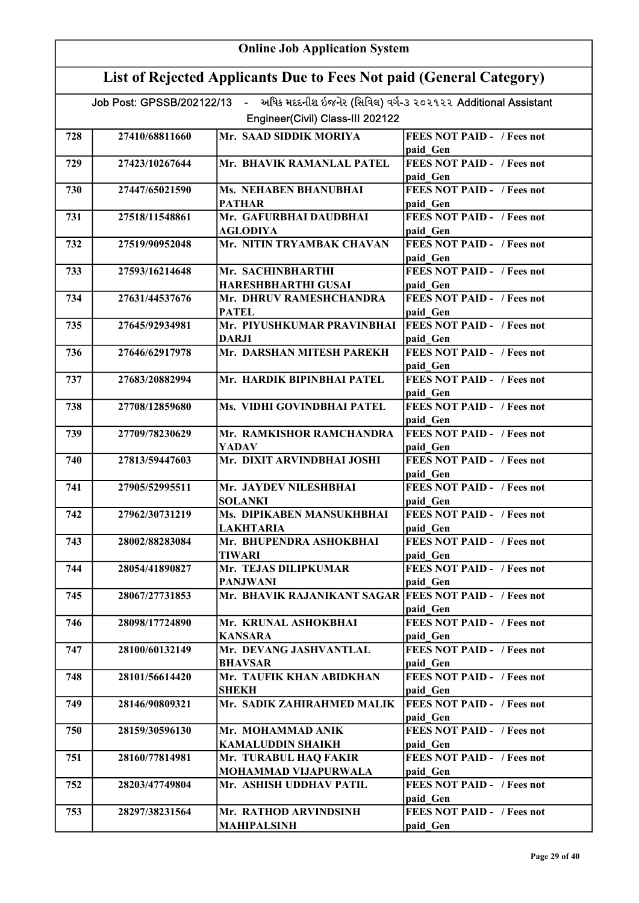## Online Job Application System

## List of Rejected Applicants Due to Fees Not paid (General Category)

Job Post: GPSSB/202122/13 - અધિક મદદનીશ ઇજનેર (સિવિલ) વર્ગ-૩ ૨૦૨૧૨૨ Additional Assistant Engineer(Civil) Class-III 202122

| | | | |
|---|---|---|---|
| 728 | 27410/68811660 | Mr. SAAD SIDDIK MORIYA | FEES NOT PAID - / Fees not paid_Gen |
| 729 | 27423/10267644 | Mr. BHAVIK RAMANLAL PATEL | FEES NOT PAID - / Fees not paid_Gen |
| 730 | 27447/65021590 | Ms. NEHABEN BHANUBHAI PATHAR | FEES NOT PAID - / Fees not paid_Gen |
| 731 | 27518/11548861 | Mr. GAFURBHAI DAUDBHAI AGLODIYA | FEES NOT PAID - / Fees not paid_Gen |
| 732 | 27519/90952048 | Mr. NITIN TRYAMBAK CHAVAN | FEES NOT PAID - / Fees not paid_Gen |
| 733 | 27593/16214648 | Mr. SACHINBHARTHI HARESHBHARTHI GUSAI | FEES NOT PAID - / Fees not paid_Gen |
| 734 | 27631/44537676 | Mr. DHRUV RAMESHCHANDRA PATEL | FEES NOT PAID - / Fees not paid_Gen |
| 735 | 27645/92934981 | Mr. PIYUSHKUMAR PRAVINBHAI DARJI | FEES NOT PAID - / Fees not paid_Gen |
| 736 | 27646/62917978 | Mr. DARSHAN MITESH PAREKH | FEES NOT PAID - / Fees not paid_Gen |
| 737 | 27683/20882994 | Mr. HARDIK BIPINBHAI PATEL | FEES NOT PAID - / Fees not paid_Gen |
| 738 | 27708/12859680 | Ms. VIDHI GOVINDBHAI PATEL | FEES NOT PAID - / Fees not paid_Gen |
| 739 | 27709/78230629 | Mr. RAMKISHOR RAMCHANDRA YADAV | FEES NOT PAID - / Fees not paid_Gen |
| 740 | 27813/59447603 | Mr. DIXIT ARVINDBHAI JOSHI | FEES NOT PAID - / Fees not paid_Gen |
| 741 | 27905/52995511 | Mr. JAYDEV NILESHBHAI SOLANKI | FEES NOT PAID - / Fees not paid_Gen |
| 742 | 27962/30731219 | Ms. DIPIKABEN MANSUKHBHAI LAKHTARIA | FEES NOT PAID - / Fees not paid_Gen |
| 743 | 28002/88283084 | Mr. BHUPENDRA ASHOKBHAI TIWARI | FEES NOT PAID - / Fees not paid_Gen |
| 744 | 28054/41890827 | Mr. TEJAS DILIPKUMAR PANJWANI | FEES NOT PAID - / Fees not paid_Gen |
| 745 | 28067/27731853 | Mr. BHAVIK RAJANIKANT SAGAR | FEES NOT PAID - / Fees not paid_Gen |
| 746 | 28098/17724890 | Mr. KRUNAL ASHOKBHAI KANSARA | FEES NOT PAID - / Fees not paid_Gen |
| 747 | 28100/60132149 | Mr. DEVANG JASHVANTLAL BHAVSAR | FEES NOT PAID - / Fees not paid_Gen |
| 748 | 28101/56614420 | Mr. TAUFIK KHAN ABIDKHAN SHEKH | FEES NOT PAID - / Fees not paid_Gen |
| 749 | 28146/90809321 | Mr. SADIK ZAHIRAHMED MALIK | FEES NOT PAID - / Fees not paid_Gen |
| 750 | 28159/30596130 | Mr. MOHAMMAD ANIK KAMALUDDIN SHAIKH | FEES NOT PAID - / Fees not paid_Gen |
| 751 | 28160/77814981 | Mr. TURABUL HAQ FAKIR MOHAMMAD VIJAPURWALA | FEES NOT PAID - / Fees not paid_Gen |
| 752 | 28203/47749804 | Mr. ASHISH UDDHAV PATIL | FEES NOT PAID - / Fees not paid_Gen |
| 753 | 28297/38231564 | Mr. RATHOD ARVINDSINH MAHIPALSINH | FEES NOT PAID - / Fees not paid_Gen |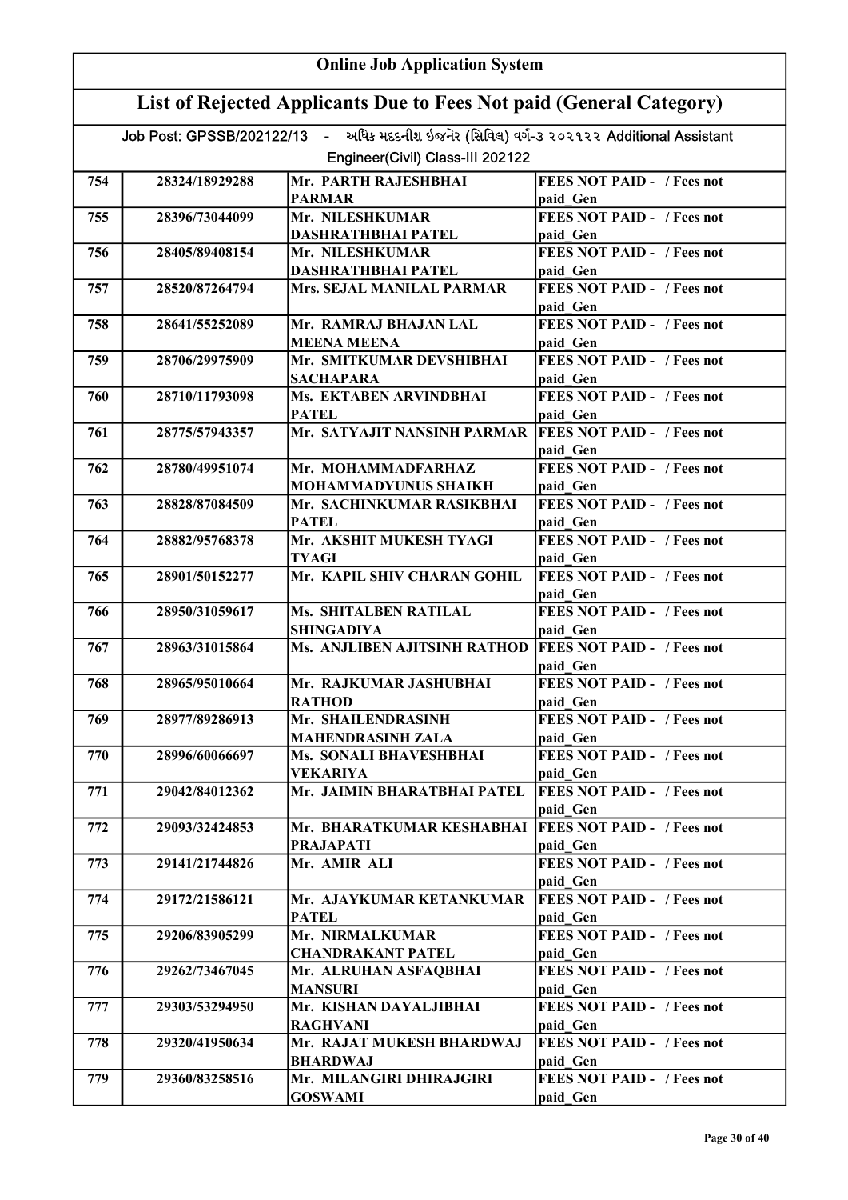## Online Job Application System

## List of Rejected Applicants Due to Fees Not paid (General Category)

Job Post: GPSSB/202122/13 - અધિક મદદનીશ ઇજનેર (સિવિલ) વર્ગ-૩ ૨૦૨૧૨૨ Additional Assistant Engineer(Civil) Class-III 202122

| | | | |
|---|---|---|---|
| 754 | 28324/18929288 | Mr. PARTH RAJESHBHAI PARMAR | FEES NOT PAID - / Fees not paid_Gen |
| 755 | 28396/73044099 | Mr. NILESHKUMAR DASHRATHBHAI PATEL | FEES NOT PAID - / Fees not paid_Gen |
| 756 | 28405/89408154 | Mr. NILESHKUMAR DASHRATHBHAI PATEL | FEES NOT PAID - / Fees not paid_Gen |
| 757 | 28520/87264794 | Mrs. SEJAL MANILAL PARMAR | FEES NOT PAID - / Fees not paid_Gen |
| 758 | 28641/55252089 | Mr. RAMRAJ BHAJAN LAL MEENA MEENA | FEES NOT PAID - / Fees not paid_Gen |
| 759 | 28706/29975909 | Mr. SMITKUMAR DEVSHIBHAI SACHAPARA | FEES NOT PAID - / Fees not paid_Gen |
| 760 | 28710/11793098 | Ms. EKTABEN ARVINDBHAI PATEL | FEES NOT PAID - / Fees not paid_Gen |
| 761 | 28775/57943357 | Mr. SATYAJIT NANSINH PARMAR | FEES NOT PAID - / Fees not paid_Gen |
| 762 | 28780/49951074 | Mr. MOHAMMADFARHAZ MOHAMMADYUNUS SHAIKH | FEES NOT PAID - / Fees not paid_Gen |
| 763 | 28828/87084509 | Mr. SACHINKUMAR RASIKBHAI PATEL | FEES NOT PAID - / Fees not paid_Gen |
| 764 | 28882/95768378 | Mr. AKSHIT MUKESH TYAGI TYAGI | FEES NOT PAID - / Fees not paid_Gen |
| 765 | 28901/50152277 | Mr. KAPIL SHIV CHARAN GOHIL | FEES NOT PAID - / Fees not paid_Gen |
| 766 | 28950/31059617 | Ms. SHITALBEN RATILAL SHINGADIYA | FEES NOT PAID - / Fees not paid_Gen |
| 767 | 28963/31015864 | Ms. ANJLIBEN AJITSINH RATHOD | FEES NOT PAID - / Fees not paid_Gen |
| 768 | 28965/95010664 | Mr. RAJKUMAR JASHUBHAI RATHOD | FEES NOT PAID - / Fees not paid_Gen |
| 769 | 28977/89286913 | Mr. SHAILENDRASINH MAHENDRASINH ZALA | FEES NOT PAID - / Fees not paid_Gen |
| 770 | 28996/60066697 | Ms. SONALI BHAVESHBHAI VEKARIYA | FEES NOT PAID - / Fees not paid_Gen |
| 771 | 29042/84012362 | Mr. JAIMIN BHARATBHAI PATEL | FEES NOT PAID - / Fees not paid_Gen |
| 772 | 29093/32424853 | Mr. BHARATKUMAR KESHABHAI PRAJAPATI | FEES NOT PAID - / Fees not paid_Gen |
| 773 | 29141/21744826 | Mr. AMIR ALI | FEES NOT PAID - / Fees not paid_Gen |
| 774 | 29172/21586121 | Mr. AJAYKUMAR KETANKUMAR PATEL | FEES NOT PAID - / Fees not paid_Gen |
| 775 | 29206/83905299 | Mr. NIRMALKUMAR CHANDRAKANT PATEL | FEES NOT PAID - / Fees not paid_Gen |
| 776 | 29262/73467045 | Mr. ALRUHAN ASFAQBHAI MANSURI | FEES NOT PAID - / Fees not paid_Gen |
| 777 | 29303/53294950 | Mr. KISHAN DAYALJIBHAI RAGHVANI | FEES NOT PAID - / Fees not paid_Gen |
| 778 | 29320/41950634 | Mr. RAJAT MUKESH BHARDWAJ BHARDWAJ | FEES NOT PAID - / Fees not paid_Gen |
| 779 | 29360/83258516 | Mr. MILANGIRI DHIRAJGIRI GOSWAMI | FEES NOT PAID - / Fees not paid_Gen |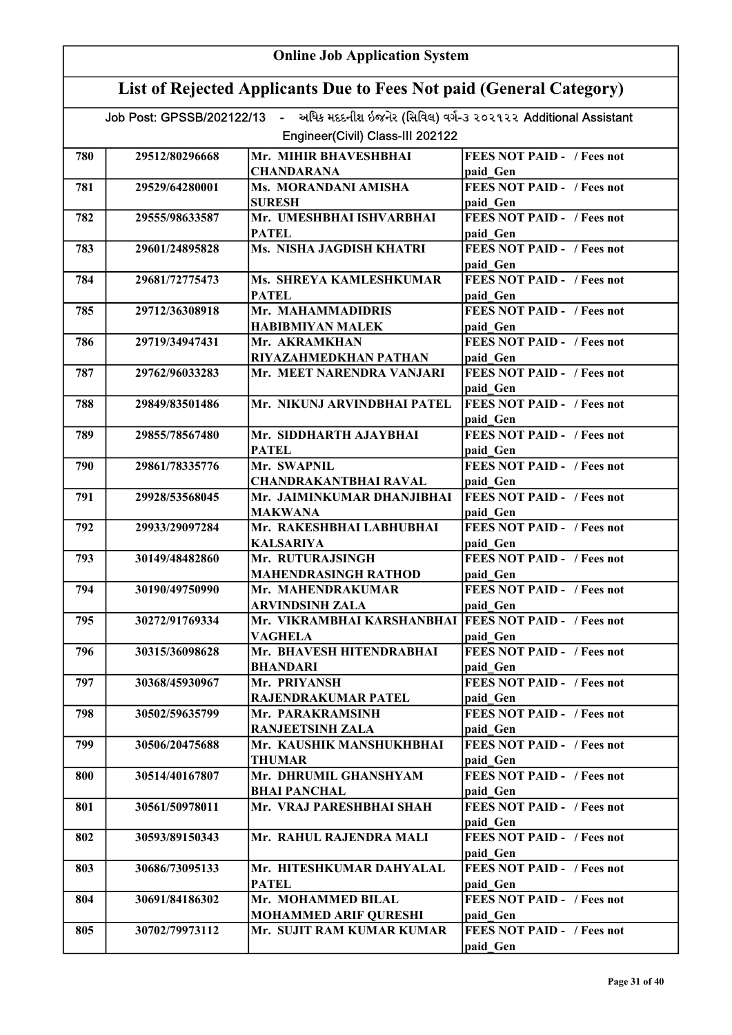## Online Job Application System

## List of Rejected Applicants Due to Fees Not paid (General Category)

Job Post: GPSSB/202122/13 - અધિક મદદનીશ ઇજનેર (સિવિલ) વર્ગ-૩ ૨૦૨૧૨૨ Additional Assistant Engineer(Civil) Class-III 202122

| | | | |
|---|---|---|---|
| 780 | 29512/80296668 | Mr. MIHIR BHAVESHBHAI CHANDARANA | FEES NOT PAID - / Fees not paid_Gen |
| 781 | 29529/64280001 | Ms. MORANDANI AMISHA SURESH | FEES NOT PAID - / Fees not paid_Gen |
| 782 | 29555/98633587 | Mr. UMESHBHAI ISHVARBHAI PATEL | FEES NOT PAID - / Fees not paid_Gen |
| 783 | 29601/24895828 | Ms. NISHA JAGDISH KHATRI | FEES NOT PAID - / Fees not paid_Gen |
| 784 | 29681/72775473 | Ms. SHREYA KAMLESHKUMAR PATEL | FEES NOT PAID - / Fees not paid_Gen |
| 785 | 29712/36308918 | Mr. MAHAMMADIDRIS HABIBMIYAN MALEK | FEES NOT PAID - / Fees not paid_Gen |
| 786 | 29719/34947431 | Mr. AKRAMKHAN RIYAZAHMEDKHAN PATHAN | FEES NOT PAID - / Fees not paid_Gen |
| 787 | 29762/96033283 | Mr. MEET NARENDRA VANJARI | FEES NOT PAID - / Fees not paid_Gen |
| 788 | 29849/83501486 | Mr. NIKUNJ ARVINDBHAI PATEL | FEES NOT PAID - / Fees not paid_Gen |
| 789 | 29855/78567480 | Mr. SIDDHARTH AJAYBHAI PATEL | FEES NOT PAID - / Fees not paid_Gen |
| 790 | 29861/78335776 | Mr. SWAPNIL CHANDRAKANTBHAI RAVAL | FEES NOT PAID - / Fees not paid_Gen |
| 791 | 29928/53568045 | Mr. JAIMINKUMAR DHANJIBHAI MAKWANA | FEES NOT PAID - / Fees not paid_Gen |
| 792 | 29933/29097284 | Mr. RAKESHBHAI LABHUBHAI KALSARIYA | FEES NOT PAID - / Fees not paid_Gen |
| 793 | 30149/48482860 | Mr. RUTURAJSINGH MAHENDRASINGH RATHOD | FEES NOT PAID - / Fees not paid_Gen |
| 794 | 30190/49750990 | Mr. MAHENDRAKUMAR ARVINDSINH ZALA | FEES NOT PAID - / Fees not paid_Gen |
| 795 | 30272/91769334 | Mr. VIKRAMBHAI KARSHANBHAI VAGHELA | FEES NOT PAID - / Fees not paid_Gen |
| 796 | 30315/36098628 | Mr. BHAVESH HITENDRABHAI BHANDARI | FEES NOT PAID - / Fees not paid_Gen |
| 797 | 30368/45930967 | Mr. PRIYANSH RAJENDRAKUMAR PATEL | FEES NOT PAID - / Fees not paid_Gen |
| 798 | 30502/59635799 | Mr. PARAKRAMSINH RANJEETSINH ZALA | FEES NOT PAID - / Fees not paid_Gen |
| 799 | 30506/20475688 | Mr. KAUSHIK MANSHUKHBHAI THUMAR | FEES NOT PAID - / Fees not paid_Gen |
| 800 | 30514/40167807 | Mr. DHRUMIL GHANSHYAM BHAI PANCHAL | FEES NOT PAID - / Fees not paid_Gen |
| 801 | 30561/50978011 | Mr. VRAJ PARESHBHAI SHAH | FEES NOT PAID - / Fees not paid_Gen |
| 802 | 30593/89150343 | Mr. RAHUL RAJENDRA MALI | FEES NOT PAID - / Fees not paid_Gen |
| 803 | 30686/73095133 | Mr. HITESHKUMAR DAHYALAL PATEL | FEES NOT PAID - / Fees not paid_Gen |
| 804 | 30691/84186302 | Mr. MOHAMMED BILAL MOHAMMED ARIF QURESHI | FEES NOT PAID - / Fees not paid_Gen |
| 805 | 30702/79973112 | Mr. SUJIT RAM KUMAR KUMAR | FEES NOT PAID - / Fees not paid_Gen |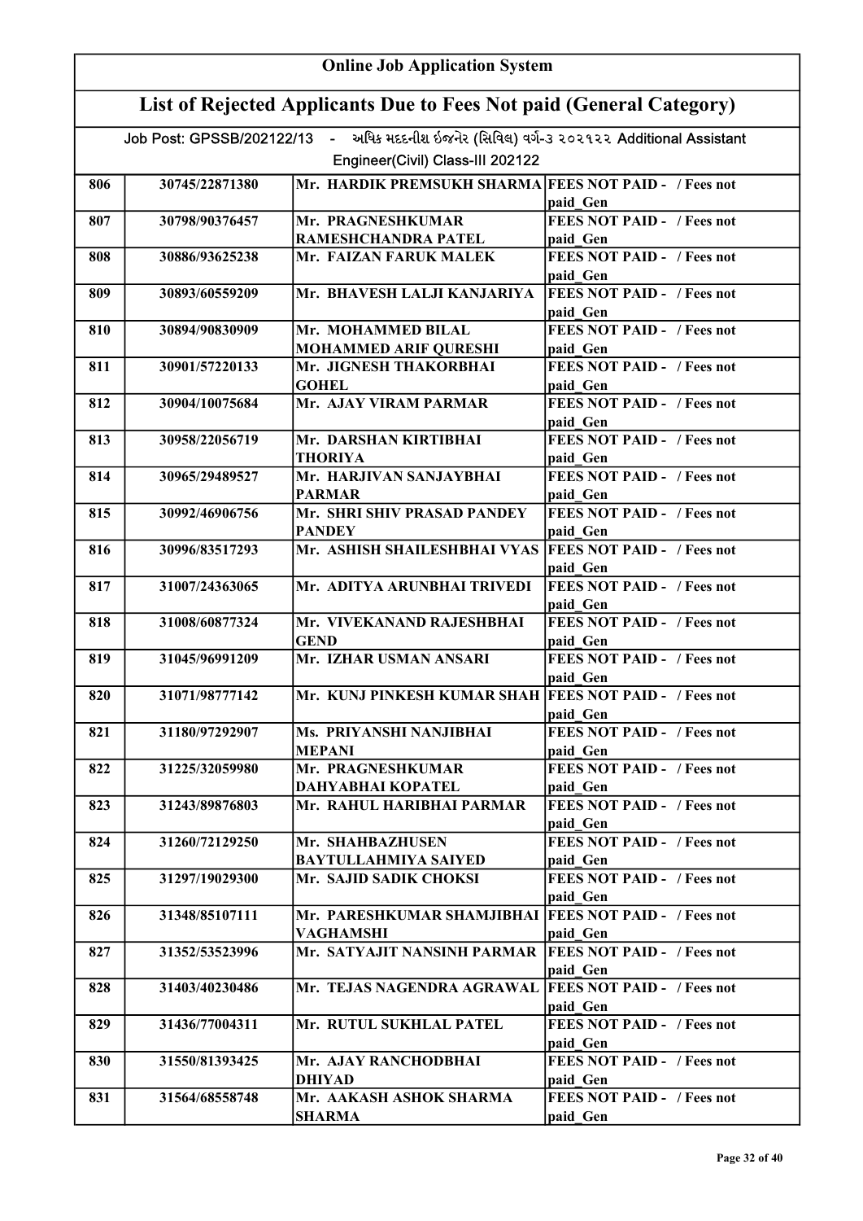## Online Job Application System

## List of Rejected Applicants Due to Fees Not paid (General Category)

Job Post: GPSSB/202122/13 - અધિક મદદનીશ ઇજનેર (સિવિલ) વર્ગ-૩ ૨૦૨૧૨૨ Additional Assistant Engineer(Civil) Class-III 202122

| | | | |
|---|---|---|---|
| 806 | 30745/22871380 | Mr. HARDIK PREMSUKH SHARMA | FEES NOT PAID - / Fees not paid_Gen |
| 807 | 30798/90376457 | Mr. PRAGNESHKUMAR RAMESHCHANDRA PATEL | FEES NOT PAID - / Fees not paid_Gen |
| 808 | 30886/93625238 | Mr. FAIZAN FARUK MALEK | FEES NOT PAID - / Fees not paid_Gen |
| 809 | 30893/60559209 | Mr. BHAVESH LALJI KANJARIYA | FEES NOT PAID - / Fees not paid_Gen |
| 810 | 30894/90830909 | Mr. MOHAMMED BILAL MOHAMMED ARIF QURESHI | FEES NOT PAID - / Fees not paid_Gen |
| 811 | 30901/57220133 | Mr. JIGNESH THAKORBHAI GOHEL | FEES NOT PAID - / Fees not paid_Gen |
| 812 | 30904/10075684 | Mr. AJAY VIRAM PARMAR | FEES NOT PAID - / Fees not paid_Gen |
| 813 | 30958/22056719 | Mr. DARSHAN KIRTIBHAI THORIYA | FEES NOT PAID - / Fees not paid_Gen |
| 814 | 30965/29489527 | Mr. HARJIVAN SANJAYBHAI PARMAR | FEES NOT PAID - / Fees not paid_Gen |
| 815 | 30992/46906756 | Mr. SHRI SHIV PRASAD PANDEY PANDEY | FEES NOT PAID - / Fees not paid_Gen |
| 816 | 30996/83517293 | Mr. ASHISH SHAILESHBHAI VYAS | FEES NOT PAID - / Fees not paid_Gen |
| 817 | 31007/24363065 | Mr. ADITYA ARUNBHAI TRIVEDI | FEES NOT PAID - / Fees not paid_Gen |
| 818 | 31008/60877324 | Mr. VIVEKANAND RAJESHBHAI GEND | FEES NOT PAID - / Fees not paid_Gen |
| 819 | 31045/96991209 | Mr. IZHAR USMAN ANSARI | FEES NOT PAID - / Fees not paid_Gen |
| 820 | 31071/98777142 | Mr. KUNJ PINKESH KUMAR SHAH | FEES NOT PAID - / Fees not paid_Gen |
| 821 | 31180/97292907 | Ms. PRIYANSHI NANJIBHAI MEPANI | FEES NOT PAID - / Fees not paid_Gen |
| 822 | 31225/32059980 | Mr. PRAGNESHKUMAR DAHYABHAI KOPATEL | FEES NOT PAID - / Fees not paid_Gen |
| 823 | 31243/89876803 | Mr. RAHUL HARIBHAI PARMAR | FEES NOT PAID - / Fees not paid_Gen |
| 824 | 31260/72129250 | Mr. SHAHBAZHUSEN BAYTULLAHMIYA SAIYED | FEES NOT PAID - / Fees not paid_Gen |
| 825 | 31297/19029300 | Mr. SAJID SADIK CHOKSI | FEES NOT PAID - / Fees not paid_Gen |
| 826 | 31348/85107111 | Mr. PARESHKUMAR SHAMJIBHAI VAGHAMSHI | FEES NOT PAID - / Fees not paid_Gen |
| 827 | 31352/53523996 | Mr. SATYAJIT NANSINH PARMAR | FEES NOT PAID - / Fees not paid_Gen |
| 828 | 31403/40230486 | Mr. TEJAS NAGENDRA AGRAWAL | FEES NOT PAID - / Fees not paid_Gen |
| 829 | 31436/77004311 | Mr. RUTUL SUKHLAL PATEL | FEES NOT PAID - / Fees not paid_Gen |
| 830 | 31550/81393425 | Mr. AJAY RANCHODBHAI DHIYAD | FEES NOT PAID - / Fees not paid_Gen |
| 831 | 31564/68558748 | Mr. AAKASH ASHOK SHARMA SHARMA | FEES NOT PAID - / Fees not paid_Gen |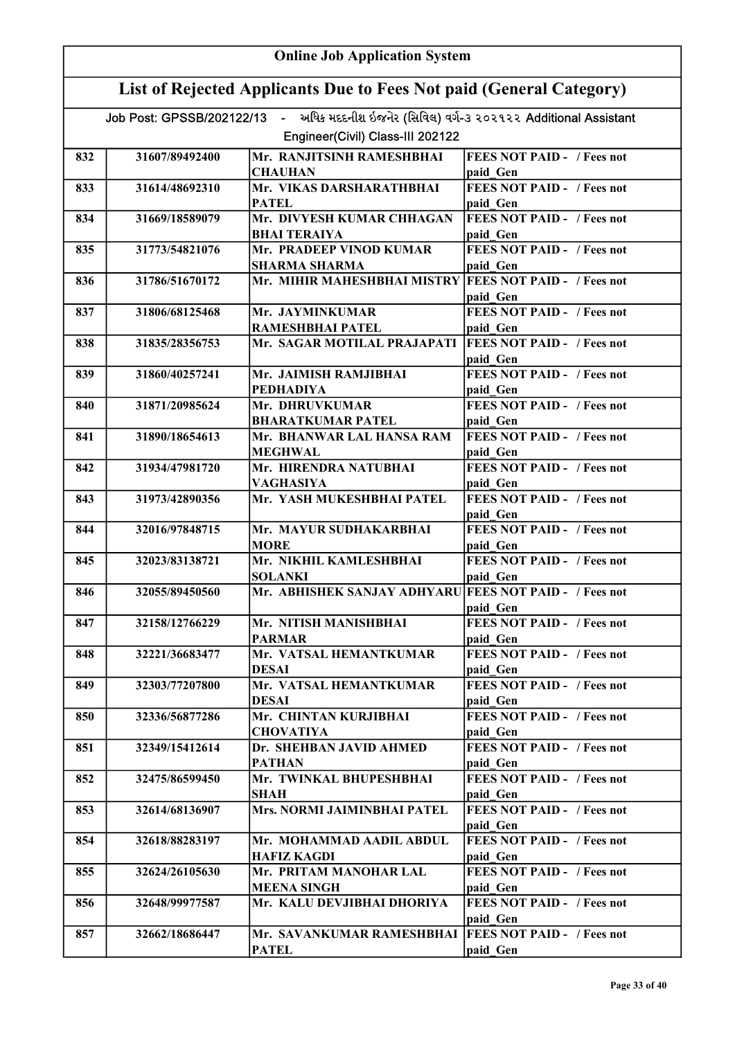## Online Job Application System

## List of Rejected Applicants Due to Fees Not paid (General Category)

Job Post: GPSSB/202122/13 - અધિક મદદનીશ ઇજનેર (સિવિલ) વર્ગ-૩ ૨૦૨૧૨૨ Additional Assistant Engineer(Civil) Class-III 202122

| | | | |
|---|---|---|---|
| 832 | 31607/89492400 | Mr. RANJITSINH RAMESHBHAI CHAUHAN | FEES NOT PAID - / Fees not paid_Gen |
| 833 | 31614/48692310 | Mr. VIKAS DARSHARATHBHAI PATEL | FEES NOT PAID - / Fees not paid_Gen |
| 834 | 31669/18589079 | Mr. DIVYESH KUMAR CHHAGAN BHAI TERAIYA | FEES NOT PAID - / Fees not paid_Gen |
| 835 | 31773/54821076 | Mr. PRADEEP VINOD KUMAR SHARMA SHARMA | FEES NOT PAID - / Fees not paid_Gen |
| 836 | 31786/51670172 | Mr. MIHIR MAHESHBHAI MISTRY | FEES NOT PAID - / Fees not paid_Gen |
| 837 | 31806/68125468 | Mr. JAYMINKUMAR RAMESHBHAI PATEL | FEES NOT PAID - / Fees not paid_Gen |
| 838 | 31835/28356753 | Mr. SAGAR MOTILAL PRAJAPATI | FEES NOT PAID - / Fees not paid_Gen |
| 839 | 31860/40257241 | Mr. JAIMISH RAMJIBHAI PEDHADIYA | FEES NOT PAID - / Fees not paid_Gen |
| 840 | 31871/20985624 | Mr. DHRUVKUMAR BHARATKUMAR PATEL | FEES NOT PAID - / Fees not paid_Gen |
| 841 | 31890/18654613 | Mr. BHANWAR LAL HANSA RAM MEGHWAL | FEES NOT PAID - / Fees not paid_Gen |
| 842 | 31934/47981720 | Mr. HIRENDRA NATUBHAI VAGHASIYA | FEES NOT PAID - / Fees not paid_Gen |
| 843 | 31973/42890356 | Mr. YASH MUKESHBHAI PATEL | FEES NOT PAID - / Fees not paid_Gen |
| 844 | 32016/97848715 | Mr. MAYUR SUDHAKARBHAI MORE | FEES NOT PAID - / Fees not paid_Gen |
| 845 | 32023/83138721 | Mr. NIKHIL KAMLESHBHAI SOLANKI | FEES NOT PAID - / Fees not paid_Gen |
| 846 | 32055/89450560 | Mr. ABHISHEK SANJAY ADHYARU | FEES NOT PAID - / Fees not paid_Gen |
| 847 | 32158/12766229 | Mr. NITISH MANISHBHAI PARMAR | FEES NOT PAID - / Fees not paid_Gen |
| 848 | 32221/36683477 | Mr. VATSAL HEMANTKUMAR DESAI | FEES NOT PAID - / Fees not paid_Gen |
| 849 | 32303/77207800 | Mr. VATSAL HEMANTKUMAR DESAI | FEES NOT PAID - / Fees not paid_Gen |
| 850 | 32336/56877286 | Mr. CHINTAN KURJIBHAI CHOVATIYA | FEES NOT PAID - / Fees not paid_Gen |
| 851 | 32349/15412614 | Dr. SHEHBAN JAVID AHMED PATHAN | FEES NOT PAID - / Fees not paid_Gen |
| 852 | 32475/86599450 | Mr. TWINKAL BHUPESHBHAI SHAH | FEES NOT PAID - / Fees not paid_Gen |
| 853 | 32614/68136907 | Mrs. NORMI JAIMINBHAI PATEL | FEES NOT PAID - / Fees not paid_Gen |
| 854 | 32618/88283197 | Mr. MOHAMMAD AADIL ABDUL HAFIZ KAGDI | FEES NOT PAID - / Fees not paid_Gen |
| 855 | 32624/26105630 | Mr. PRITAM MANOHAR LAL MEENA SINGH | FEES NOT PAID - / Fees not paid_Gen |
| 856 | 32648/99977587 | Mr. KALU DEVJIBHAI DHORIYA | FEES NOT PAID - / Fees not paid_Gen |
| 857 | 32662/18686447 | Mr. SAVANKUMAR RAMESHBHAI PATEL | FEES NOT PAID - / Fees not paid_Gen |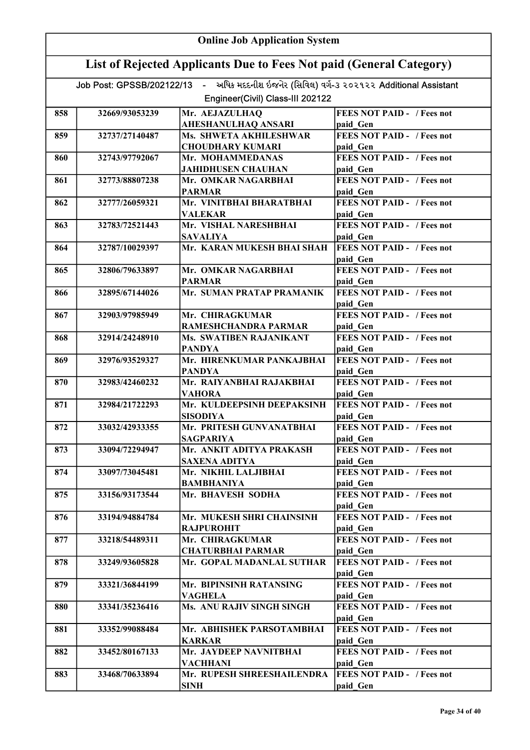## Online Job Application System

## List of Rejected Applicants Due to Fees Not paid (General Category)

Job Post: GPSSB/202122/13 - અધિક મદદનીશ ઇજનેર (સિવિલ) વર્ગ-૩ ૨૦૨૧૨૨ Additional Assistant Engineer(Civil) Class-III 202122

| | | | |
|---|---|---|---|
| 858 | 32669/93053239 | Mr. AEJAZULHAQ AHESHANULHAQ ANSARI | FEES NOT PAID - / Fees not paid_Gen |
| 859 | 32737/27140487 | Ms. SHWETA AKHILESHWAR CHOUDHARY KUMARI | FEES NOT PAID - / Fees not paid_Gen |
| 860 | 32743/97792067 | Mr. MOHAMMEDANAS JAHIDHUSEN CHAUHAN | FEES NOT PAID - / Fees not paid_Gen |
| 861 | 32773/88807238 | Mr. OMKAR NAGARBHAI PARMAR | FEES NOT PAID - / Fees not paid_Gen |
| 862 | 32777/26059321 | Mr. VINITBHAI BHARATBHAI VALEKAR | FEES NOT PAID - / Fees not paid_Gen |
| 863 | 32783/72521443 | Mr. VISHAL NARESHBHAI SAVALIYA | FEES NOT PAID - / Fees not paid_Gen |
| 864 | 32787/10029397 | Mr. KARAN MUKESH BHAI SHAH | FEES NOT PAID - / Fees not paid_Gen |
| 865 | 32806/79633897 | Mr. OMKAR NAGARBHAI PARMAR | FEES NOT PAID - / Fees not paid_Gen |
| 866 | 32895/67144026 | Mr. SUMAN PRATAP PRAMANIK | FEES NOT PAID - / Fees not paid_Gen |
| 867 | 32903/97985949 | Mr. CHIRAGKUMAR RAMESHCHANDRA PARMAR | FEES NOT PAID - / Fees not paid_Gen |
| 868 | 32914/24248910 | Ms. SWATIBEN RAJANIKANT PANDYA | FEES NOT PAID - / Fees not paid_Gen |
| 869 | 32976/93529327 | Mr. HIRENKUMAR PANKAJBHAI PANDYA | FEES NOT PAID - / Fees not paid_Gen |
| 870 | 32983/42460232 | Mr. RAIYANBHAI RAJAKBHAI VAHORA | FEES NOT PAID - / Fees not paid_Gen |
| 871 | 32984/21722293 | Mr. KULDEEPSINH DEEPAKSINH SISODIYA | FEES NOT PAID - / Fees not paid_Gen |
| 872 | 33032/42933355 | Mr. PRITESH GUNVANATBHAI SAGPARIYA | FEES NOT PAID - / Fees not paid_Gen |
| 873 | 33094/72294947 | Mr. ANKIT ADITYA PRAKASH SAXENA ADITYA | FEES NOT PAID - / Fees not paid_Gen |
| 874 | 33097/73045481 | Mr. NIKHIL LALJIBHAI BAMBHANIYA | FEES NOT PAID - / Fees not paid_Gen |
| 875 | 33156/93173544 | Mr. BHAVESH SODHA | FEES NOT PAID - / Fees not paid_Gen |
| 876 | 33194/94884784 | Mr. MUKESH SHRI CHAINSINH RAJPUROHIT | FEES NOT PAID - / Fees not paid_Gen |
| 877 | 33218/54489311 | Mr. CHIRAGKUMAR CHATURBHAI PARMAR | FEES NOT PAID - / Fees not paid_Gen |
| 878 | 33249/93605828 | Mr. GOPAL MADANLAL SUTHAR | FEES NOT PAID - / Fees not paid_Gen |
| 879 | 33321/36844199 | Mr. BIPINSINH RATANSING VAGHELA | FEES NOT PAID - / Fees not paid_Gen |
| 880 | 33341/35236416 | Ms. ANU RAJIV SINGH SINGH | FEES NOT PAID - / Fees not paid_Gen |
| 881 | 33352/99088484 | Mr. ABHISHEK PARSOTAMBHAI KARKAR | FEES NOT PAID - / Fees not paid_Gen |
| 882 | 33452/80167133 | Mr. JAYDEEP NAVNITBHAI VACHHANI | FEES NOT PAID - / Fees not paid_Gen |
| 883 | 33468/70633894 | Mr. RUPESH SHREESHAILENDRA SINH | FEES NOT PAID - / Fees not paid_Gen |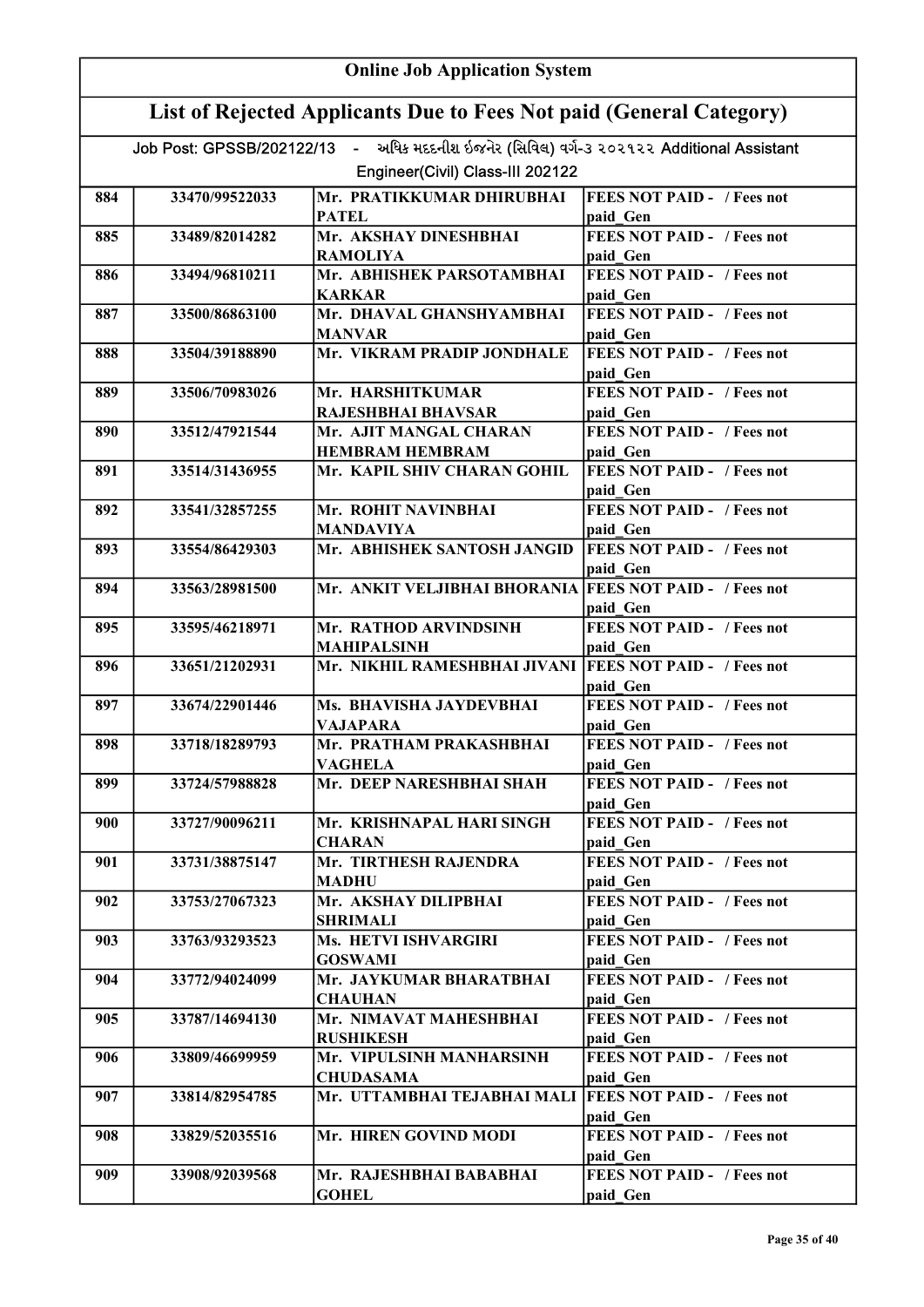# Online Job Application System

## List of Rejected Applicants Due to Fees Not paid (General Category)

Job Post: GPSSB/202122/13 - અધિક મદદનીશ ઇજનેર (સિવિલ) વર્ગ-૩ ૨૦૨૧૨૨ Additional Assistant Engineer(Civil) Class-III 202122

| | | | |
|---|---|---|---|
| 884 | 33470/99522033 | Mr. PRATIKKUMAR DHIRUBHAI PATEL | FEES NOT PAID - / Fees not paid_Gen |
| 885 | 33489/82014282 | Mr. AKSHAY DINESHBHAI RAMOLIYA | FEES NOT PAID - / Fees not paid_Gen |
| 886 | 33494/96810211 | Mr. ABHISHEK PARSOTAMBHAI KARKAR | FEES NOT PAID - / Fees not paid_Gen |
| 887 | 33500/86863100 | Mr. DHAVAL GHANSHYAMBHAI MANVAR | FEES NOT PAID - / Fees not paid_Gen |
| 888 | 33504/39188890 | Mr. VIKRAM PRADIP JONDHALE | FEES NOT PAID - / Fees not paid_Gen |
| 889 | 33506/70983026 | Mr. HARSHITKUMAR RAJESHBHAI BHAVSAR | FEES NOT PAID - / Fees not paid_Gen |
| 890 | 33512/47921544 | Mr. AJIT MANGAL CHARAN HEMBRAM HEMBRAM | FEES NOT PAID - / Fees not paid_Gen |
| 891 | 33514/31436955 | Mr. KAPIL SHIV CHARAN GOHIL | FEES NOT PAID - / Fees not paid_Gen |
| 892 | 33541/32857255 | Mr. ROHIT NAVINBHAI MANDAVIYA | FEES NOT PAID - / Fees not paid_Gen |
| 893 | 33554/86429303 | Mr. ABHISHEK SANTOSH JANGID | FEES NOT PAID - / Fees not paid_Gen |
| 894 | 33563/28981500 | Mr. ANKIT VELJIBHAI BHORANIA | FEES NOT PAID - / Fees not paid_Gen |
| 895 | 33595/46218971 | Mr. RATHOD ARVINDSINH MAHIPALSINH | FEES NOT PAID - / Fees not paid_Gen |
| 896 | 33651/21202931 | Mr. NIKHIL RAMESHBHAI JIVANI | FEES NOT PAID - / Fees not paid_Gen |
| 897 | 33674/22901446 | Ms. BHAVISHA JAYDEVBHAI VAJAPARA | FEES NOT PAID - / Fees not paid_Gen |
| 898 | 33718/18289793 | Mr. PRATHAM PRAKASHBHAI VAGHELA | FEES NOT PAID - / Fees not paid_Gen |
| 899 | 33724/57988828 | Mr. DEEP NARESHBHAI SHAH | FEES NOT PAID - / Fees not paid_Gen |
| 900 | 33727/90096211 | Mr. KRISHNAPAL HARI SINGH CHARAN | FEES NOT PAID - / Fees not paid_Gen |
| 901 | 33731/38875147 | Mr. TIRTHESH RAJENDRA MADHU | FEES NOT PAID - / Fees not paid_Gen |
| 902 | 33753/27067323 | Mr. AKSHAY DILIPBHAI SHRIMALI | FEES NOT PAID - / Fees not paid_Gen |
| 903 | 33763/93293523 | Ms. HETVI ISHVARGIRI GOSWAMI | FEES NOT PAID - / Fees not paid_Gen |
| 904 | 33772/94024099 | Mr. JAYKUMAR BHARATBHAI CHAUHAN | FEES NOT PAID - / Fees not paid_Gen |
| 905 | 33787/14694130 | Mr. NIMAVAT MAHESHBHAI RUSHIKESH | FEES NOT PAID - / Fees not paid_Gen |
| 906 | 33809/46699959 | Mr. VIPULSINH MANHARSINH CHUDASAMA | FEES NOT PAID - / Fees not paid_Gen |
| 907 | 33814/82954785 | Mr. UTTAMBHAI TEJABHAI MALI | FEES NOT PAID - / Fees not paid_Gen |
| 908 | 33829/52035516 | Mr. HIREN GOVIND MODI | FEES NOT PAID - / Fees not paid_Gen |
| 909 | 33908/92039568 | Mr. RAJESHBHAI BABABHAI GOHEL | FEES NOT PAID - / Fees not paid_Gen |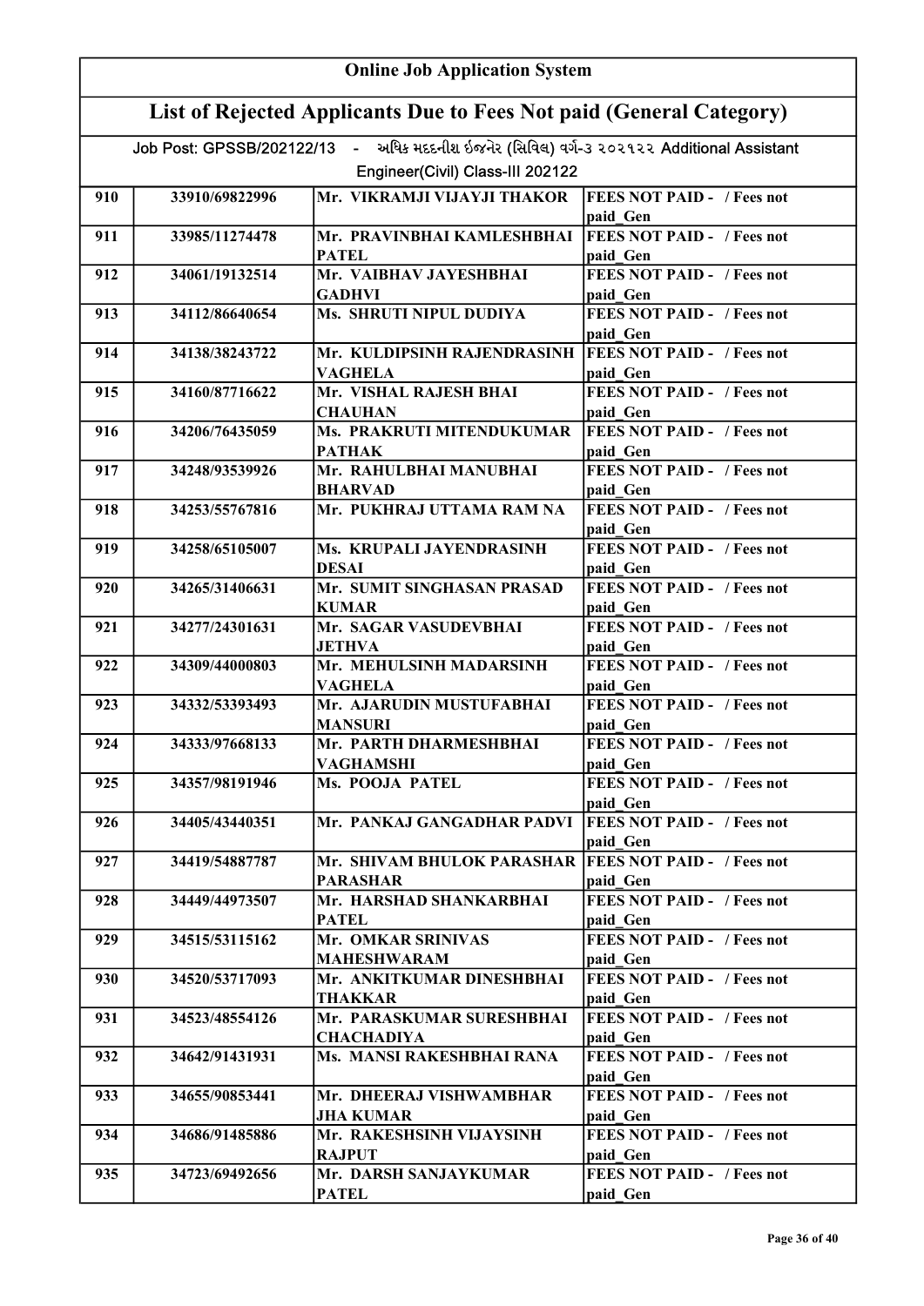# Online Job Application System

## List of Rejected Applicants Due to Fees Not paid (General Category)

Job Post: GPSSB/202122/13 - અધિક મદદનીશ ઇજનેર (સિવિલ) વર્ગ-૩ ૨૦૨૧૨૨ Additional Assistant Engineer(Civil) Class-III 202122

| | | | |
|---|---|---|---|
| 910 | 33910/69822996 | Mr. VIKRAMJI VIJAYJI THAKOR | FEES NOT PAID - / Fees not paid_Gen |
| 911 | 33985/11274478 | Mr. PRAVINBHAI KAMLESHBHAI PATEL | FEES NOT PAID - / Fees not paid_Gen |
| 912 | 34061/19132514 | Mr. VAIBHAV JAYESHBHAI GADHVI | FEES NOT PAID - / Fees not paid_Gen |
| 913 | 34112/86640654 | Ms. SHRUTI NIPUL DUDIYA | FEES NOT PAID - / Fees not paid_Gen |
| 914 | 34138/38243722 | Mr. KULDIPSINH RAJENDRASINH VAGHELA | FEES NOT PAID - / Fees not paid_Gen |
| 915 | 34160/87716622 | Mr. VISHAL RAJESH BHAI CHAUHAN | FEES NOT PAID - / Fees not paid_Gen |
| 916 | 34206/76435059 | Ms. PRAKRUTI MITENDUKUMAR PATHAK | FEES NOT PAID - / Fees not paid_Gen |
| 917 | 34248/93539926 | Mr. RAHULBHAI MANUBHAI BHARVAD | FEES NOT PAID - / Fees not paid_Gen |
| 918 | 34253/55767816 | Mr. PUKHRAJ UTTAMA RAM NA | FEES NOT PAID - / Fees not paid_Gen |
| 919 | 34258/65105007 | Ms. KRUPALI JAYENDRASINH DESAI | FEES NOT PAID - / Fees not paid_Gen |
| 920 | 34265/31406631 | Mr. SUMIT SINGHASAN PRASAD KUMAR | FEES NOT PAID - / Fees not paid_Gen |
| 921 | 34277/24301631 | Mr. SAGAR VASUDEVBHAI JETHVA | FEES NOT PAID - / Fees not paid_Gen |
| 922 | 34309/44000803 | Mr. MEHULSINH MADARSINH VAGHELA | FEES NOT PAID - / Fees not paid_Gen |
| 923 | 34332/53393493 | Mr. AJARUDIN MUSTUFABHAI MANSURI | FEES NOT PAID - / Fees not paid_Gen |
| 924 | 34333/97668133 | Mr. PARTH DHARMESHBHAI VAGHAMSHI | FEES NOT PAID - / Fees not paid_Gen |
| 925 | 34357/98191946 | Ms. POOJA PATEL | FEES NOT PAID - / Fees not paid_Gen |
| 926 | 34405/43440351 | Mr. PANKAJ GANGADHAR PADVI | FEES NOT PAID - / Fees not paid_Gen |
| 927 | 34419/54887787 | Mr. SHIVAM BHULOK PARASHAR PARASHAR | FEES NOT PAID - / Fees not paid_Gen |
| 928 | 34449/44973507 | Mr. HARSHAD SHANKARBHAI PATEL | FEES NOT PAID - / Fees not paid_Gen |
| 929 | 34515/53115162 | Mr. OMKAR SRINIVAS MAHESHWARAM | FEES NOT PAID - / Fees not paid_Gen |
| 930 | 34520/53717093 | Mr. ANKITKUMAR DINESHBHAI THAKKAR | FEES NOT PAID - / Fees not paid_Gen |
| 931 | 34523/48554126 | Mr. PARASKUMAR SURESHBHAI CHACHADIYA | FEES NOT PAID - / Fees not paid_Gen |
| 932 | 34642/91431931 | Ms. MANSI RAKESHBHAI RANA | FEES NOT PAID - / Fees not paid_Gen |
| 933 | 34655/90853441 | Mr. DHEERAJ VISHWAMBHAR JHA KUMAR | FEES NOT PAID - / Fees not paid_Gen |
| 934 | 34686/91485886 | Mr. RAKESHSINH VIJAYSINH RAJPUT | FEES NOT PAID - / Fees not paid_Gen |
| 935 | 34723/69492656 | Mr. DARSH SANJAYKUMAR PATEL | FEES NOT PAID - / Fees not paid_Gen |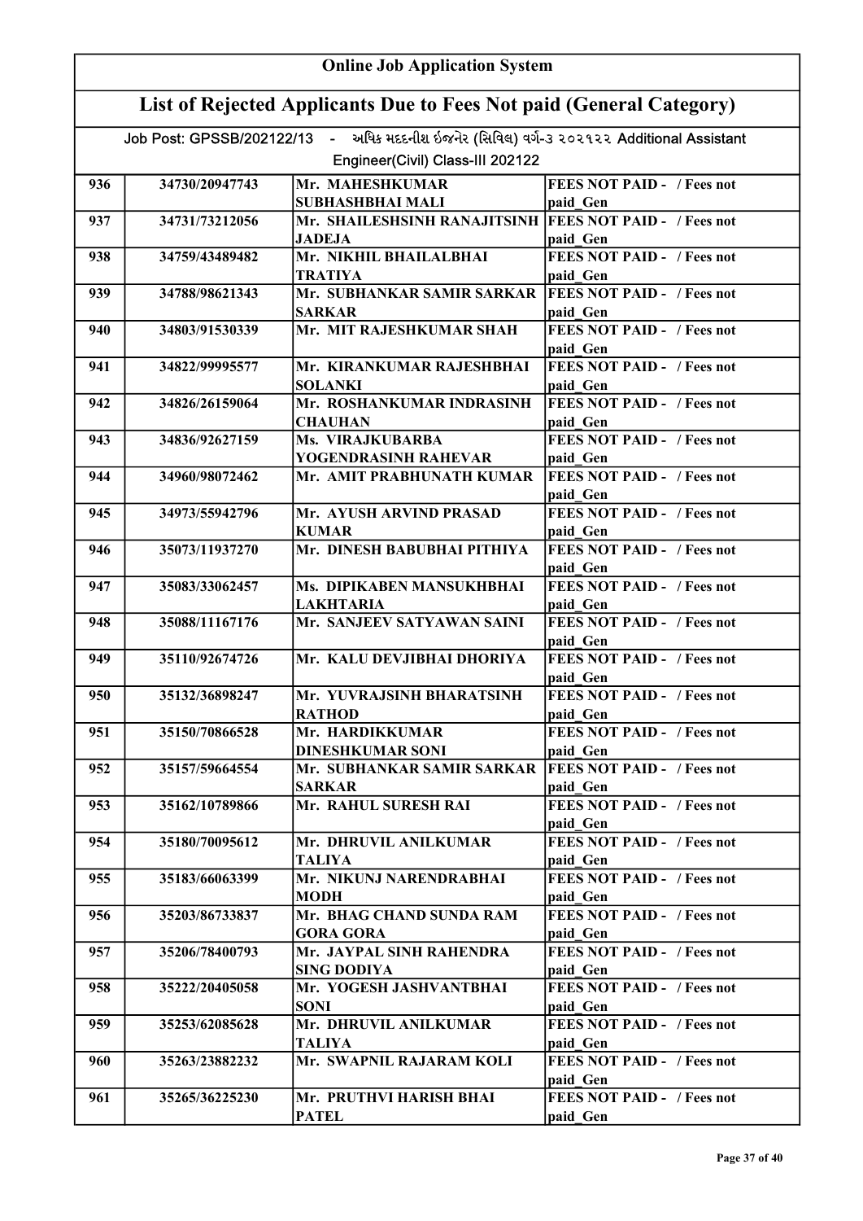# Online Job Application System

## List of Rejected Applicants Due to Fees Not paid (General Category)

Job Post: GPSSB/202122/13 - અધિક મદદનીશ ઇજનેર (સિવિલ) વર્ગ-૩ ૨૦૨૧૨૨ Additional Assistant Engineer(Civil) Class-III 202122

| | | | |
|---|---|---|---|
| 936 | 34730/20947743 | Mr. MAHESHKUMAR SUBHASHBHAI MALI | FEES NOT PAID - / Fees not paid_Gen |
| 937 | 34731/73212056 | Mr. SHAILESHSINH RANAJITSINH JADEJA | FEES NOT PAID - / Fees not paid_Gen |
| 938 | 34759/43489482 | Mr. NIKHIL BHAILALBHAI TRATIYA | FEES NOT PAID - / Fees not paid_Gen |
| 939 | 34788/98621343 | Mr. SUBHANKAR SAMIR SARKAR SARKAR | FEES NOT PAID - / Fees not paid_Gen |
| 940 | 34803/91530339 | Mr. MIT RAJESHKUMAR SHAH | FEES NOT PAID - / Fees not paid_Gen |
| 941 | 34822/99995577 | Mr. KIRANKUMAR RAJESHBHAI SOLANKI | FEES NOT PAID - / Fees not paid_Gen |
| 942 | 34826/26159064 | Mr. ROSHANKUMAR INDRASINH CHAUHAN | FEES NOT PAID - / Fees not paid_Gen |
| 943 | 34836/92627159 | Ms. VIRAJKUBARBA YOGENDRASINH RAHEVAR | FEES NOT PAID - / Fees not paid_Gen |
| 944 | 34960/98072462 | Mr. AMIT PRABHUNATH KUMAR | FEES NOT PAID - / Fees not paid_Gen |
| 945 | 34973/55942796 | Mr. AYUSH ARVIND PRASAD KUMAR | FEES NOT PAID - / Fees not paid_Gen |
| 946 | 35073/11937270 | Mr. DINESH BABUBHAI PITHIYA | FEES NOT PAID - / Fees not paid_Gen |
| 947 | 35083/33062457 | Ms. DIPIKABEN MANSUKHBHAI LAKHTARIA | FEES NOT PAID - / Fees not paid_Gen |
| 948 | 35088/11167176 | Mr. SANJEEV SATYAWAN SAINI | FEES NOT PAID - / Fees not paid_Gen |
| 949 | 35110/92674726 | Mr. KALU DEVJIBHAI DHORIYA | FEES NOT PAID - / Fees not paid_Gen |
| 950 | 35132/36898247 | Mr. YUVRAJSINH BHARATSINH RATHOD | FEES NOT PAID - / Fees not paid_Gen |
| 951 | 35150/70866528 | Mr. HARDIKKUMAR DINESHKUMAR SONI | FEES NOT PAID - / Fees not paid_Gen |
| 952 | 35157/59664554 | Mr. SUBHANKAR SAMIR SARKAR SARKAR | FEES NOT PAID - / Fees not paid_Gen |
| 953 | 35162/10789866 | Mr. RAHUL SURESH RAI | FEES NOT PAID - / Fees not paid_Gen |
| 954 | 35180/70095612 | Mr. DHRUVIL ANILKUMAR TALIYA | FEES NOT PAID - / Fees not paid_Gen |
| 955 | 35183/66063399 | Mr. NIKUNJ NARENDRABHAI MODH | FEES NOT PAID - / Fees not paid_Gen |
| 956 | 35203/86733837 | Mr. BHAG CHAND SUNDA RAM GORA GORA | FEES NOT PAID - / Fees not paid_Gen |
| 957 | 35206/78400793 | Mr. JAYPAL SINH RAHENDRA SING DODIYA | FEES NOT PAID - / Fees not paid_Gen |
| 958 | 35222/20405058 | Mr. YOGESH JASHVANTBHAI SONI | FEES NOT PAID - / Fees not paid_Gen |
| 959 | 35253/62085628 | Mr. DHRUVIL ANILKUMAR TALIYA | FEES NOT PAID - / Fees not paid_Gen |
| 960 | 35263/23882232 | Mr. SWAPNIL RAJARAM KOLI | FEES NOT PAID - / Fees not paid_Gen |
| 961 | 35265/36225230 | Mr. PRUTHVI HARISH BHAI PATEL | FEES NOT PAID - / Fees not paid_Gen |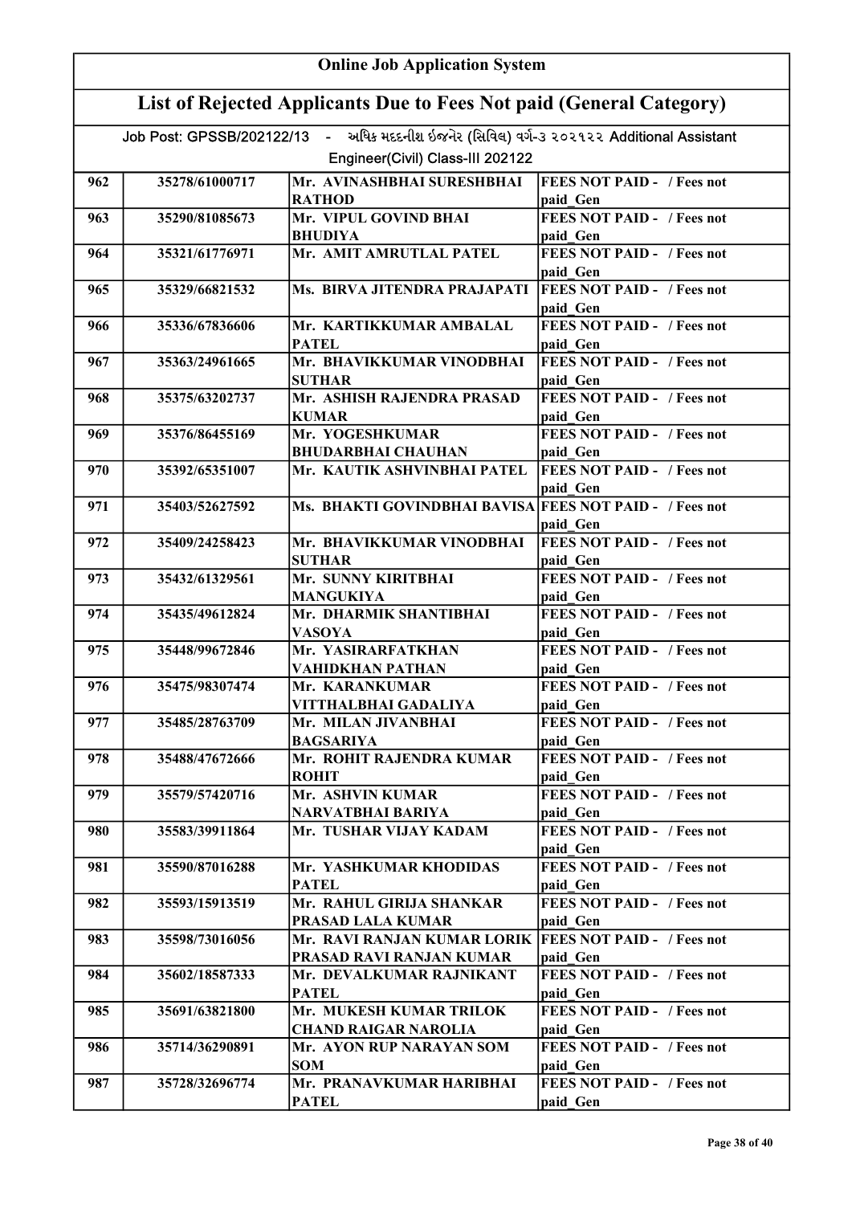# Online Job Application System

## List of Rejected Applicants Due to Fees Not paid (General Category)

Job Post: GPSSB/202122/13 - અધિક મદદનીશ ઇજનેર (સિવિલ) વર્ગ-૩ ૨૦૨૧૨૨ Additional Assistant Engineer(Civil) Class-III 202122

| | | | |
|---|---|---|---|
| 962 | 35278/61000717 | Mr. AVINASHBHAI SURESHBHAI RATHOD | FEES NOT PAID - / Fees not paid_Gen |
| 963 | 35290/81085673 | Mr. VIPUL GOVIND BHAI BHUDIYA | FEES NOT PAID - / Fees not paid_Gen |
| 964 | 35321/61776971 | Mr. AMIT AMRUTLAL PATEL | FEES NOT PAID - / Fees not paid_Gen |
| 965 | 35329/66821532 | Ms. BIRVA JITENDRA PRAJAPATI | FEES NOT PAID - / Fees not paid_Gen |
| 966 | 35336/67836606 | Mr. KARTIKKUMAR AMBALAL PATEL | FEES NOT PAID - / Fees not paid_Gen |
| 967 | 35363/24961665 | Mr. BHAVIKKUMAR VINODBHAI SUTHAR | FEES NOT PAID - / Fees not paid_Gen |
| 968 | 35375/63202737 | Mr. ASHISH RAJENDRA PRASAD KUMAR | FEES NOT PAID - / Fees not paid_Gen |
| 969 | 35376/86455169 | Mr. YOGESHKUMAR BHUDARBHAI CHAUHAN | FEES NOT PAID - / Fees not paid_Gen |
| 970 | 35392/65351007 | Mr. KAUTIK ASHVINBHAI PATEL | FEES NOT PAID - / Fees not paid_Gen |
| 971 | 35403/52627592 | Ms. BHAKTI GOVINDBHAI BAVISA | FEES NOT PAID - / Fees not paid_Gen |
| 972 | 35409/24258423 | Mr. BHAVIKKUMAR VINODBHAI SUTHAR | FEES NOT PAID - / Fees not paid_Gen |
| 973 | 35432/61329561 | Mr. SUNNY KIRITBHAI MANGUKIYA | FEES NOT PAID - / Fees not paid_Gen |
| 974 | 35435/49612824 | Mr. DHARMIK SHANTIBHAI VASOYA | FEES NOT PAID - / Fees not paid_Gen |
| 975 | 35448/99672846 | Mr. YASIRARFATKHAN VAHIDKHAN PATHAN | FEES NOT PAID - / Fees not paid_Gen |
| 976 | 35475/98307474 | Mr. KARANKUMAR VITTHALBHAI GADALIYA | FEES NOT PAID - / Fees not paid_Gen |
| 977 | 35485/28763709 | Mr. MILAN JIVANBHAI BAGSARIYA | FEES NOT PAID - / Fees not paid_Gen |
| 978 | 35488/47672666 | Mr. ROHIT RAJENDRA KUMAR ROHIT | FEES NOT PAID - / Fees not paid_Gen |
| 979 | 35579/57420716 | Mr. ASHVIN KUMAR NARVATBHAI BARIYA | FEES NOT PAID - / Fees not paid_Gen |
| 980 | 35583/39911864 | Mr. TUSHAR VIJAY KADAM | FEES NOT PAID - / Fees not paid_Gen |
| 981 | 35590/87016288 | Mr. YASHKUMAR KHODIDAS PATEL | FEES NOT PAID - / Fees not paid_Gen |
| 982 | 35593/15913519 | Mr. RAHUL GIRIJA SHANKAR PRASAD LALA KUMAR | FEES NOT PAID - / Fees not paid_Gen |
| 983 | 35598/73016056 | Mr. RAVI RANJAN KUMAR LORIK PRASAD RAVI RANJAN KUMAR | FEES NOT PAID - / Fees not paid_Gen |
| 984 | 35602/18587333 | Mr. DEVALKUMAR RAJNIKANT PATEL | FEES NOT PAID - / Fees not paid_Gen |
| 985 | 35691/63821800 | Mr. MUKESH KUMAR TRILOK CHAND RAIGAR NAROLIA | FEES NOT PAID - / Fees not paid_Gen |
| 986 | 35714/36290891 | Mr. AYON RUP NARAYAN SOM SOM | FEES NOT PAID - / Fees not paid_Gen |
| 987 | 35728/32696774 | Mr. PRANAVKUMAR HARIBHAI PATEL | FEES NOT PAID - / Fees not paid_Gen |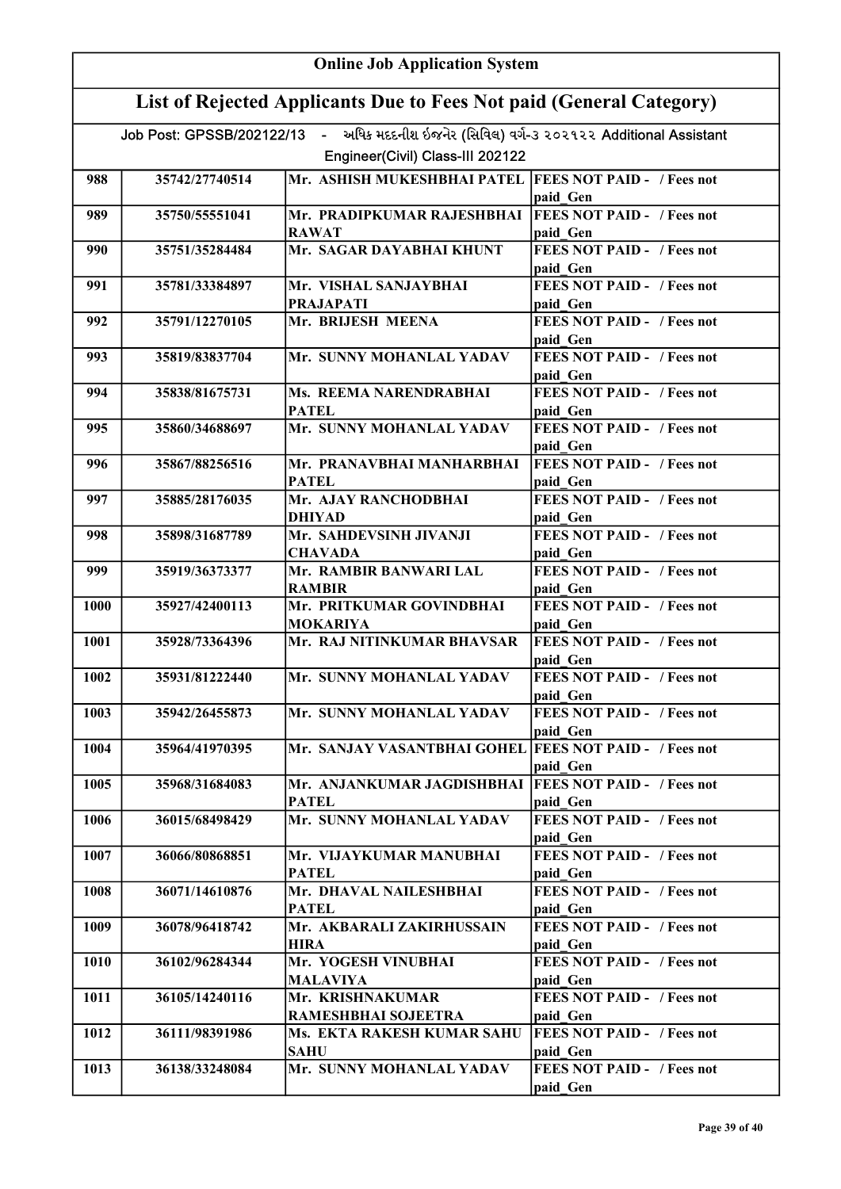# Online Job Application System

## List of Rejected Applicants Due to Fees Not paid (General Category)

Job Post: GPSSB/202122/13 - અધિક મદદનીશ ઈજનેર (સિવિલ) વર્ગ-૩ ૨૦૨૧૨૨ Additional Assistant Engineer(Civil) Class-III 202122

| | | | |
|---|---|---|---|
| 988 | 35742/27740514 | Mr. ASHISH MUKESHBHAI PATEL | FEES NOT PAID - / Fees not paid_Gen |
| 989 | 35750/55551041 | Mr. PRADIPKUMAR RAJESHBHAI RAWAT | FEES NOT PAID - / Fees not paid_Gen |
| 990 | 35751/35284484 | Mr. SAGAR DAYABHAI KHUNT | FEES NOT PAID - / Fees not paid_Gen |
| 991 | 35781/33384897 | Mr. VISHAL SANJAYBHAI PRAJAPATI | FEES NOT PAID - / Fees not paid_Gen |
| 992 | 35791/12270105 | Mr. BRIJESH MEENA | FEES NOT PAID - / Fees not paid_Gen |
| 993 | 35819/83837704 | Mr. SUNNY MOHANLAL YADAV | FEES NOT PAID - / Fees not paid_Gen |
| 994 | 35838/81675731 | Ms. REEMA NARENDRABHAI PATEL | FEES NOT PAID - / Fees not paid_Gen |
| 995 | 35860/34688697 | Mr. SUNNY MOHANLAL YADAV | FEES NOT PAID - / Fees not paid_Gen |
| 996 | 35867/88256516 | Mr. PRANAVBHAI MANHARBHAI PATEL | FEES NOT PAID - / Fees not paid_Gen |
| 997 | 35885/28176035 | Mr. AJAY RANCHODBHAI DHIYAD | FEES NOT PAID - / Fees not paid_Gen |
| 998 | 35898/31687789 | Mr. SAHDEVSINH JIVANJI CHAVADA | FEES NOT PAID - / Fees not paid_Gen |
| 999 | 35919/36373377 | Mr. RAMBIR BANWARI LAL RAMBIR | FEES NOT PAID - / Fees not paid_Gen |
| 1000 | 35927/42400113 | Mr. PRITKUMAR GOVINDBHAI MOKARIYA | FEES NOT PAID - / Fees not paid_Gen |
| 1001 | 35928/73364396 | Mr. RAJ NITINKUMAR BHAVSAR | FEES NOT PAID - / Fees not paid_Gen |
| 1002 | 35931/81222440 | Mr. SUNNY MOHANLAL YADAV | FEES NOT PAID - / Fees not paid_Gen |
| 1003 | 35942/26455873 | Mr. SUNNY MOHANLAL YADAV | FEES NOT PAID - / Fees not paid_Gen |
| 1004 | 35964/41970395 | Mr. SANJAY VASANTBHAI GOHEL | FEES NOT PAID - / Fees not paid_Gen |
| 1005 | 35968/31684083 | Mr. ANJANKUMAR JAGDISHBHAI PATEL | FEES NOT PAID - / Fees not paid_Gen |
| 1006 | 36015/68498429 | Mr. SUNNY MOHANLAL YADAV | FEES NOT PAID - / Fees not paid_Gen |
| 1007 | 36066/80868851 | Mr. VIJAYKUMAR MANUBHAI PATEL | FEES NOT PAID - / Fees not paid_Gen |
| 1008 | 36071/14610876 | Mr. DHAVAL NAILESHBHAI PATEL | FEES NOT PAID - / Fees not paid_Gen |
| 1009 | 36078/96418742 | Mr. AKBARALI ZAKIRHUSSAIN HIRA | FEES NOT PAID - / Fees not paid_Gen |
| 1010 | 36102/96284344 | Mr. YOGESH VINUBHAI MALAVIYA | FEES NOT PAID - / Fees not paid_Gen |
| 1011 | 36105/14240116 | Mr. KRISHNAKUMAR RAMESHBHAI SOJEETRA | FEES NOT PAID - / Fees not paid_Gen |
| 1012 | 36111/98391986 | Ms. EKTA RAKESH KUMAR SAHU SAHU | FEES NOT PAID - / Fees not paid_Gen |
| 1013 | 36138/33248084 | Mr. SUNNY MOHANLAL YADAV | FEES NOT PAID - / Fees not paid_Gen |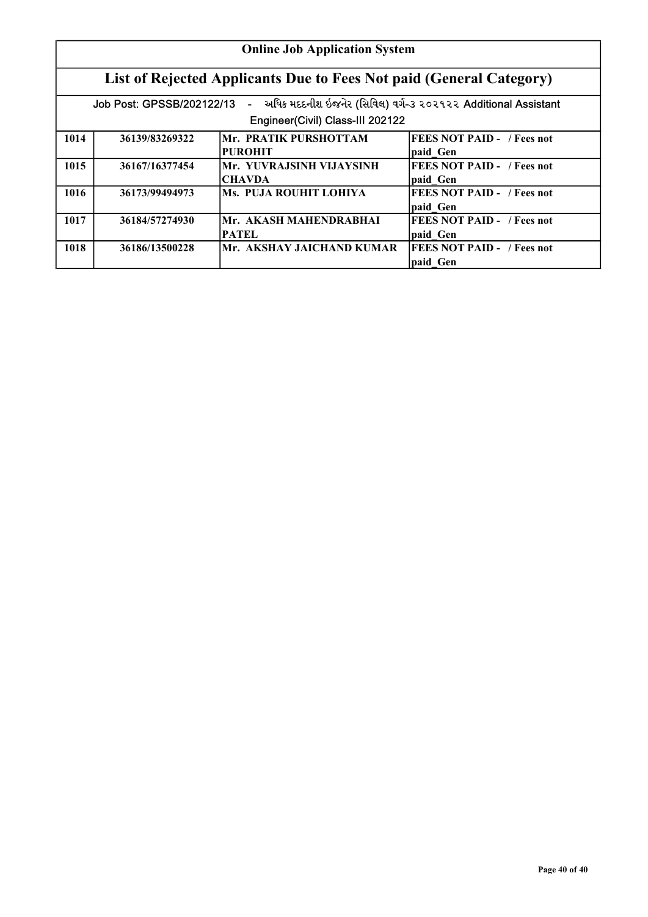# Online Job Application System

## List of Rejected Applicants Due to Fees Not paid (General Category)

Job Post: GPSSB/202122/13 - અધિક મદદનીશ ઇજનેર (સિવિલ) વર્ગ-૩ ૨૦૨૧૨૨ Additional Assistant Engineer(Civil) Class-III 202122

| | | | |
|---|---|---|---|
| 1014 | 36139/83269322 | Mr. PRATIK PURSHOTTAM PUROHIT | FEES NOT PAID - / Fees not paid_Gen |
| 1015 | 36167/16377454 | Mr. YUVRAJSINH VIJAYSINH CHAVDA | FEES NOT PAID - / Fees not paid_Gen |
| 1016 | 36173/99494973 | Ms. PUJA ROUHIT LOHIYA | FEES NOT PAID - / Fees not paid_Gen |
| 1017 | 36184/57274930 | Mr. AKASH MAHENDRABHAI PATEL | FEES NOT PAID - / Fees not paid_Gen |
| 1018 | 36186/13500228 | Mr. AKSHAY JAICHAND KUMAR | FEES NOT PAID - / Fees not paid_Gen |